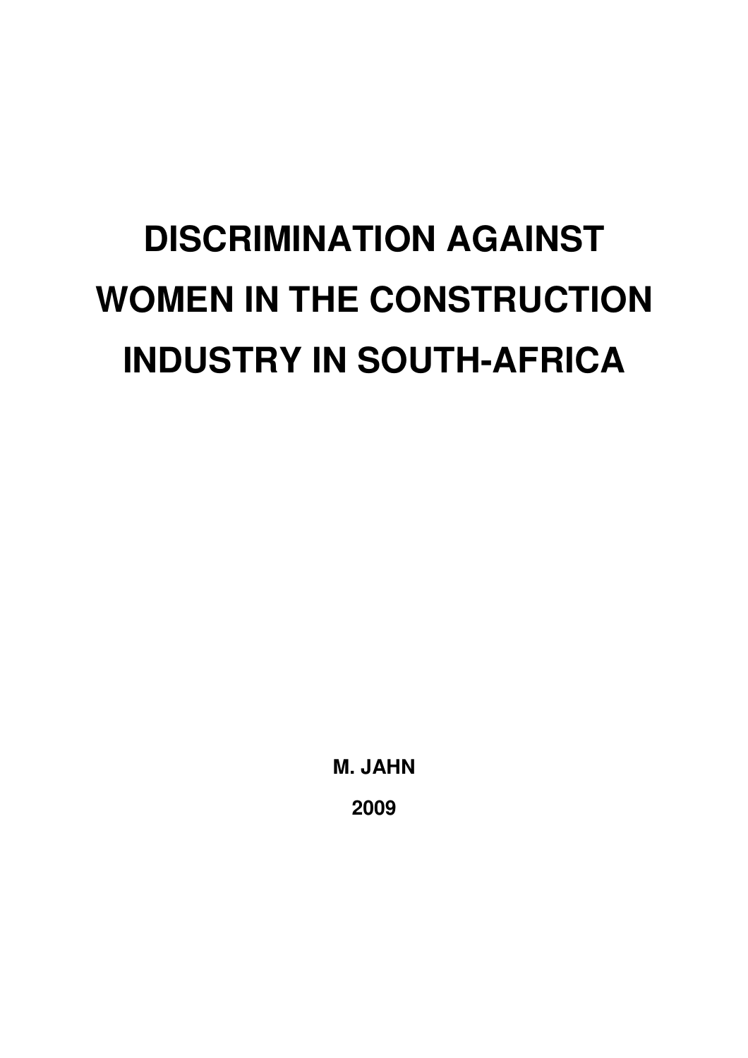# DISCRIMINATION AGAINST WOMEN IN THE CONSTRUCTION INDUSTRY IN SOUTH-AFRICA

**M. JAHN**

**2009**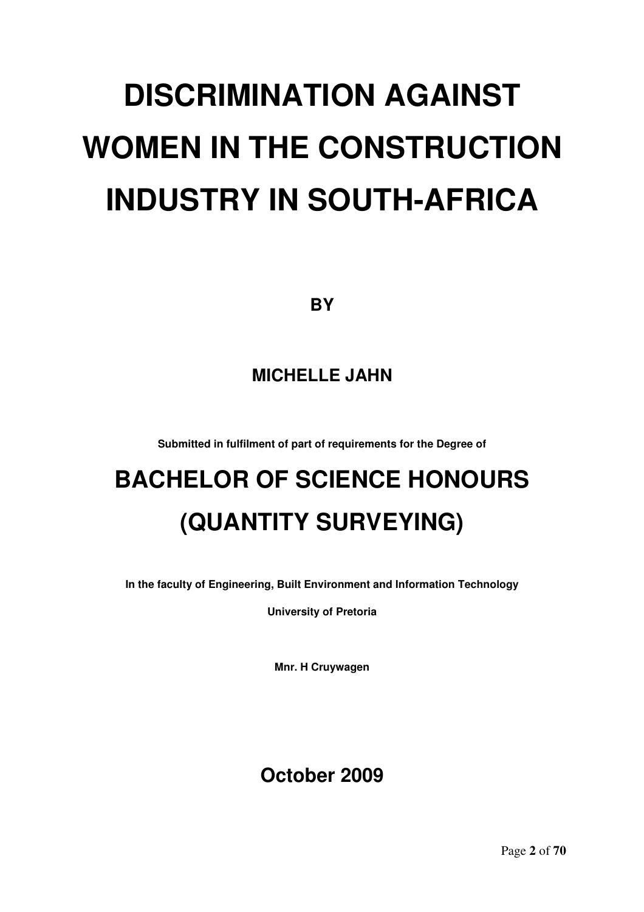# DISCRIMINATION AGAINST WOMEN IN THE CONSTRUCTION INDUSTRY IN SOUTH-AFRICA

**BY**

**MICHELLE JAHN**

**Submitted in fulfilment of part of requirements for the Degree of**

## BACHELOR OF SCIENCE HONOURS (QUANTITY SURVEYING)

**In the faculty of Engineering, Built Environment and Information Technology**

**University of Pretoria**

**Mnr. H Cruywagen**

**October 2009**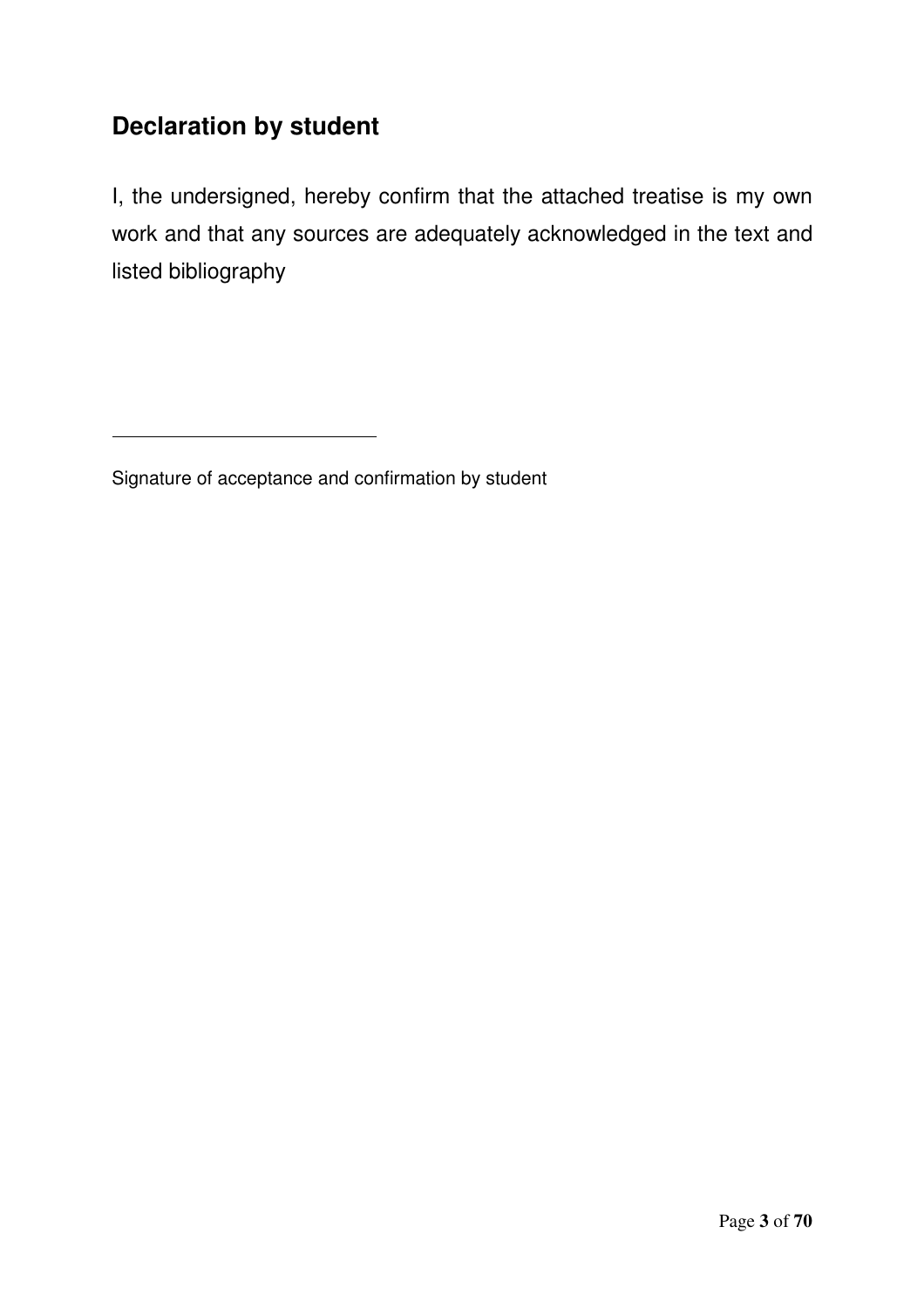## Declaration by student

I, the undersigned, hereby confirm that the attached treatise is my own work and that any sources are adequately acknowledged in the text and listed bibliography

\_\_\_\_\_\_\_\_\_\_\_\_\_\_\_\_\_\_\_\_\_\_\_\_\_\_\_\_

Signature of acceptance and confirmation by student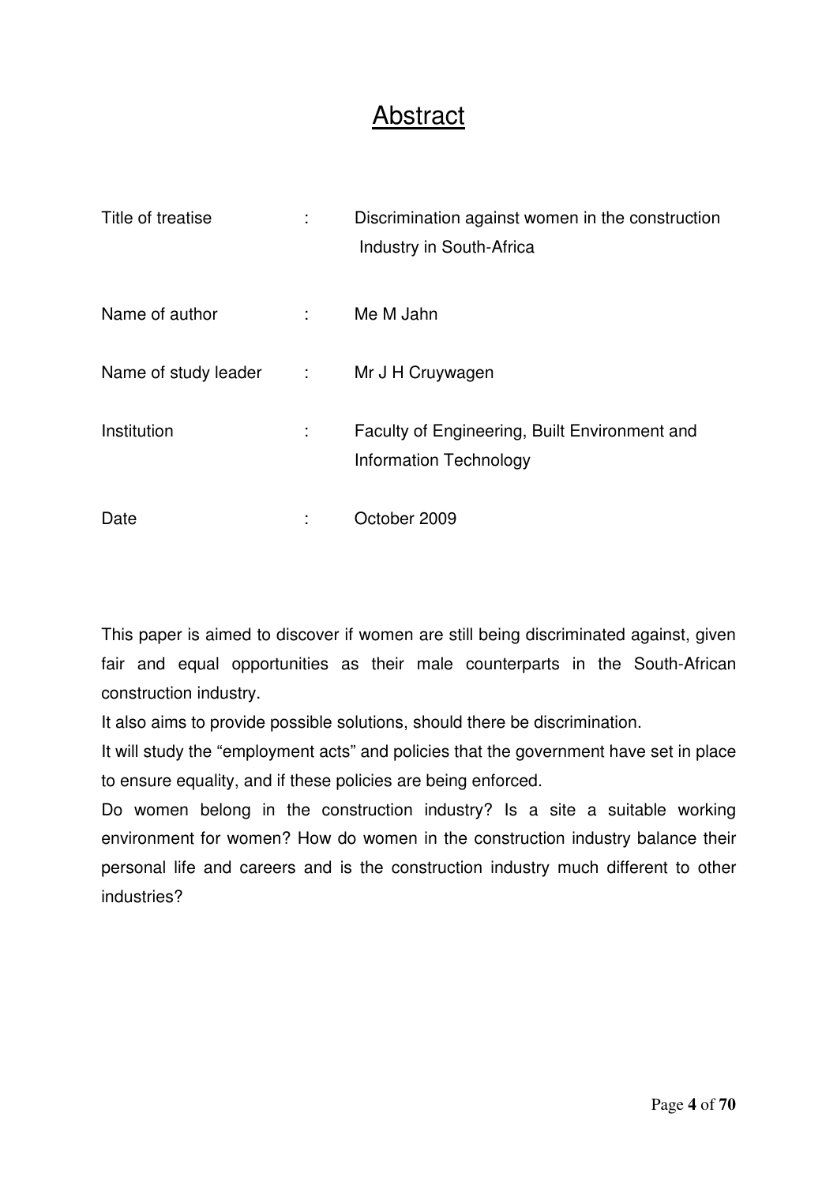# Abstract

| | | |
|---|---|---|
| Title of treatise | : | Discrimination against women in the construction Industry in South-Africa |
| Name of author | : | Me M Jahn |
| Name of study leader | : | Mr J H Cruywagen |
| Institution | : | Faculty of Engineering, Built Environment and Information Technology |
| Date | : | October 2009 |

This paper is aimed to discover if women are still being discriminated against, given fair and equal opportunities as their male counterparts in the South-African construction industry.

It also aims to provide possible solutions, should there be discrimination.

It will study the "employment acts" and policies that the government have set in place to ensure equality, and if these policies are being enforced.

Do women belong in the construction industry? Is a site a suitable working environment for women? How do women in the construction industry balance their personal life and careers and is the construction industry much different to other industries?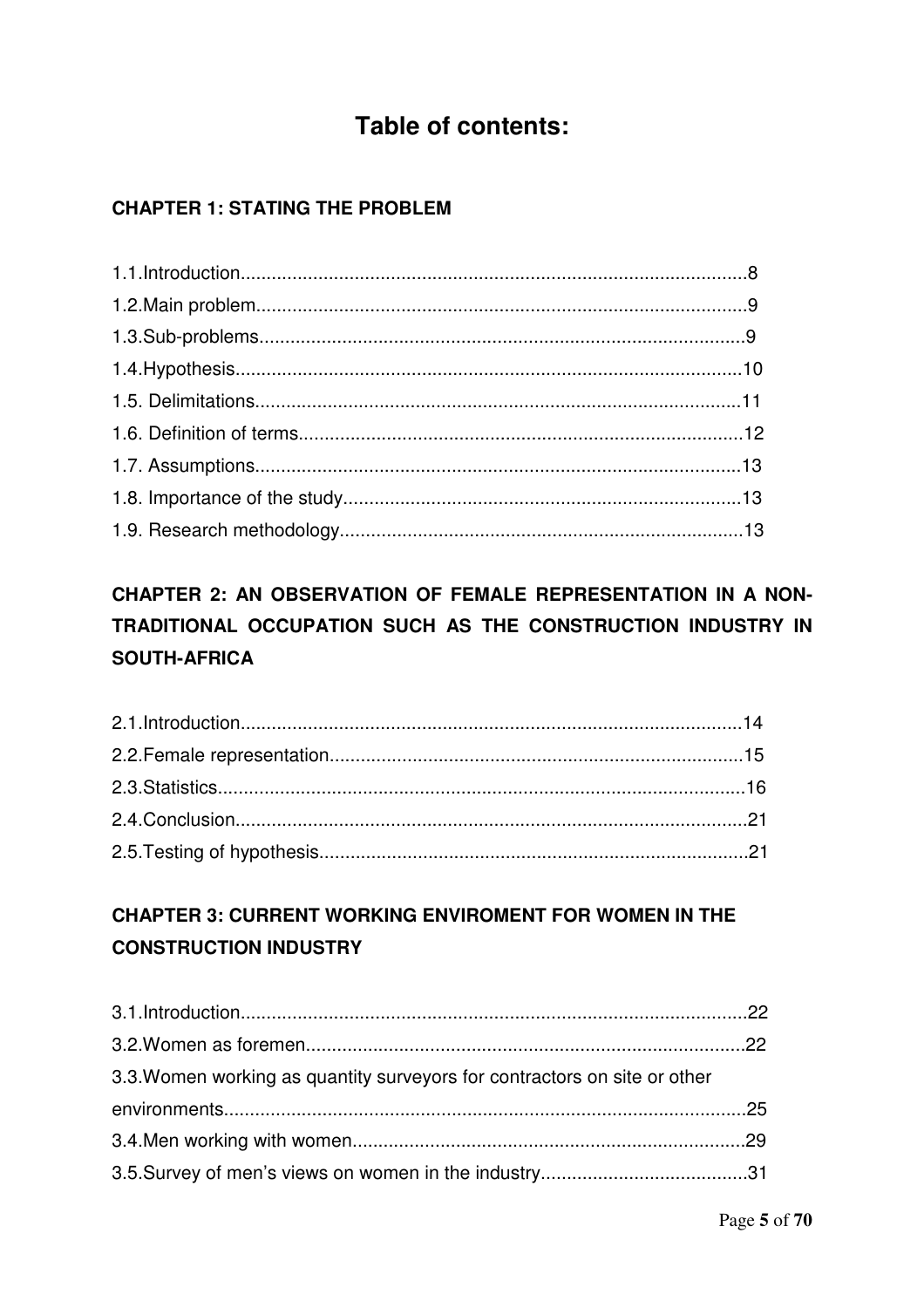# Table of contents:

**CHAPTER 1: STATING THE PROBLEM**

1.1.Introduction....................................................................................................8
1.2.Main problem..................................................................................................9
1.3.Sub-problems..................................................................................................9
1.4.Hypothesis....................................................................................................10
1.5. Delimitations.................................................................................................11
1.6. Definition of terms.........................................................................................12
1.7. Assumptions.................................................................................................13
1.8. Importance of the study................................................................................13
1.9. Research methodology.................................................................................13

**CHAPTER 2: AN OBSERVATION OF FEMALE REPRESENTATION IN A NON-TRADITIONAL OCCUPATION SUCH AS THE CONSTRUCTION INDUSTRY IN SOUTH-AFRICA**

2.1.Introduction...................................................................................................14
2.2.Female representation..................................................................................15
2.3.Statistics.......................................................................................................16
2.4.Conclusion....................................................................................................21
2.5.Testing of hypothesis....................................................................................21

**CHAPTER 3: CURRENT WORKING ENVIROMENT FOR WOMEN IN THE CONSTRUCTION INDUSTRY**

3.1.Introduction...................................................................................................22
3.2.Women as foremen.......................................................................................22
3.3.Women working as quantity surveyors for contractors on site or other environments.................................................................................................25
3.4.Men working with women..............................................................................29
3.5.Survey of men's views on women in the industry.........................................31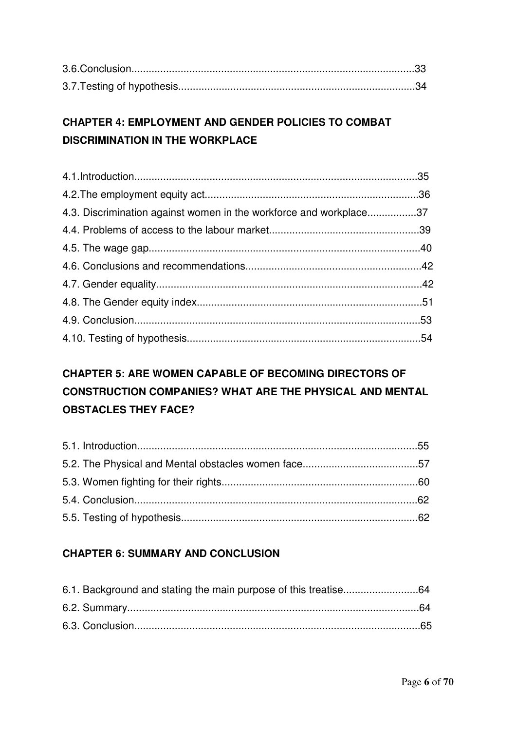3.6.Conclusion.................................................................................................33
3.7.Testing of hypothesis.................................................................................34

**CHAPTER 4: EMPLOYMENT AND GENDER POLICIES TO COMBAT DISCRIMINATION IN THE WORKPLACE**

4.1.Introduction.................................................................................................35
4.2.The employment equity act.........................................................................36
4.3. Discrimination against women in the workforce and workplace.................37
4.4. Problems of access to the labour market...................................................39
4.5. The wage gap.............................................................................................40
4.6. Conclusions and recommendations............................................................42
4.7. Gender equality...........................................................................................42
4.8. The Gender equity index.............................................................................51
4.9. Conclusion..................................................................................................53
4.10. Testing of hypothesis................................................................................54

**CHAPTER 5: ARE WOMEN CAPABLE OF BECOMING DIRECTORS OF CONSTRUCTION COMPANIES? WHAT ARE THE PHYSICAL AND MENTAL OBSTACLES THEY FACE?**

5.1. Introduction................................................................................................55
5.2. The Physical and Mental obstacles women face........................................57
5.3. Women fighting for their rights...................................................................60
5.4. Conclusion..................................................................................................62
5.5. Testing of hypothesis.................................................................................62

**CHAPTER 6: SUMMARY AND CONCLUSION**

6.1. Background and stating the main purpose of this treatise..........................64
6.2. Summary....................................................................................................64
6.3. Conclusion..................................................................................................65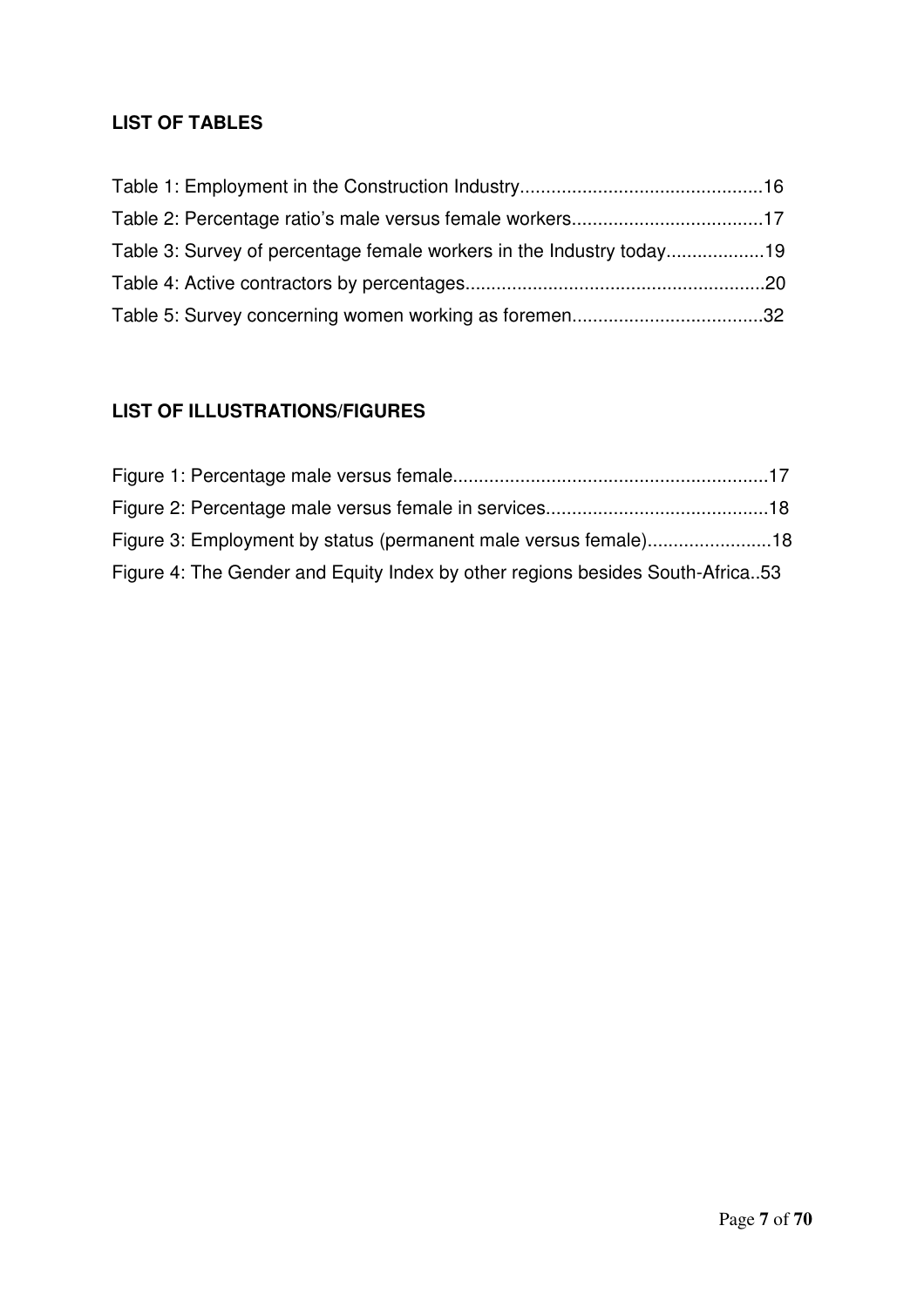## LIST OF TABLES

Table 1: Employment in the Construction Industry..............................................16

Table 2: Percentage ratio's male versus female workers.....................................17

Table 3: Survey of percentage female workers in the Industry today...................19

Table 4: Active contractors by percentages..........................................................20

Table 5: Survey concerning women working as foremen.....................................32

## LIST OF ILLUSTRATIONS/FIGURES

Figure 1: Percentage male versus female............................................................17

Figure 2: Percentage male versus female in services...........................................18

Figure 3: Employment by status (permanent male versus female)........................18

Figure 4: The Gender and Equity Index by other regions besides South-Africa..53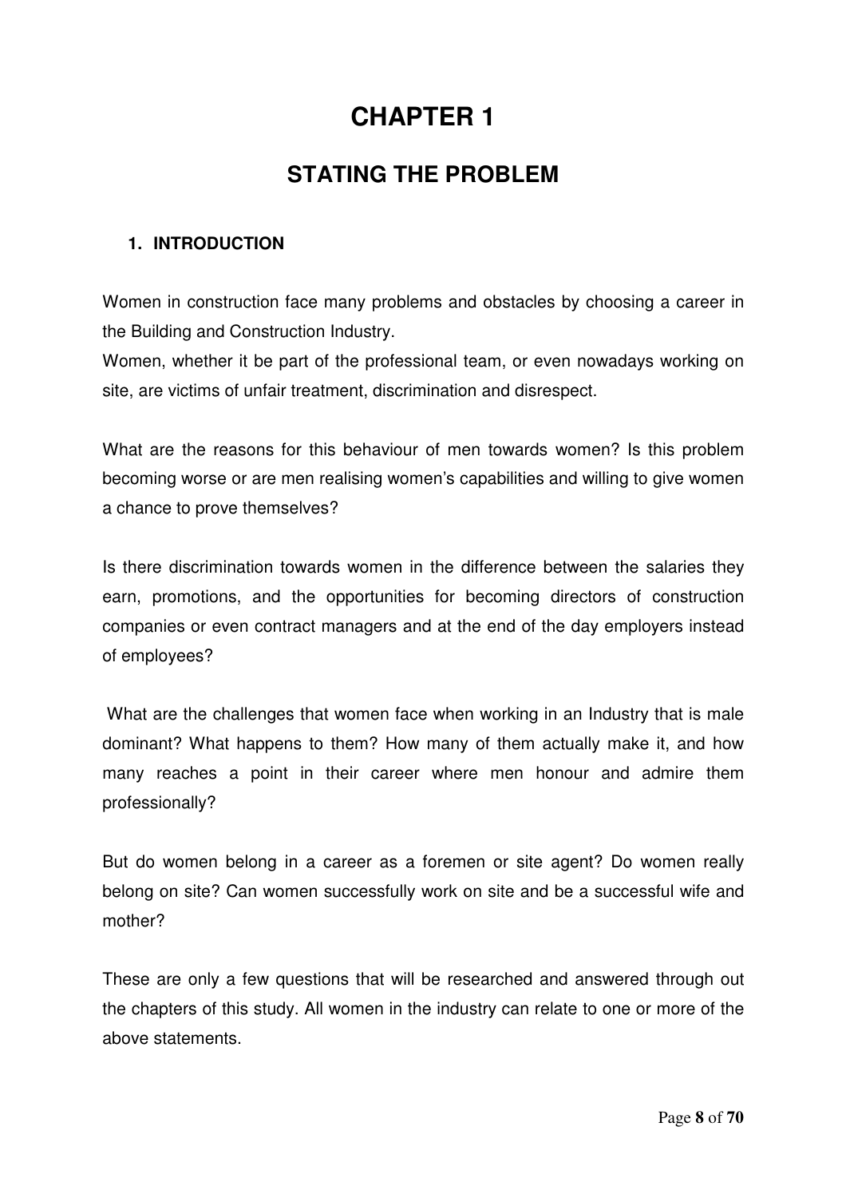# CHAPTER 1

## STATING THE PROBLEM

### 1. INTRODUCTION

Women in construction face many problems and obstacles by choosing a career in the Building and Construction Industry.
Women, whether it be part of the professional team, or even nowadays working on site, are victims of unfair treatment, discrimination and disrespect.

What are the reasons for this behaviour of men towards women? Is this problem becoming worse or are men realising women's capabilities and willing to give women a chance to prove themselves?

Is there discrimination towards women in the difference between the salaries they earn, promotions, and the opportunities for becoming directors of construction companies or even contract managers and at the end of the day employers instead of employees?

What are the challenges that women face when working in an Industry that is male dominant? What happens to them? How many of them actually make it, and how many reaches a point in their career where men honour and admire them professionally?

But do women belong in a career as a foremen or site agent? Do women really belong on site? Can women successfully work on site and be a successful wife and mother?

These are only a few questions that will be researched and answered through out the chapters of this study. All women in the industry can relate to one or more of the above statements.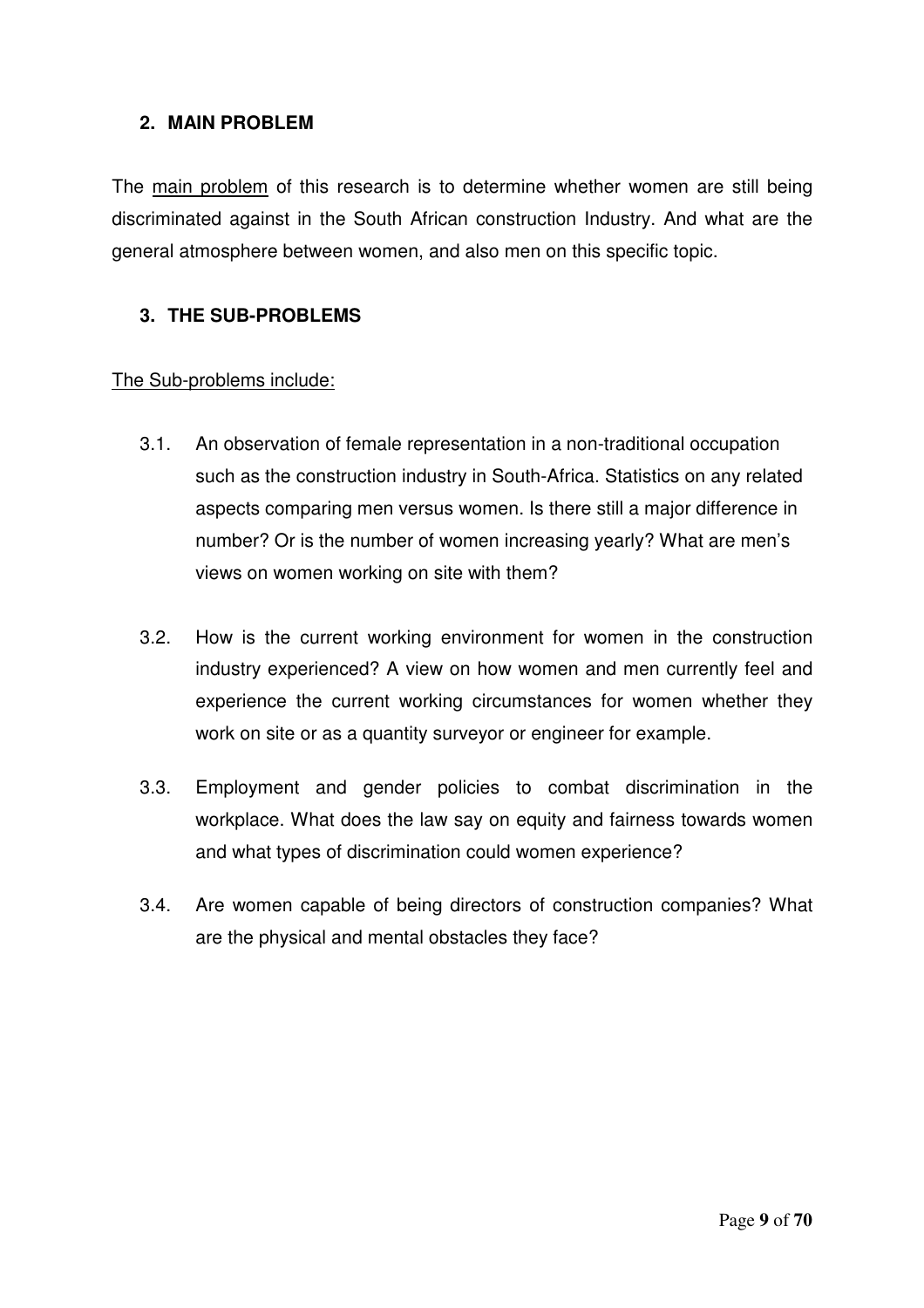## 2. MAIN PROBLEM

The main problem of this research is to determine whether women are still being discriminated against in the South African construction Industry. And what are the general atmosphere between women, and also men on this specific topic.

## 3. THE SUB-PROBLEMS

The Sub-problems include:

3.1. An observation of female representation in a non-traditional occupation such as the construction industry in South-Africa. Statistics on any related aspects comparing men versus women. Is there still a major difference in number? Or is the number of women increasing yearly? What are men's views on women working on site with them?

3.2. How is the current working environment for women in the construction industry experienced? A view on how women and men currently feel and experience the current working circumstances for women whether they work on site or as a quantity surveyor or engineer for example.

3.3. Employment and gender policies to combat discrimination in the workplace. What does the law say on equity and fairness towards women and what types of discrimination could women experience?

3.4. Are women capable of being directors of construction companies? What are the physical and mental obstacles they face?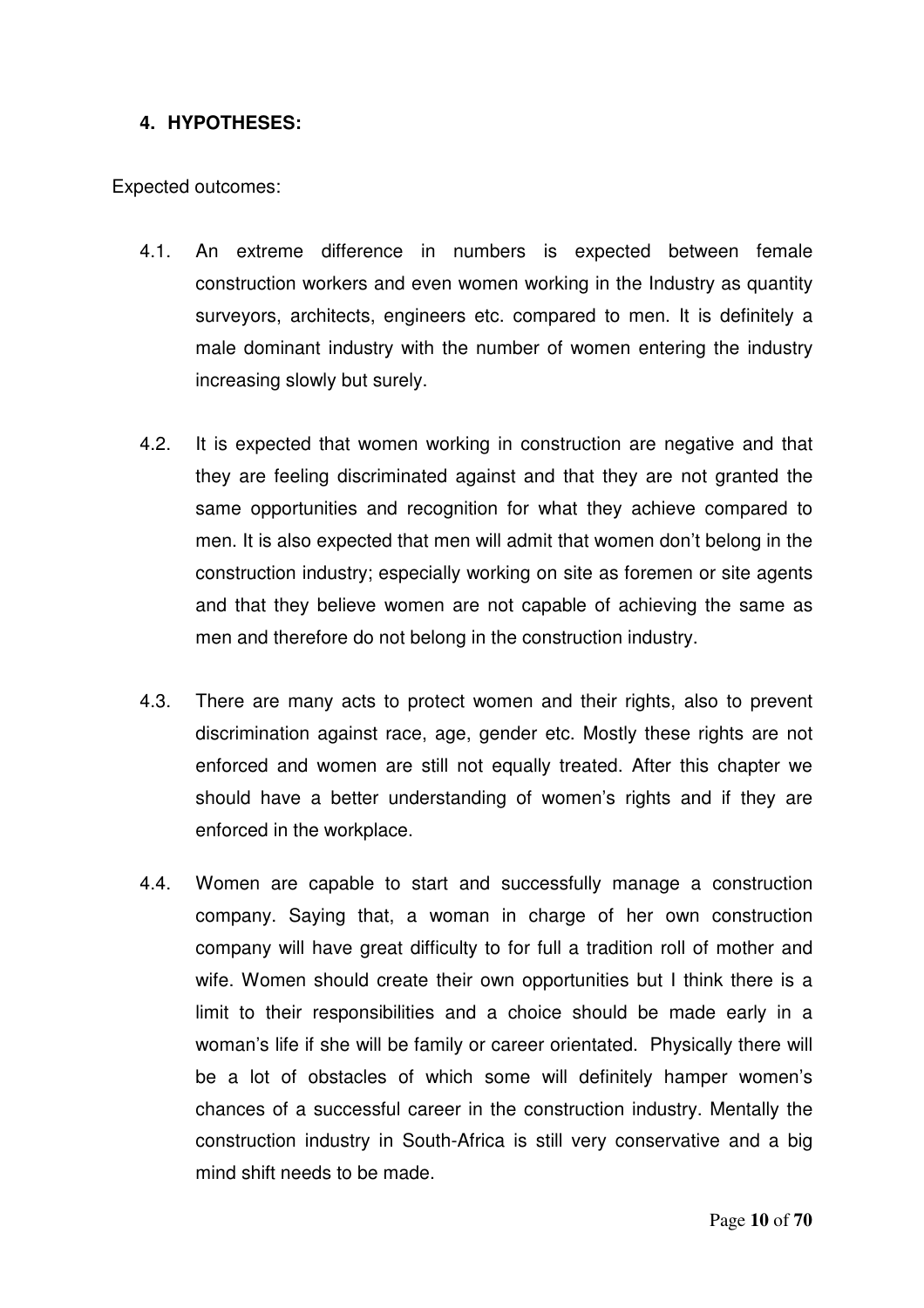## 4. HYPOTHESES:

Expected outcomes:

4.1. An extreme difference in numbers is expected between female construction workers and even women working in the Industry as quantity surveyors, architects, engineers etc. compared to men. It is definitely a male dominant industry with the number of women entering the industry increasing slowly but surely.

4.2. It is expected that women working in construction are negative and that they are feeling discriminated against and that they are not granted the same opportunities and recognition for what they achieve compared to men. It is also expected that men will admit that women don't belong in the construction industry; especially working on site as foremen or site agents and that they believe women are not capable of achieving the same as men and therefore do not belong in the construction industry.

4.3. There are many acts to protect women and their rights, also to prevent discrimination against race, age, gender etc. Mostly these rights are not enforced and women are still not equally treated. After this chapter we should have a better understanding of women's rights and if they are enforced in the workplace.

4.4. Women are capable to start and successfully manage a construction company. Saying that, a woman in charge of her own construction company will have great difficulty to for full a tradition roll of mother and wife. Women should create their own opportunities but I think there is a limit to their responsibilities and a choice should be made early in a woman's life if she will be family or career orientated. Physically there will be a lot of obstacles of which some will definitely hamper women's chances of a successful career in the construction industry. Mentally the construction industry in South-Africa is still very conservative and a big mind shift needs to be made.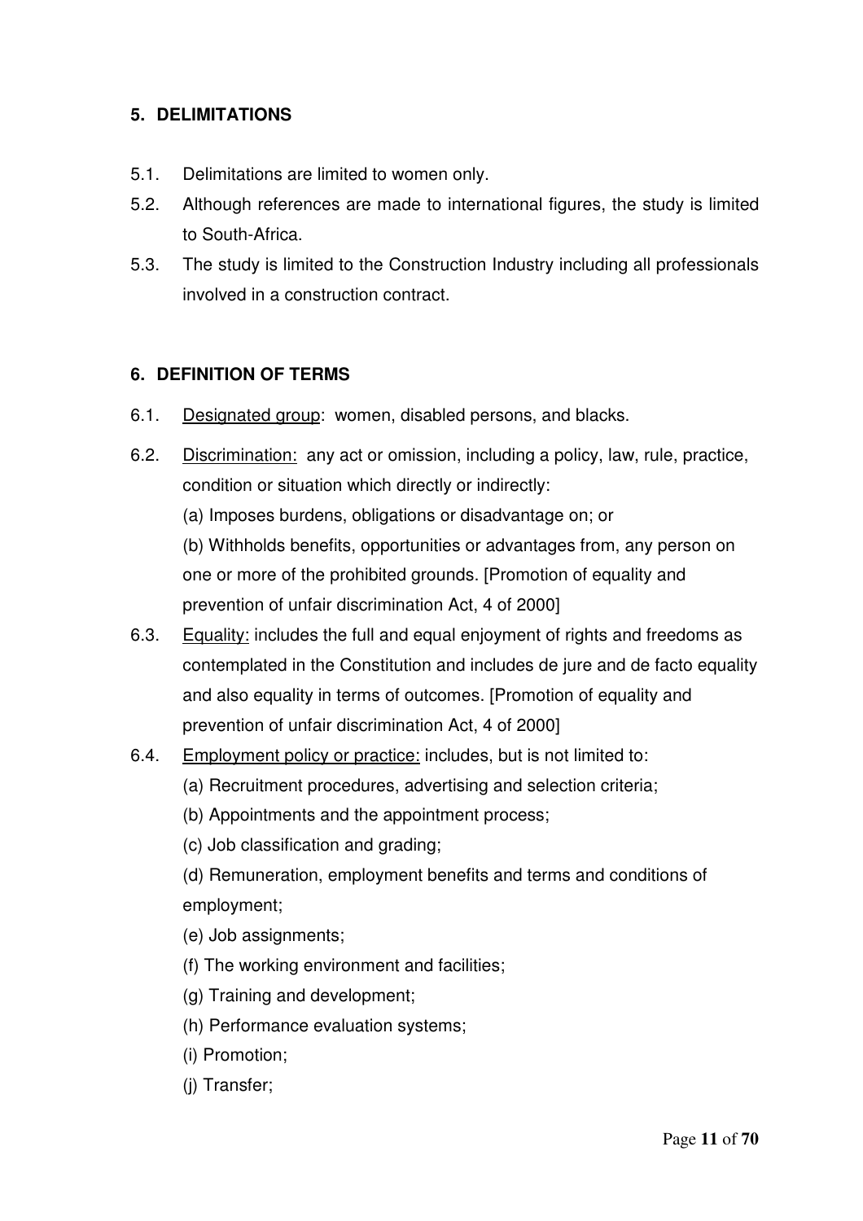## 5. DELIMITATIONS

5.1. Delimitations are limited to women only.

5.2. Although references are made to international figures, the study is limited to South-Africa.

5.3. The study is limited to the Construction Industry including all professionals involved in a construction contract.

## 6. DEFINITION OF TERMS

6.1. Designated group: women, disabled persons, and blacks.

6.2. Discrimination: any act or omission, including a policy, law, rule, practice, condition or situation which directly or indirectly:

(a) Imposes burdens, obligations or disadvantage on; or

(b) Withholds benefits, opportunities or advantages from, any person on one or more of the prohibited grounds. [Promotion of equality and prevention of unfair discrimination Act, 4 of 2000]

6.3. Equality: includes the full and equal enjoyment of rights and freedoms as contemplated in the Constitution and includes de jure and de facto equality and also equality in terms of outcomes. [Promotion of equality and prevention of unfair discrimination Act, 4 of 2000]

6.4. Employment policy or practice: includes, but is not limited to:

(a) Recruitment procedures, advertising and selection criteria;

(b) Appointments and the appointment process;

(c) Job classification and grading;

(d) Remuneration, employment benefits and terms and conditions of employment;

(e) Job assignments;

(f) The working environment and facilities;

(g) Training and development;

(h) Performance evaluation systems;

(i) Promotion;

(j) Transfer;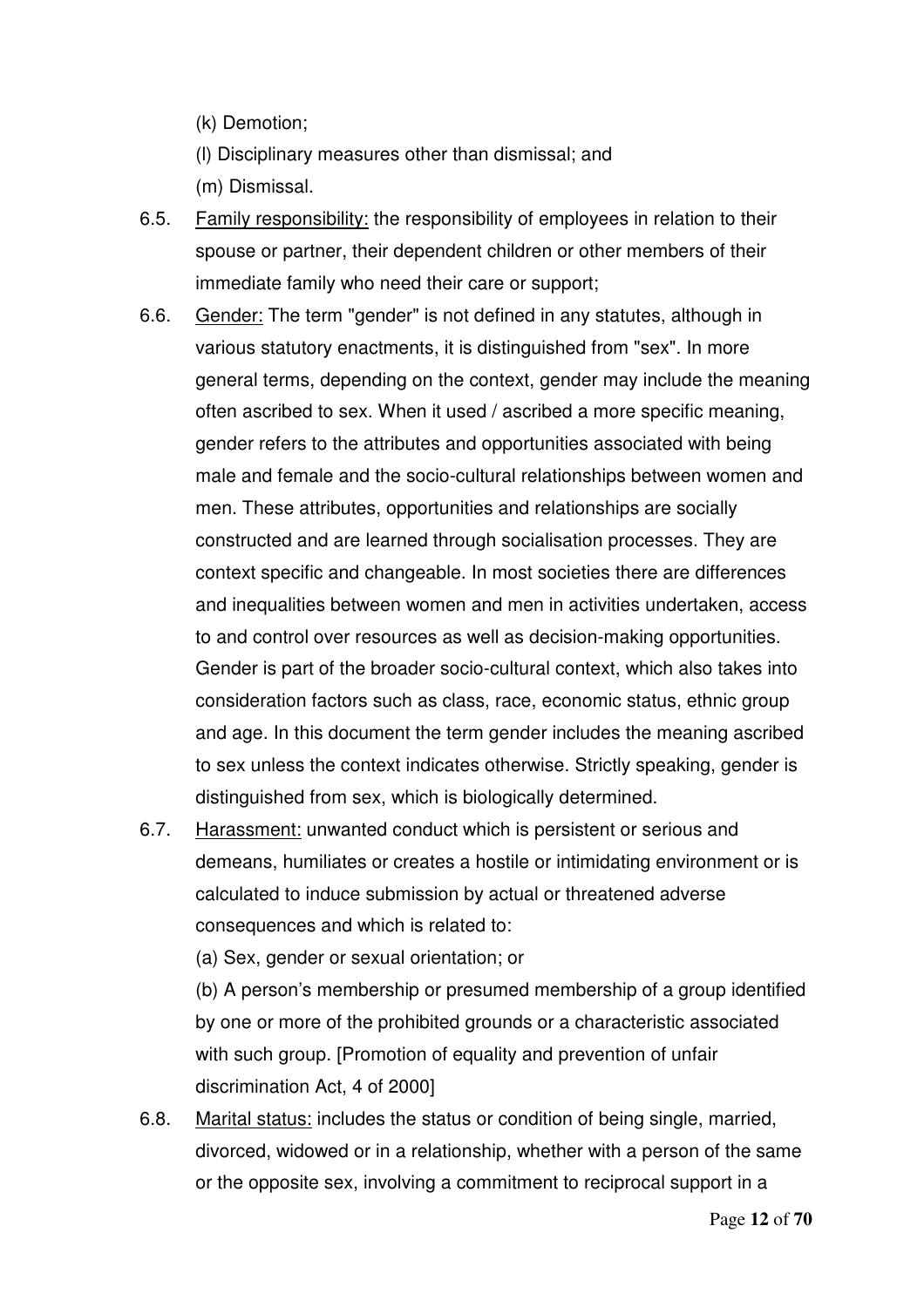(k) Demotion;

(l) Disciplinary measures other than dismissal; and

(m) Dismissal.

6.5. Family responsibility: the responsibility of employees in relation to their spouse or partner, their dependent children or other members of their immediate family who need their care or support;

6.6. Gender: The term "gender" is not defined in any statutes, although in various statutory enactments, it is distinguished from "sex". In more general terms, depending on the context, gender may include the meaning often ascribed to sex. When it used / ascribed a more specific meaning, gender refers to the attributes and opportunities associated with being male and female and the socio-cultural relationships between women and men. These attributes, opportunities and relationships are socially constructed and are learned through socialisation processes. They are context specific and changeable. In most societies there are differences and inequalities between women and men in activities undertaken, access to and control over resources as well as decision-making opportunities. Gender is part of the broader socio-cultural context, which also takes into consideration factors such as class, race, economic status, ethnic group and age. In this document the term gender includes the meaning ascribed to sex unless the context indicates otherwise. Strictly speaking, gender is distinguished from sex, which is biologically determined.

6.7. Harassment: unwanted conduct which is persistent or serious and demeans, humiliates or creates a hostile or intimidating environment or is calculated to induce submission by actual or threatened adverse consequences and which is related to:

(a) Sex, gender or sexual orientation; or

(b) A person's membership or presumed membership of a group identified by one or more of the prohibited grounds or a characteristic associated with such group. [Promotion of equality and prevention of unfair discrimination Act, 4 of 2000]

6.8. Marital status: includes the status or condition of being single, married, divorced, widowed or in a relationship, whether with a person of the same or the opposite sex, involving a commitment to reciprocal support in a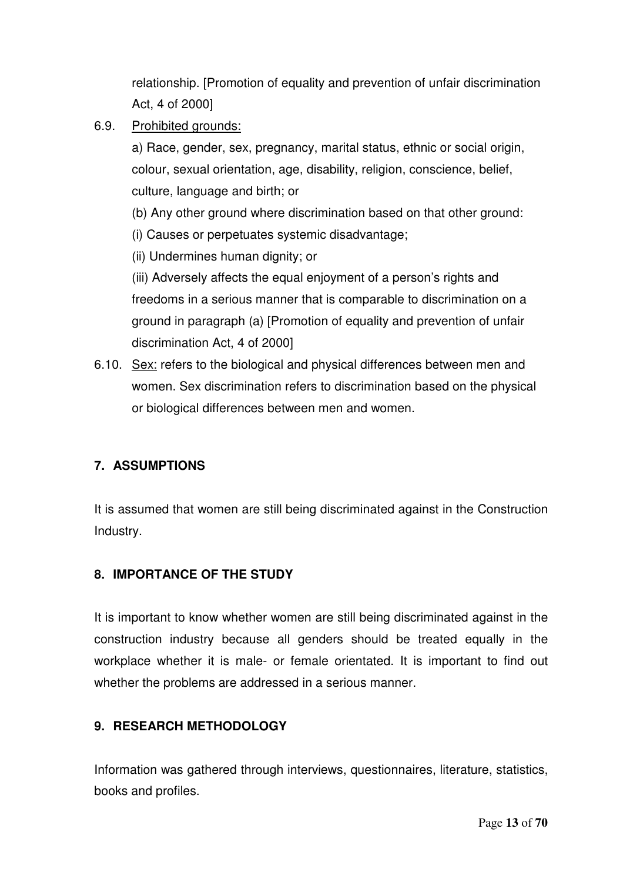relationship. [Promotion of equality and prevention of unfair discrimination Act, 4 of 2000]

6.9. Prohibited grounds:

a) Race, gender, sex, pregnancy, marital status, ethnic or social origin, colour, sexual orientation, age, disability, religion, conscience, belief, culture, language and birth; or

(b) Any other ground where discrimination based on that other ground:

(i) Causes or perpetuates systemic disadvantage;

(ii) Undermines human dignity; or

(iii) Adversely affects the equal enjoyment of a person's rights and freedoms in a serious manner that is comparable to discrimination on a ground in paragraph (a) [Promotion of equality and prevention of unfair discrimination Act, 4 of 2000]

6.10. Sex: refers to the biological and physical differences between men and women. Sex discrimination refers to discrimination based on the physical or biological differences between men and women.

## 7. ASSUMPTIONS

It is assumed that women are still being discriminated against in the Construction Industry.

## 8. IMPORTANCE OF THE STUDY

It is important to know whether women are still being discriminated against in the construction industry because all genders should be treated equally in the workplace whether it is male- or female orientated. It is important to find out whether the problems are addressed in a serious manner.

## 9. RESEARCH METHODOLOGY

Information was gathered through interviews, questionnaires, literature, statistics, books and profiles.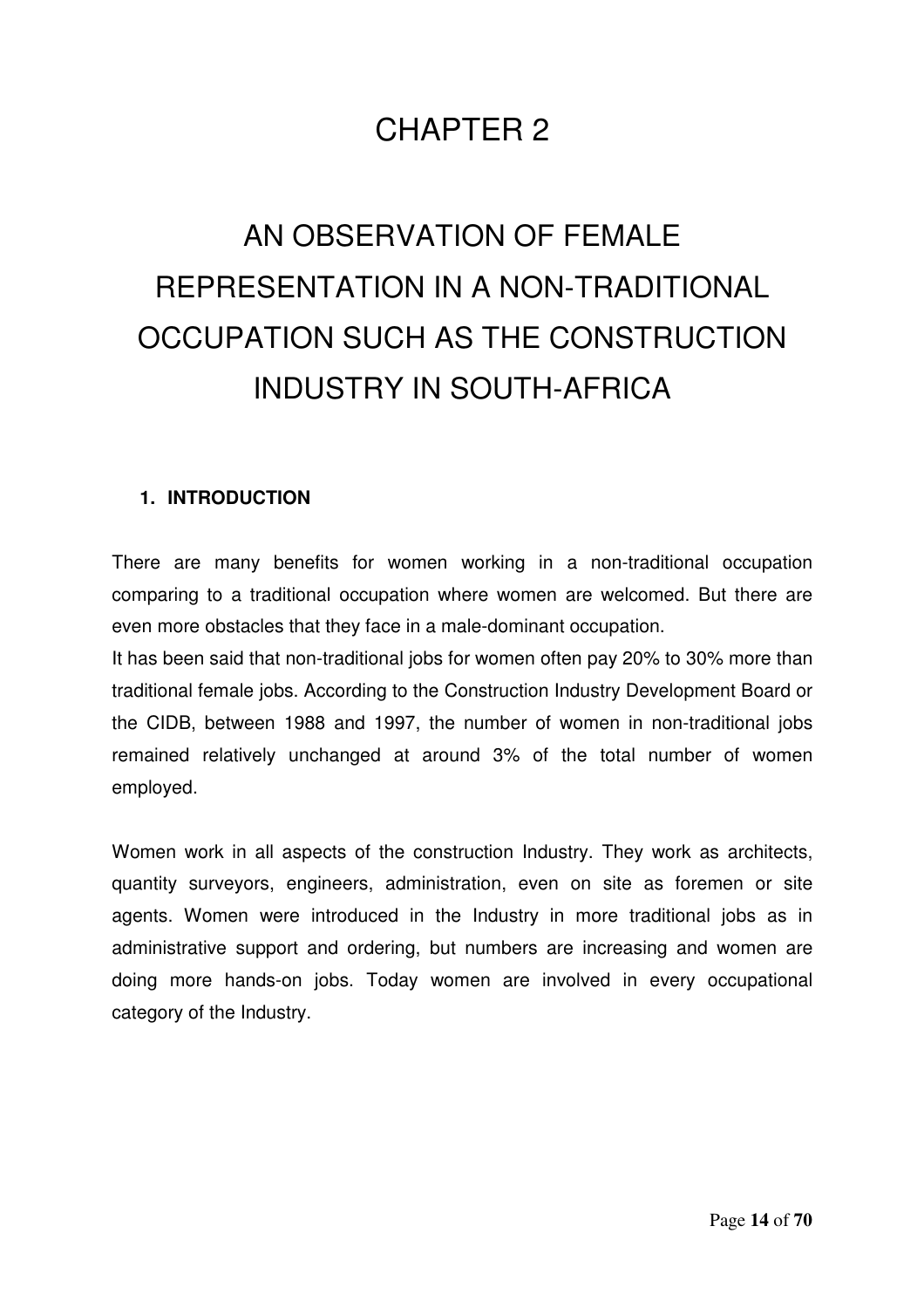# CHAPTER 2

# AN OBSERVATION OF FEMALE REPRESENTATION IN A NON-TRADITIONAL OCCUPATION SUCH AS THE CONSTRUCTION INDUSTRY IN SOUTH-AFRICA

## 1. INTRODUCTION

There are many benefits for women working in a non-traditional occupation comparing to a traditional occupation where women are welcomed. But there are even more obstacles that they face in a male-dominant occupation.
It has been said that non-traditional jobs for women often pay 20% to 30% more than traditional female jobs. According to the Construction Industry Development Board or the CIDB, between 1988 and 1997, the number of women in non-traditional jobs remained relatively unchanged at around 3% of the total number of women employed.

Women work in all aspects of the construction Industry. They work as architects, quantity surveyors, engineers, administration, even on site as foremen or site agents. Women were introduced in the Industry in more traditional jobs as in administrative support and ordering, but numbers are increasing and women are doing more hands-on jobs. Today women are involved in every occupational category of the Industry.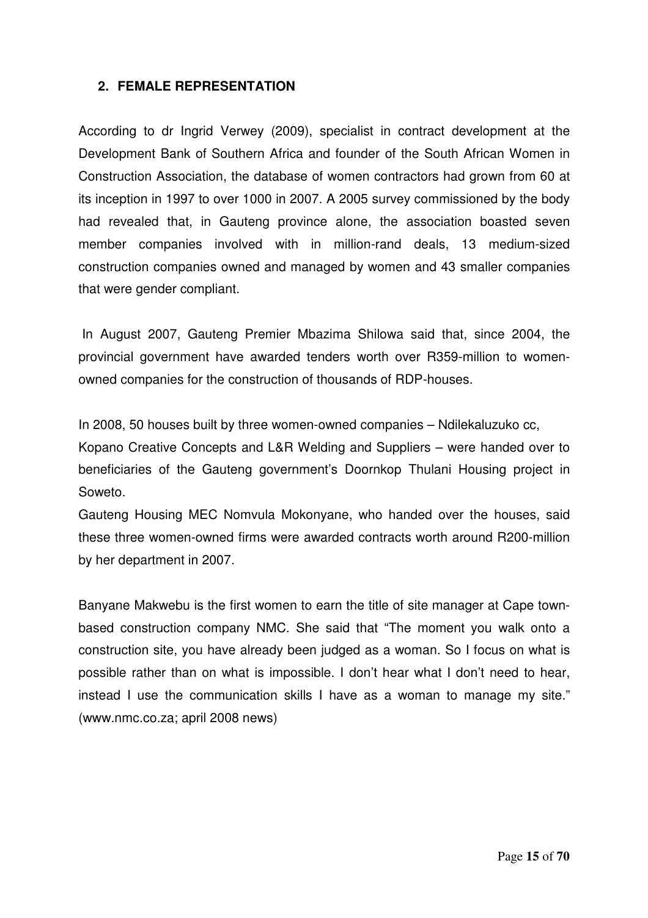## 2. FEMALE REPRESENTATION

According to dr Ingrid Verwey (2009), specialist in contract development at the Development Bank of Southern Africa and founder of the South African Women in Construction Association, the database of women contractors had grown from 60 at its inception in 1997 to over 1000 in 2007. A 2005 survey commissioned by the body had revealed that, in Gauteng province alone, the association boasted seven member companies involved with in million-rand deals, 13 medium-sized construction companies owned and managed by women and 43 smaller companies that were gender compliant.

In August 2007, Gauteng Premier Mbazima Shilowa said that, since 2004, the provincial government have awarded tenders worth over R359-million to women-owned companies for the construction of thousands of RDP-houses.

In 2008, 50 houses built by three women-owned companies – Ndilekaluzuko cc, Kopano Creative Concepts and L&R Welding and Suppliers – were handed over to beneficiaries of the Gauteng government's Doornkop Thulani Housing project in Soweto.

Gauteng Housing MEC Nomvula Mokonyane, who handed over the houses, said these three women-owned firms were awarded contracts worth around R200-million by her department in 2007.

Banyane Makwebu is the first women to earn the title of site manager at Cape town-based construction company NMC. She said that "The moment you walk onto a construction site, you have already been judged as a woman. So I focus on what is possible rather than on what is impossible. I don't hear what I don't need to hear, instead I use the communication skills I have as a woman to manage my site." (www.nmc.co.za; april 2008 news)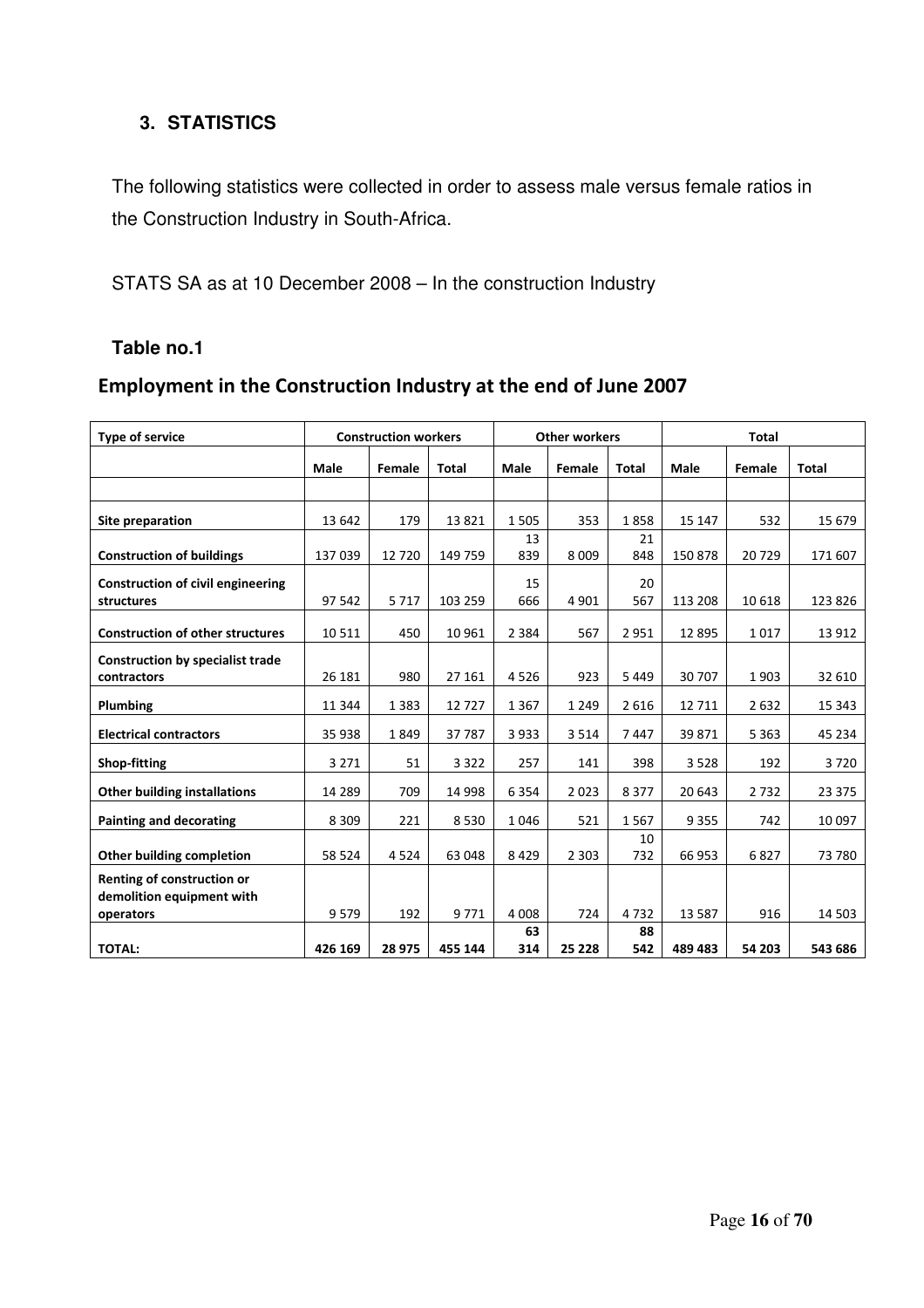## 3. STATISTICS

The following statistics were collected in order to assess male versus female ratios in the Construction Industry in South-Africa.

STATS SA as at 10 December 2008 – In the construction Industry

### Table no.1

### Employment in the Construction Industry at the end of June 2007

| Type of service | Construction workers | | | Other workers | | | Total | | |
|---|---|---|---|---|---|---|---|---|---|
| | Male | Female | Total | Male | Female | Total | Male | Female | Total |
| **Site preparation** | 13 642 | 179 | 13 821 | 1 505 | 353 | 1 858 | 15 147 | 532 | 15 679 |
| **Construction of buildings** | 137 039 | 12 720 | 149 759 | 13 839 | 8 009 | 21 848 | 150 878 | 20 729 | 171 607 |
| **Construction of civil engineering structures** | 97 542 | 5 717 | 103 259 | 15 666 | 4 901 | 20 567 | 113 208 | 10 618 | 123 826 |
| **Construction of other structures** | 10 511 | 450 | 10 961 | 2 384 | 567 | 2 951 | 12 895 | 1 017 | 13 912 |
| **Construction by specialist trade contractors** | 26 181 | 980 | 27 161 | 4 526 | 923 | 5 449 | 30 707 | 1 903 | 32 610 |
| **Plumbing** | 11 344 | 1 383 | 12 727 | 1 367 | 1 249 | 2 616 | 12 711 | 2 632 | 15 343 |
| **Electrical contractors** | 35 938 | 1 849 | 37 787 | 3 933 | 3 514 | 7 447 | 39 871 | 5 363 | 45 234 |
| **Shop-fitting** | 3 271 | 51 | 3 322 | 257 | 141 | 398 | 3 528 | 192 | 3 720 |
| **Other building installations** | 14 289 | 709 | 14 998 | 6 354 | 2 023 | 8 377 | 20 643 | 2 732 | 23 375 |
| **Painting and decorating** | 8 309 | 221 | 8 530 | 1 046 | 521 | 1 567 | 9 355 | 742 | 10 097 |
| **Other building completion** | 58 524 | 4 524 | 63 048 | 8 429 | 2 303 | 10 732 | 66 953 | 6 827 | 73 780 |
| **Renting of construction or demolition equipment with operators** | 9 579 | 192 | 9 771 | 4 008 | 724 | 4 732 | 13 587 | 916 | 14 503 |
| **TOTAL:** | **426 169** | **28 975** | **455 144** | **63 314** | **25 228** | **88 542** | **489 483** | **54 203** | **543 686** |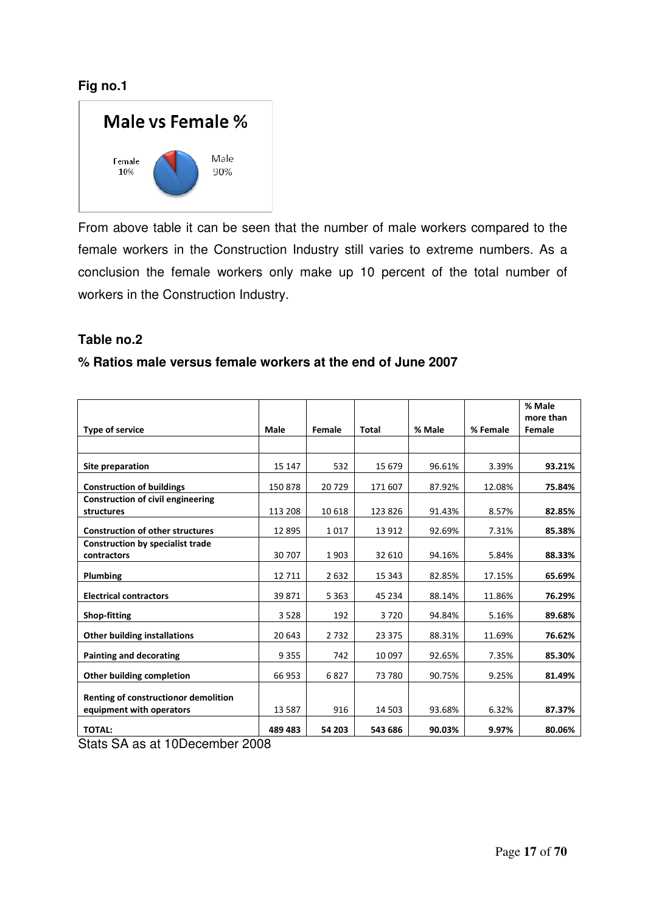**Fig no.1**

From above table it can be seen that the number of male workers compared to the female workers in the Construction Industry still varies to extreme numbers. As a conclusion the female workers only make up 10 percent of the total number of workers in the Construction Industry.

**Table no.2**

**% Ratios male versus female workers at the end of June 2007**

| Type of service | Male | Female | Total | % Male | % Female | % Male more than Female |
|---|---|---|---|---|---|---|
| | | | | | | |
| **Site preparation** | 15 147 | 532 | 15 679 | 96.61% | 3.39% | **93.21%** |
| **Construction of buildings** | 150 878 | 20 729 | 171 607 | 87.92% | 12.08% | **75.84%** |
| **Construction of civil engineering structures** | 113 208 | 10 618 | 123 826 | 91.43% | 8.57% | **82.85%** |
| **Construction of other structures** | 12 895 | 1 017 | 13 912 | 92.69% | 7.31% | **85.38%** |
| **Construction by specialist trade contractors** | 30 707 | 1 903 | 32 610 | 94.16% | 5.84% | **88.33%** |
| **Plumbing** | 12 711 | 2 632 | 15 343 | 82.85% | 17.15% | **65.69%** |
| **Electrical contractors** | 39 871 | 5 363 | 45 234 | 88.14% | 11.86% | **76.29%** |
| **Shop-fitting** | 3 528 | 192 | 3 720 | 94.84% | 5.16% | **89.68%** |
| **Other building installations** | 20 643 | 2 732 | 23 375 | 88.31% | 11.69% | **76.62%** |
| **Painting and decorating** | 9 355 | 742 | 10 097 | 92.65% | 7.35% | **85.30%** |
| **Other building completion** | 66 953 | 6 827 | 73 780 | 90.75% | 9.25% | **81.49%** |
| **Renting of constructionor demolition equipment with operators** | 13 587 | 916 | 14 503 | 93.68% | 6.32% | **87.37%** |
| **TOTAL:** | **489 483** | **54 203** | **543 686** | **90.03%** | **9.97%** | **80.06%** |

Stats SA as at 10December 2008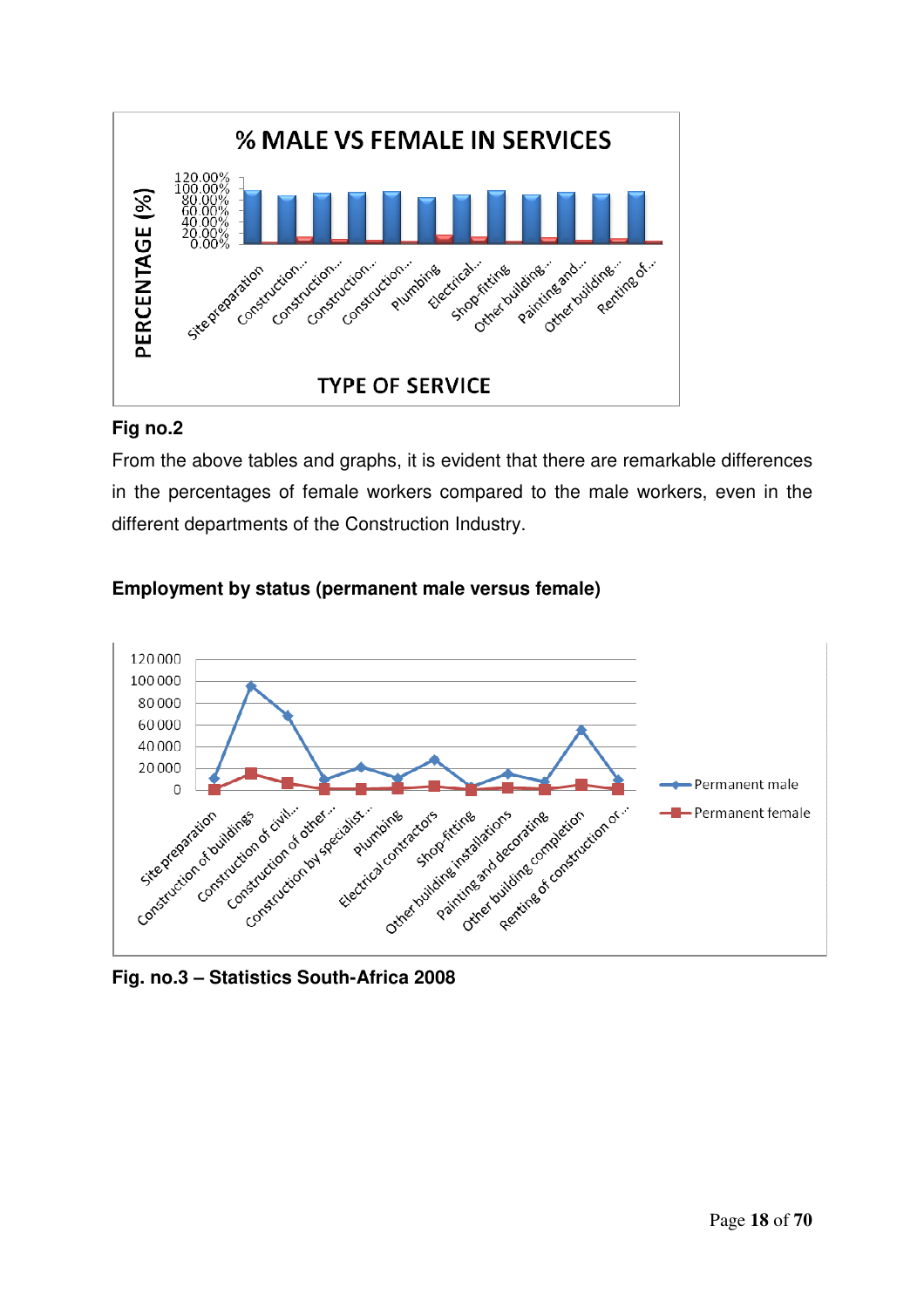**Fig no.2**

From the above tables and graphs, it is evident that there are remarkable differences in the percentages of female workers compared to the male workers, even in the different departments of the Construction Industry.

**Employment by status (permanent male versus female)**

**Fig. no.3 – Statistics South-Africa 2008**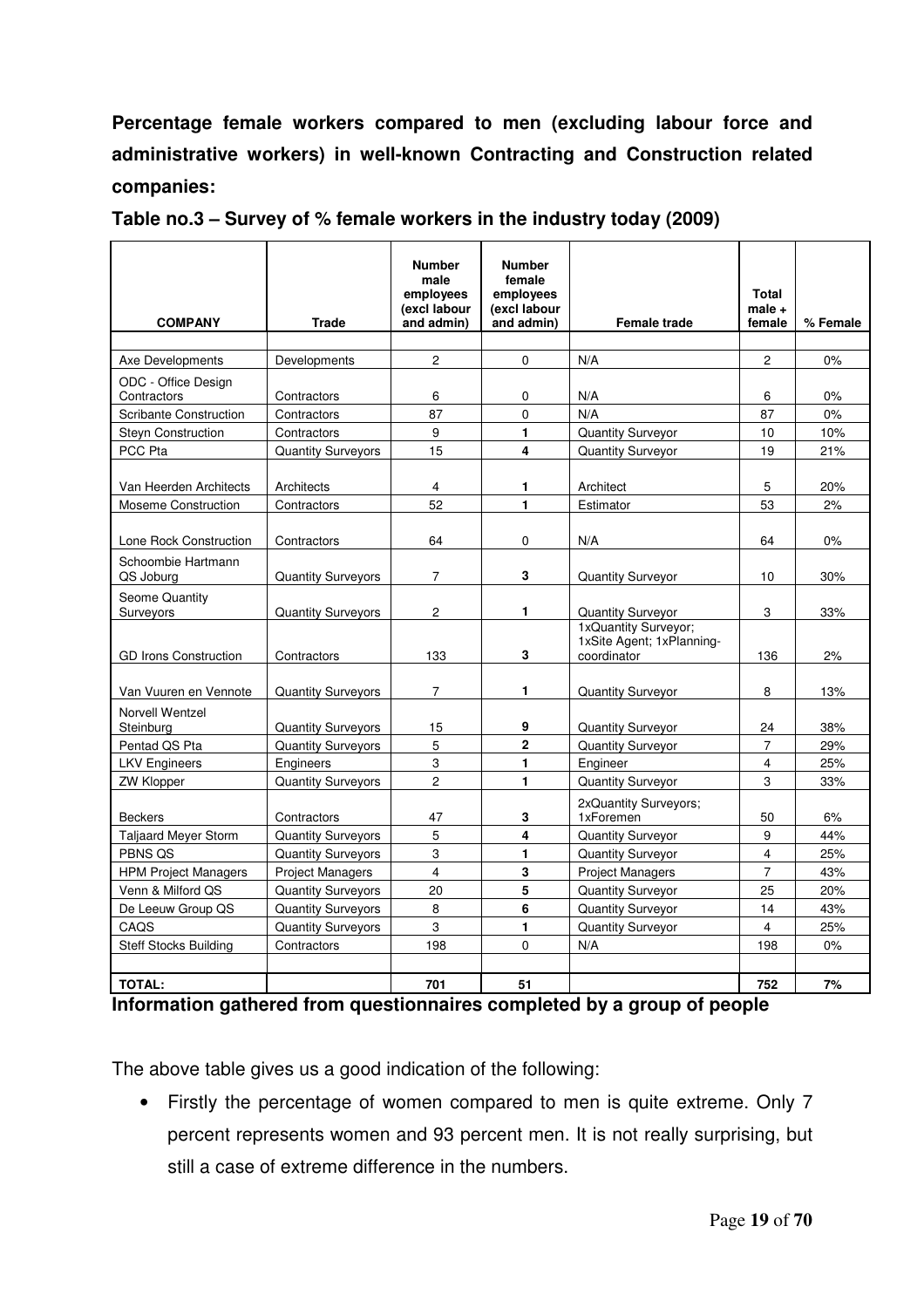**Percentage female workers compared to men (excluding labour force and administrative workers) in well-known Contracting and Construction related companies:**

**Table no.3 – Survey of % female workers in the industry today (2009)**

| COMPANY | Trade | Number male employees (excl labour and admin) | Number female employees (excl labour and admin) | Female trade | Total male + female | % Female |
|---|---|---|---|---|---|---|
| Axe Developments | Developments | 2 | 0 | N/A | 2 | 0% |
| ODC - Office Design Contractors | Contractors | 6 | 0 | N/A | 6 | 0% |
| Scribante Construction | Contractors | 87 | 0 | N/A | 87 | 0% |
| Steyn Construction | Contractors | 9 | **1** | Quantity Surveyor | 10 | 10% |
| PCC Pta | Quantity Surveyors | 15 | **4** | Quantity Surveyor | 19 | 21% |
| Van Heerden Architects | Architects | 4 | **1** | Architect | 5 | 20% |
| Moseme Construction | Contractors | 52 | **1** | Estimator | 53 | 2% |
| Lone Rock Construction | Contractors | 64 | 0 | N/A | 64 | 0% |
| Schoombie Hartmann QS Joburg | Quantity Surveyors | 7 | **3** | Quantity Surveyor | 10 | 30% |
| Seome Quantity Surveyors | Quantity Surveyors | 2 | **1** | Quantity Surveyor | 3 | 33% |
| GD Irons Construction | Contractors | 133 | **3** | 1xQuantity Surveyor; 1xSite Agent; 1xPlanning-coordinator | 136 | 2% |
| Van Vuuren en Vennote | Quantity Surveyors | 7 | **1** | Quantity Surveyor | 8 | 13% |
| Norvell Wentzel Steinburg | Quantity Surveyors | 15 | **9** | Quantity Surveyor | 24 | 38% |
| Pentad QS Pta | Quantity Surveyors | 5 | **2** | Quantity Surveyor | 7 | 29% |
| LKV Engineers | Engineers | 3 | **1** | Engineer | 4 | 25% |
| ZW Klopper | Quantity Surveyors | 2 | **1** | Quantity Surveyor | 3 | 33% |
| Beckers | Contractors | 47 | **3** | 2xQuantity Surveyors; 1xForemen | 50 | 6% |
| Taljaard Meyer Storm | Quantity Surveyors | 5 | **4** | Quantity Surveyor | 9 | 44% |
| PBNS QS | Quantity Surveyors | 3 | **1** | Quantity Surveyor | 4 | 25% |
| HPM Project Managers | Project Managers | 4 | **3** | Project Managers | 7 | 43% |
| Venn & Milford QS | Quantity Surveyors | 20 | **5** | Quantity Surveyor | 25 | 20% |
| De Leeuw Group QS | Quantity Surveyors | 8 | **6** | Quantity Surveyor | 14 | 43% |
| CAQS | Quantity Surveyors | 3 | **1** | Quantity Surveyor | 4 | 25% |
| Steff Stocks Building | Contractors | 198 | 0 | N/A | 198 | 0% |
| **TOTAL:** | | **701** | **51** | | **752** | **7%** |

**Information gathered from questionnaires completed by a group of people**

The above table gives us a good indication of the following:

- Firstly the percentage of women compared to men is quite extreme. Only 7 percent represents women and 93 percent men. It is not really surprising, but still a case of extreme difference in the numbers.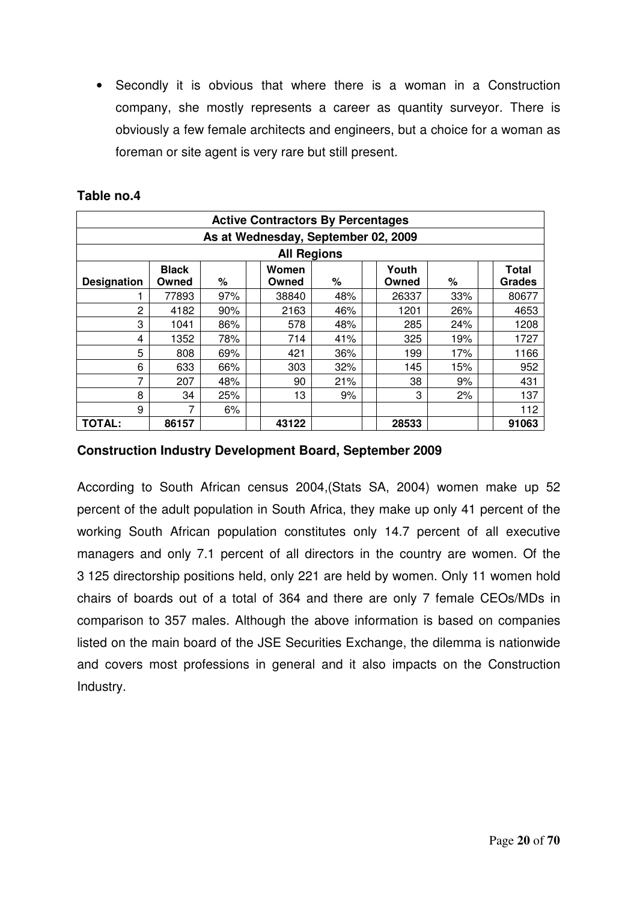- Secondly it is obvious that where there is a woman in a Construction company, she mostly represents a career as quantity surveyor. There is obviously a few female architects and engineers, but a choice for a woman as foreman or site agent is very rare but still present.

**Table no.4**

| Active Contractors By Percentages | | | | | | | | | | |
|---|---|---|---|---|---|---|---|---|---|---|
| As at Wednesday, September 02, 2009 | | | | | | | | | | |
| All Regions | | | | | | | | | | |
| **Designation** | **Black Owned** | **%** | | **Women Owned** | **%** | | **Youth Owned** | **%** | | **Total Grades** |
| 1 | 77893 | 97% | | 38840 | 48% | | 26337 | 33% | | 80677 |
| 2 | 4182 | 90% | | 2163 | 46% | | 1201 | 26% | | 4653 |
| 3 | 1041 | 86% | | 578 | 48% | | 285 | 24% | | 1208 |
| 4 | 1352 | 78% | | 714 | 41% | | 325 | 19% | | 1727 |
| 5 | 808 | 69% | | 421 | 36% | | 199 | 17% | | 1166 |
| 6 | 633 | 66% | | 303 | 32% | | 145 | 15% | | 952 |
| 7 | 207 | 48% | | 90 | 21% | | 38 | 9% | | 431 |
| 8 | 34 | 25% | | 13 | 9% | | 3 | 2% | | 137 |
| 9 | 7 | 6% | | | | | | | | 112 |
| **TOTAL:** | **86157** | | | **43122** | | | **28533** | | | **91063** |

**Construction Industry Development Board, September 2009**

According to South African census 2004,(Stats SA, 2004) women make up 52 percent of the adult population in South Africa, they make up only 41 percent of the working South African population constitutes only 14.7 percent of all executive managers and only 7.1 percent of all directors in the country are women. Of the 3 125 directorship positions held, only 221 are held by women. Only 11 women hold chairs of boards out of a total of 364 and there are only 7 female CEOs/MDs in comparison to 357 males. Although the above information is based on companies listed on the main board of the JSE Securities Exchange, the dilemma is nationwide and covers most professions in general and it also impacts on the Construction Industry.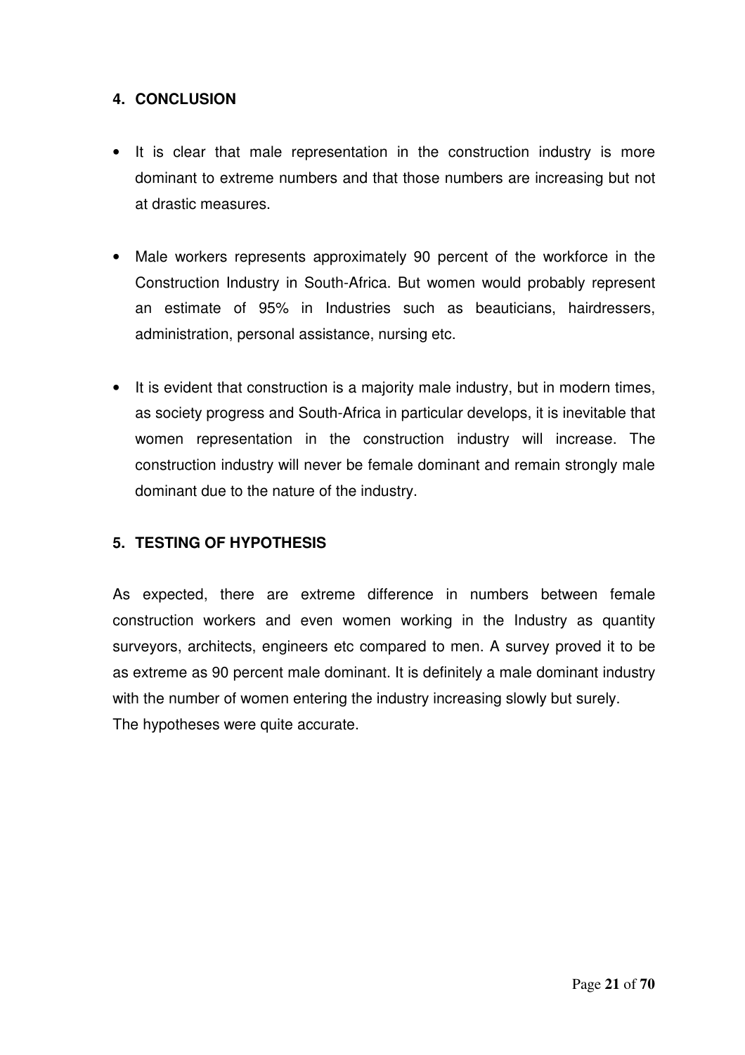## 4. CONCLUSION

- It is clear that male representation in the construction industry is more dominant to extreme numbers and that those numbers are increasing but not at drastic measures.
- Male workers represents approximately 90 percent of the workforce in the Construction Industry in South-Africa. But women would probably represent an estimate of 95% in Industries such as beauticians, hairdressers, administration, personal assistance, nursing etc.
- It is evident that construction is a majority male industry, but in modern times, as society progress and South-Africa in particular develops, it is inevitable that women representation in the construction industry will increase. The construction industry will never be female dominant and remain strongly male dominant due to the nature of the industry.

## 5. TESTING OF HYPOTHESIS

As expected, there are extreme difference in numbers between female construction workers and even women working in the Industry as quantity surveyors, architects, engineers etc compared to men. A survey proved it to be as extreme as 90 percent male dominant. It is definitely a male dominant industry with the number of women entering the industry increasing slowly but surely.
The hypotheses were quite accurate.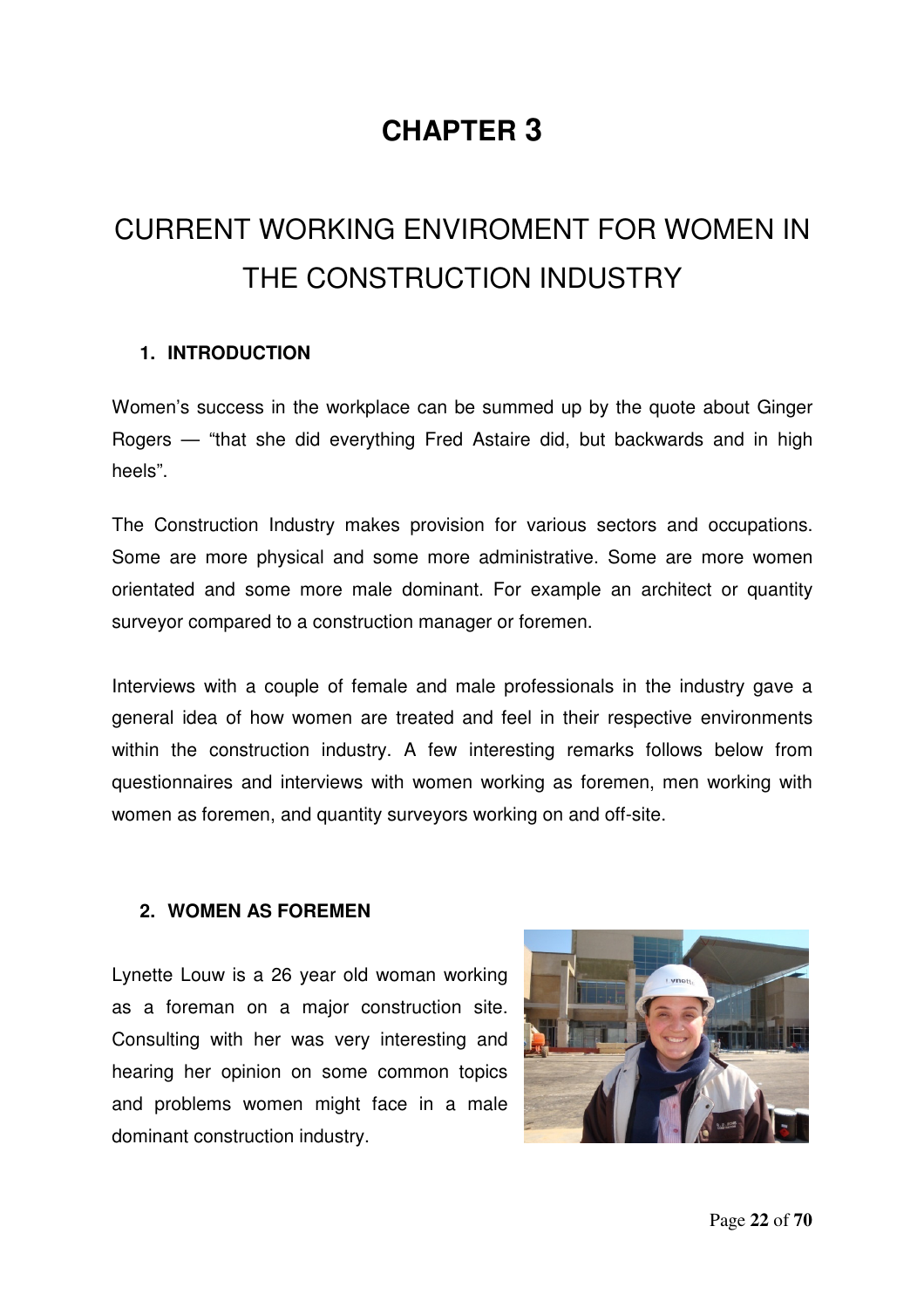# CHAPTER 3

# CURRENT WORKING ENVIROMENT FOR WOMEN IN THE CONSTRUCTION INDUSTRY

## 1. INTRODUCTION

Women's success in the workplace can be summed up by the quote about Ginger Rogers — "that she did everything Fred Astaire did, but backwards and in high heels".

The Construction Industry makes provision for various sectors and occupations. Some are more physical and some more administrative. Some are more women orientated and some more male dominant. For example an architect or quantity surveyor compared to a construction manager or foremen.

Interviews with a couple of female and male professionals in the industry gave a general idea of how women are treated and feel in their respective environments within the construction industry. A few interesting remarks follows below from questionnaires and interviews with women working as foremen, men working with women as foremen, and quantity surveyors working on and off-site.

## 2. WOMEN AS FOREMEN

Lynette Louw is a 26 year old woman working as a foreman on a major construction site. Consulting with her was very interesting and hearing her opinion on some common topics and problems women might face in a male dominant construction industry.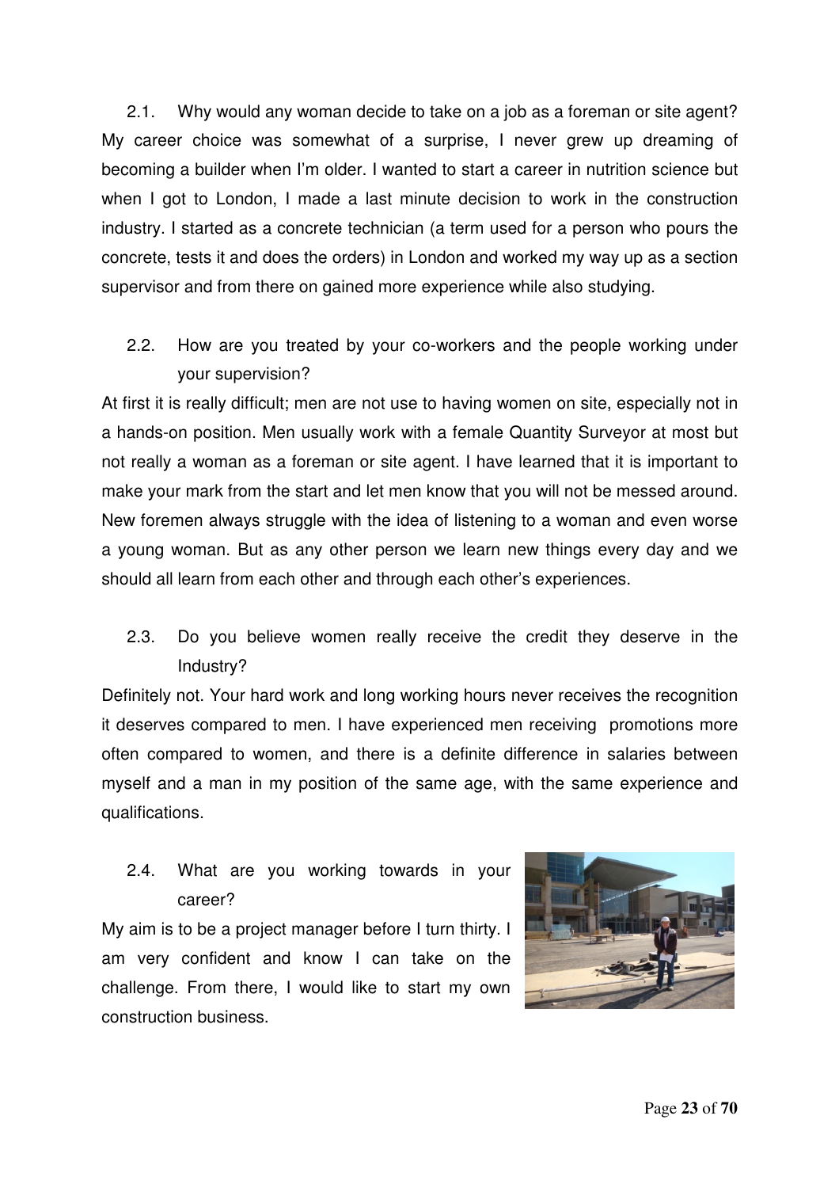2.1. Why would any woman decide to take on a job as a foreman or site agent?

My career choice was somewhat of a surprise, I never grew up dreaming of becoming a builder when I'm older. I wanted to start a career in nutrition science but when I got to London, I made a last minute decision to work in the construction industry. I started as a concrete technician (a term used for a person who pours the concrete, tests it and does the orders) in London and worked my way up as a section supervisor and from there on gained more experience while also studying.

2.2. How are you treated by your co-workers and the people working under your supervision?

At first it is really difficult; men are not use to having women on site, especially not in a hands-on position. Men usually work with a female Quantity Surveyor at most but not really a woman as a foreman or site agent. I have learned that it is important to make your mark from the start and let men know that you will not be messed around. New foremen always struggle with the idea of listening to a woman and even worse a young woman. But as any other person we learn new things every day and we should all learn from each other and through each other's experiences.

2.3. Do you believe women really receive the credit they deserve in the Industry?

Definitely not. Your hard work and long working hours never receives the recognition it deserves compared to men. I have experienced men receiving promotions more often compared to women, and there is a definite difference in salaries between myself and a man in my position of the same age, with the same experience and qualifications.

2.4. What are you working towards in your career?

My aim is to be a project manager before I turn thirty. I am very confident and know I can take on the challenge. From there, I would like to start my own construction business.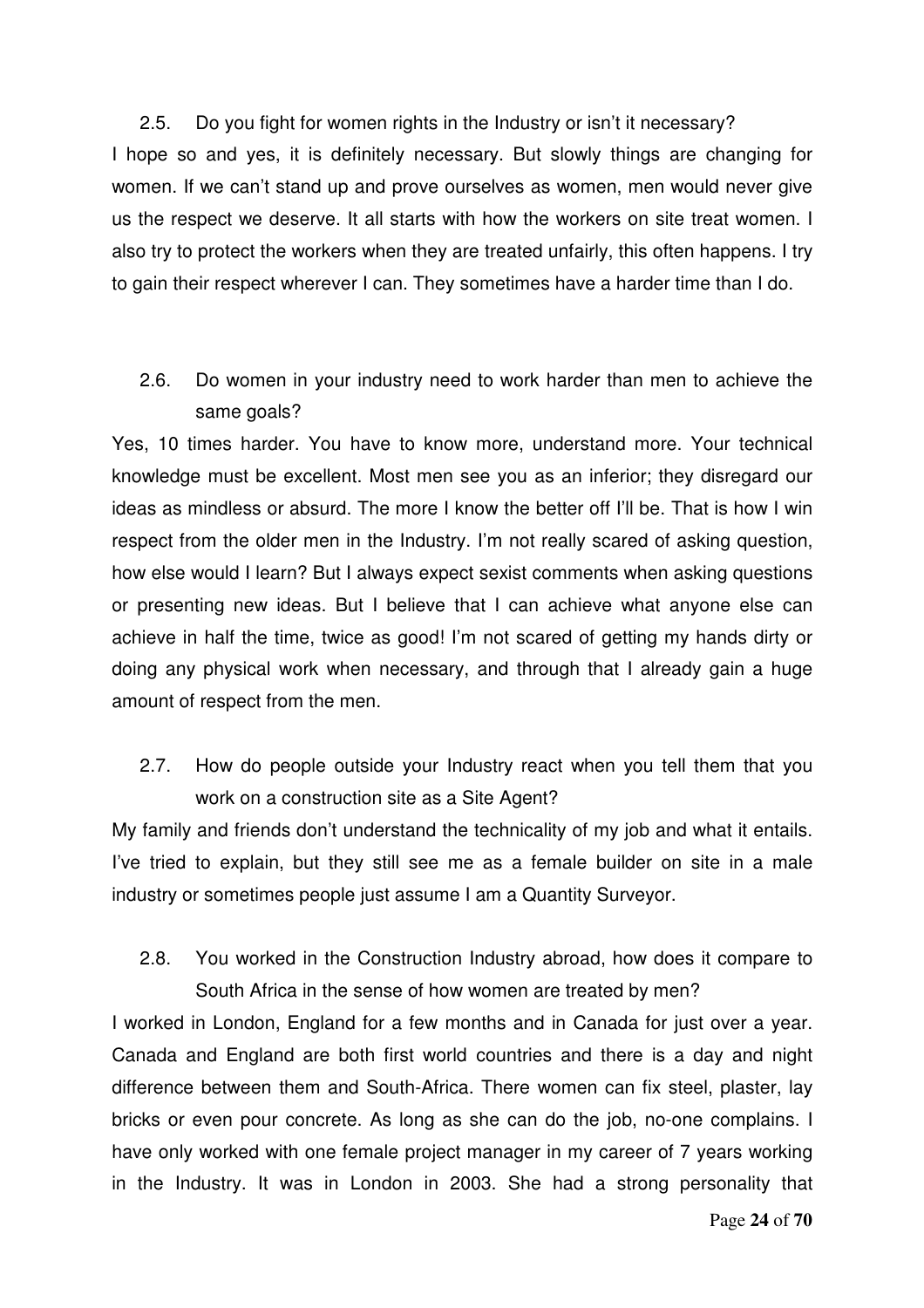2.5. Do you fight for women rights in the Industry or isn't it necessary?

I hope so and yes, it is definitely necessary. But slowly things are changing for women. If we can't stand up and prove ourselves as women, men would never give us the respect we deserve. It all starts with how the workers on site treat women. I also try to protect the workers when they are treated unfairly, this often happens. I try to gain their respect wherever I can. They sometimes have a harder time than I do.

2.6. Do women in your industry need to work harder than men to achieve the same goals?

Yes, 10 times harder. You have to know more, understand more. Your technical knowledge must be excellent. Most men see you as an inferior; they disregard our ideas as mindless or absurd. The more I know the better off I'll be. That is how I win respect from the older men in the Industry. I'm not really scared of asking question, how else would I learn? But I always expect sexist comments when asking questions or presenting new ideas. But I believe that I can achieve what anyone else can achieve in half the time, twice as good! I'm not scared of getting my hands dirty or doing any physical work when necessary, and through that I already gain a huge amount of respect from the men.

2.7. How do people outside your Industry react when you tell them that you work on a construction site as a Site Agent?

My family and friends don't understand the technicality of my job and what it entails. I've tried to explain, but they still see me as a female builder on site in a male industry or sometimes people just assume I am a Quantity Surveyor.

2.8. You worked in the Construction Industry abroad, how does it compare to South Africa in the sense of how women are treated by men?

I worked in London, England for a few months and in Canada for just over a year. Canada and England are both first world countries and there is a day and night difference between them and South-Africa. There women can fix steel, plaster, lay bricks or even pour concrete. As long as she can do the job, no-one complains. I have only worked with one female project manager in my career of 7 years working in the Industry. It was in London in 2003. She had a strong personality that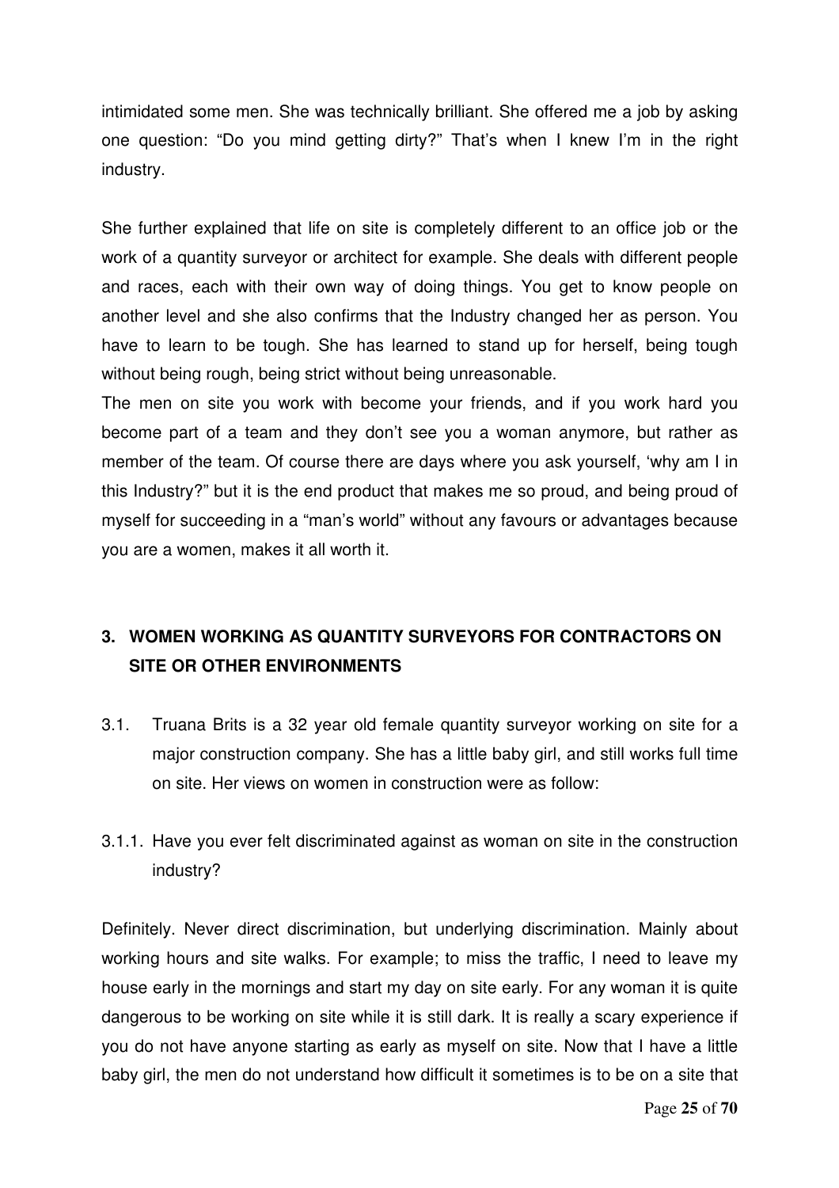intimidated some men. She was technically brilliant. She offered me a job by asking one question: "Do you mind getting dirty?" That's when I knew I'm in the right industry.

She further explained that life on site is completely different to an office job or the work of a quantity surveyor or architect for example. She deals with different people and races, each with their own way of doing things. You get to know people on another level and she also confirms that the Industry changed her as person. You have to learn to be tough. She has learned to stand up for herself, being tough without being rough, being strict without being unreasonable.
The men on site you work with become your friends, and if you work hard you become part of a team and they don't see you a woman anymore, but rather as member of the team. Of course there are days where you ask yourself, 'why am I in this Industry?" but it is the end product that makes me so proud, and being proud of myself for succeeding in a "man's world" without any favours or advantages because you are a women, makes it all worth it.

## 3. WOMEN WORKING AS QUANTITY SURVEYORS FOR CONTRACTORS ON SITE OR OTHER ENVIRONMENTS

3.1. Truana Brits is a 32 year old female quantity surveyor working on site for a major construction company. She has a little baby girl, and still works full time on site. Her views on women in construction were as follow:

3.1.1. Have you ever felt discriminated against as woman on site in the construction industry?

Definitely. Never direct discrimination, but underlying discrimination. Mainly about working hours and site walks. For example; to miss the traffic, I need to leave my house early in the mornings and start my day on site early. For any woman it is quite dangerous to be working on site while it is still dark. It is really a scary experience if you do not have anyone starting as early as myself on site. Now that I have a little baby girl, the men do not understand how difficult it sometimes is to be on a site that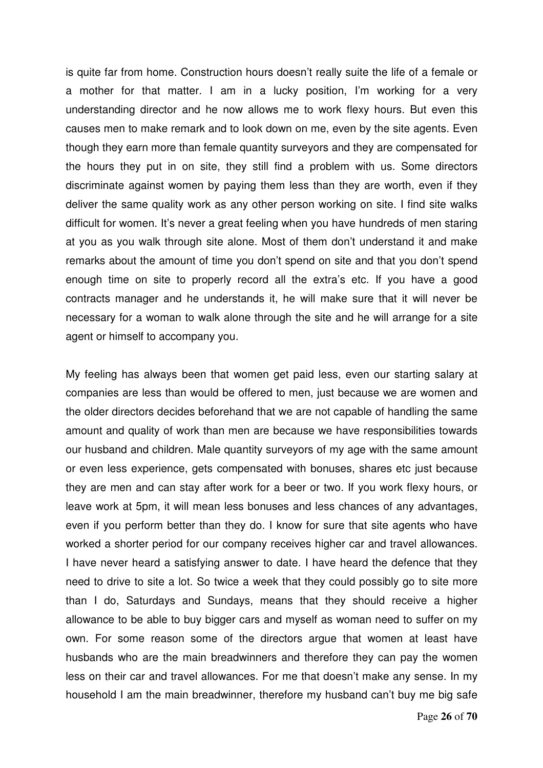is quite far from home. Construction hours doesn't really suite the life of a female or a mother for that matter. I am in a lucky position, I'm working for a very understanding director and he now allows me to work flexy hours. But even this causes men to make remark and to look down on me, even by the site agents. Even though they earn more than female quantity surveyors and they are compensated for the hours they put in on site, they still find a problem with us. Some directors discriminate against women by paying them less than they are worth, even if they deliver the same quality work as any other person working on site. I find site walks difficult for women. It's never a great feeling when you have hundreds of men staring at you as you walk through site alone. Most of them don't understand it and make remarks about the amount of time you don't spend on site and that you don't spend enough time on site to properly record all the extra's etc. If you have a good contracts manager and he understands it, he will make sure that it will never be necessary for a woman to walk alone through the site and he will arrange for a site agent or himself to accompany you.

My feeling has always been that women get paid less, even our starting salary at companies are less than would be offered to men, just because we are women and the older directors decides beforehand that we are not capable of handling the same amount and quality of work than men are because we have responsibilities towards our husband and children. Male quantity surveyors of my age with the same amount or even less experience, gets compensated with bonuses, shares etc just because they are men and can stay after work for a beer or two. If you work flexy hours, or leave work at 5pm, it will mean less bonuses and less chances of any advantages, even if you perform better than they do. I know for sure that site agents who have worked a shorter period for our company receives higher car and travel allowances. I have never heard a satisfying answer to date. I have heard the defence that they need to drive to site a lot. So twice a week that they could possibly go to site more than I do, Saturdays and Sundays, means that they should receive a higher allowance to be able to buy bigger cars and myself as woman need to suffer on my own. For some reason some of the directors argue that women at least have husbands who are the main breadwinners and therefore they can pay the women less on their car and travel allowances. For me that doesn't make any sense. In my household I am the main breadwinner, therefore my husband can't buy me big safe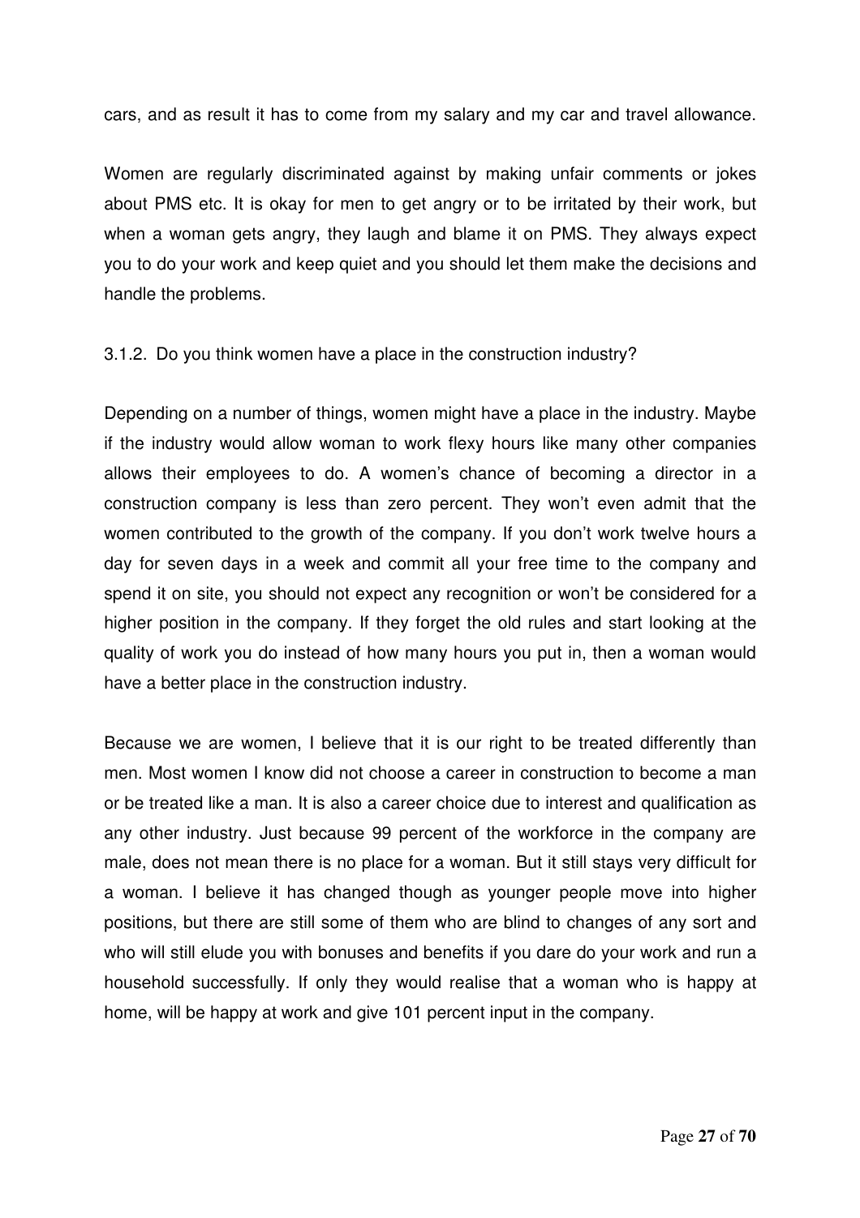cars, and as result it has to come from my salary and my car and travel allowance.

Women are regularly discriminated against by making unfair comments or jokes about PMS etc. It is okay for men to get angry or to be irritated by their work, but when a woman gets angry, they laugh and blame it on PMS. They always expect you to do your work and keep quiet and you should let them make the decisions and handle the problems.

3.1.2. Do you think women have a place in the construction industry?

Depending on a number of things, women might have a place in the industry. Maybe if the industry would allow woman to work flexy hours like many other companies allows their employees to do. A women's chance of becoming a director in a construction company is less than zero percent. They won't even admit that the women contributed to the growth of the company. If you don't work twelve hours a day for seven days in a week and commit all your free time to the company and spend it on site, you should not expect any recognition or won't be considered for a higher position in the company. If they forget the old rules and start looking at the quality of work you do instead of how many hours you put in, then a woman would have a better place in the construction industry.

Because we are women, I believe that it is our right to be treated differently than men. Most women I know did not choose a career in construction to become a man or be treated like a man. It is also a career choice due to interest and qualification as any other industry. Just because 99 percent of the workforce in the company are male, does not mean there is no place for a woman. But it still stays very difficult for a woman. I believe it has changed though as younger people move into higher positions, but there are still some of them who are blind to changes of any sort and who will still elude you with bonuses and benefits if you dare do your work and run a household successfully. If only they would realise that a woman who is happy at home, will be happy at work and give 101 percent input in the company.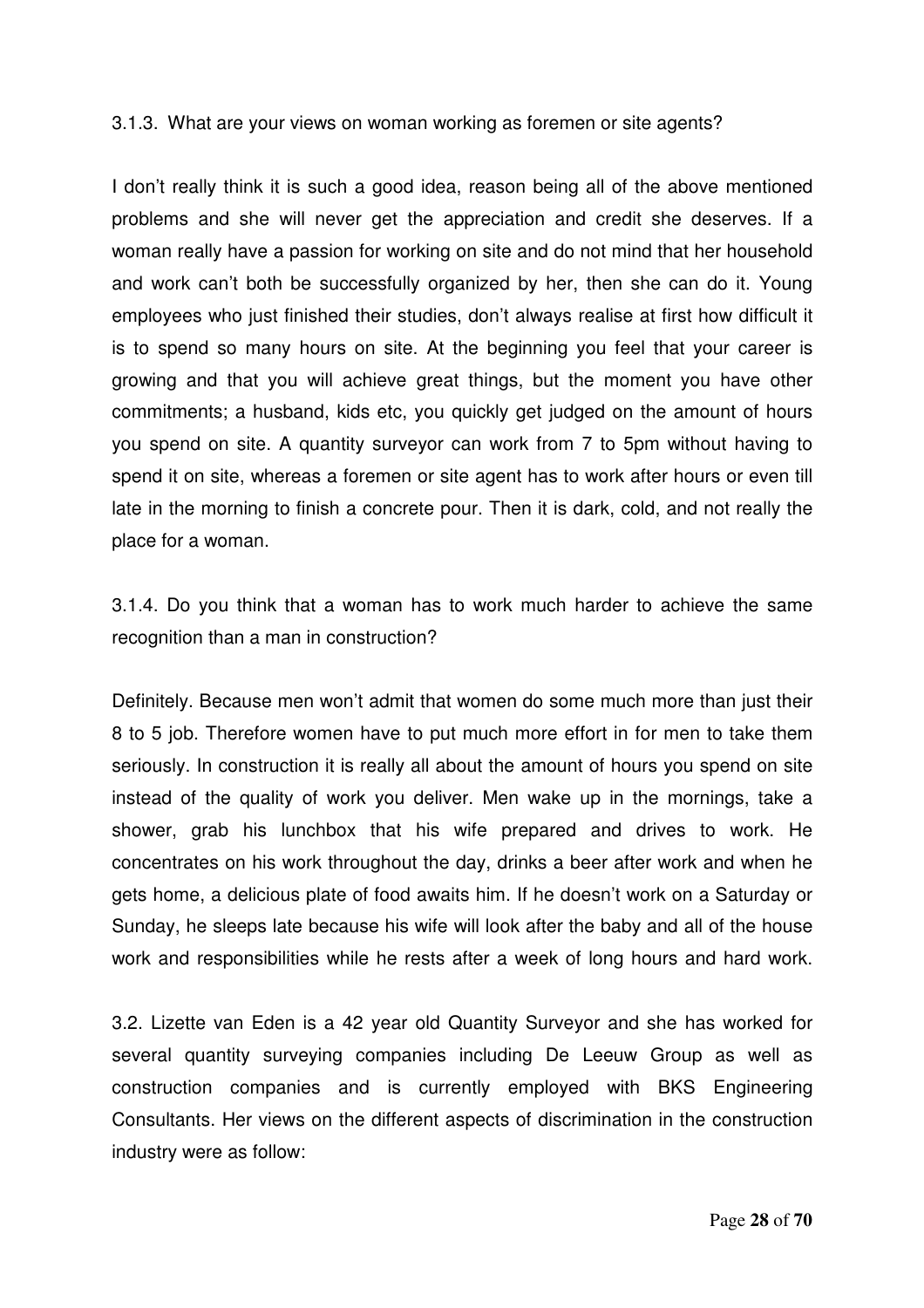3.1.3. What are your views on woman working as foremen or site agents?

I don't really think it is such a good idea, reason being all of the above mentioned problems and she will never get the appreciation and credit she deserves. If a woman really have a passion for working on site and do not mind that her household and work can't both be successfully organized by her, then she can do it. Young employees who just finished their studies, don't always realise at first how difficult it is to spend so many hours on site. At the beginning you feel that your career is growing and that you will achieve great things, but the moment you have other commitments; a husband, kids etc, you quickly get judged on the amount of hours you spend on site. A quantity surveyor can work from 7 to 5pm without having to spend it on site, whereas a foremen or site agent has to work after hours or even till late in the morning to finish a concrete pour. Then it is dark, cold, and not really the place for a woman.

3.1.4. Do you think that a woman has to work much harder to achieve the same recognition than a man in construction?

Definitely. Because men won't admit that women do some much more than just their 8 to 5 job. Therefore women have to put much more effort in for men to take them seriously. In construction it is really all about the amount of hours you spend on site instead of the quality of work you deliver. Men wake up in the mornings, take a shower, grab his lunchbox that his wife prepared and drives to work. He concentrates on his work throughout the day, drinks a beer after work and when he gets home, a delicious plate of food awaits him. If he doesn't work on a Saturday or Sunday, he sleeps late because his wife will look after the baby and all of the house work and responsibilities while he rests after a week of long hours and hard work.

3.2. Lizette van Eden is a 42 year old Quantity Surveyor and she has worked for several quantity surveying companies including De Leeuw Group as well as construction companies and is currently employed with BKS Engineering Consultants. Her views on the different aspects of discrimination in the construction industry were as follow: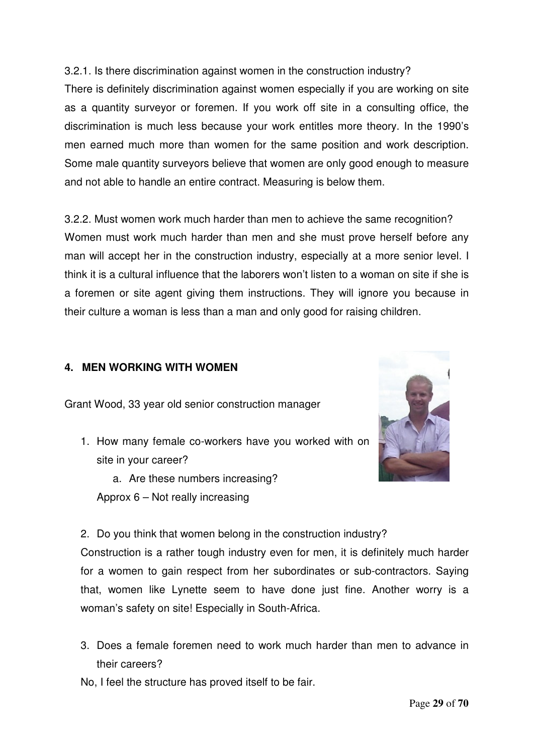3.2.1. Is there discrimination against women in the construction industry?

There is definitely discrimination against women especially if you are working on site as a quantity surveyor or foremen. If you work off site in a consulting office, the discrimination is much less because your work entitles more theory. In the 1990's men earned much more than women for the same position and work description. Some male quantity surveyors believe that women are only good enough to measure and not able to handle an entire contract. Measuring is below them.

3.2.2. Must women work much harder than men to achieve the same recognition?

Women must work much harder than men and she must prove herself before any man will accept her in the construction industry, especially at a more senior level. I think it is a cultural influence that the laborers won't listen to a woman on site if she is a foremen or site agent giving them instructions. They will ignore you because in their culture a woman is less than a man and only good for raising children.

## 4. MEN WORKING WITH WOMEN

Grant Wood, 33 year old senior construction manager

1. How many female co-workers have you worked with on site in your career?
    a. Are these numbers increasing?

   Approx 6 – Not really increasing

2. Do you think that women belong in the construction industry?

   Construction is a rather tough industry even for men, it is definitely much harder for a women to gain respect from her subordinates or sub-contractors. Saying that, women like Lynette seem to have done just fine. Another worry is a woman's safety on site! Especially in South-Africa.

3. Does a female foremen need to work much harder than men to advance in their careers?

No, I feel the structure has proved itself to be fair.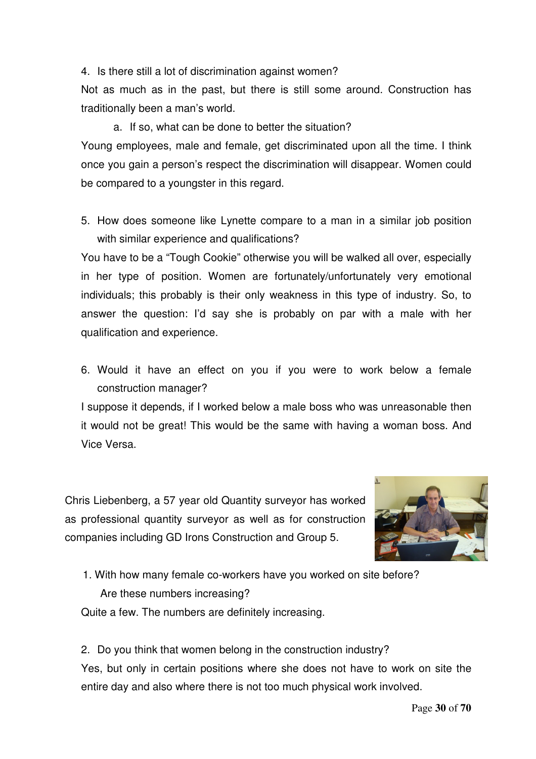4. Is there still a lot of discrimination against women?

Not as much as in the past, but there is still some around. Construction has traditionally been a man's world.

   a. If so, what can be done to better the situation?

Young employees, male and female, get discriminated upon all the time. I think once you gain a person's respect the discrimination will disappear. Women could be compared to a youngster in this regard.

5. How does someone like Lynette compare to a man in a similar job position with similar experience and qualifications?

You have to be a "Tough Cookie" otherwise you will be walked all over, especially in her type of position. Women are fortunately/unfortunately very emotional individuals; this probably is their only weakness in this type of industry. So, to answer the question: I'd say she is probably on par with a male with her qualification and experience.

6. Would it have an effect on you if you were to work below a female construction manager?

I suppose it depends, if I worked below a male boss who was unreasonable then it would not be great! This would be the same with having a woman boss. And Vice Versa.

Chris Liebenberg, a 57 year old Quantity surveyor has worked as professional quantity surveyor as well as for construction companies including GD Irons Construction and Group 5.

1. With how many female co-workers have you worked on site before? Are these numbers increasing?

Quite a few. The numbers are definitely increasing.

2. Do you think that women belong in the construction industry?

Yes, but only in certain positions where she does not have to work on site the entire day and also where there is not too much physical work involved.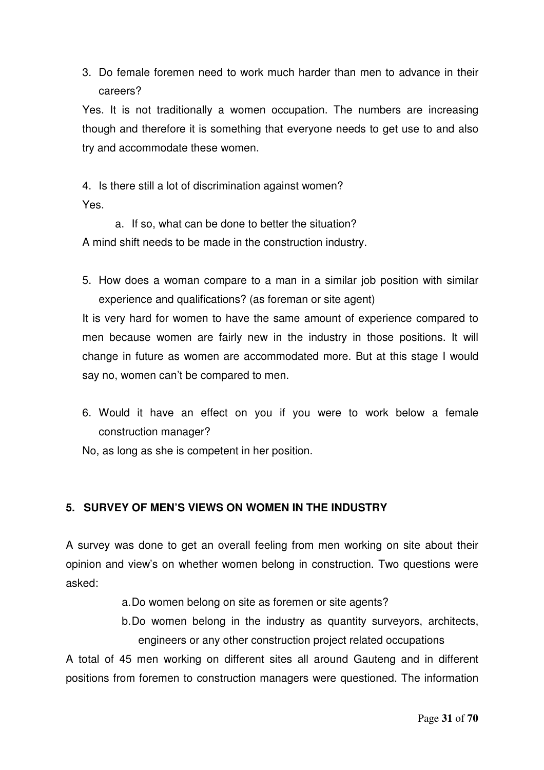3. Do female foremen need to work much harder than men to advance in their careers?

Yes. It is not traditionally a women occupation. The numbers are increasing though and therefore it is something that everyone needs to get use to and also try and accommodate these women.

4. Is there still a lot of discrimination against women?

Yes.

   a. If so, what can be done to better the situation?

A mind shift needs to be made in the construction industry.

5. How does a woman compare to a man in a similar job position with similar experience and qualifications? (as foreman or site agent)

It is very hard for women to have the same amount of experience compared to men because women are fairly new in the industry in those positions. It will change in future as women are accommodated more. But at this stage I would say no, women can't be compared to men.

6. Would it have an effect on you if you were to work below a female construction manager?

No, as long as she is competent in her position.

## 5. SURVEY OF MEN'S VIEWS ON WOMEN IN THE INDUSTRY

A survey was done to get an overall feeling from men working on site about their opinion and view's on whether women belong in construction. Two questions were asked:

a. Do women belong on site as foremen or site agents?
b. Do women belong in the industry as quantity surveyors, architects, engineers or any other construction project related occupations

A total of 45 men working on different sites all around Gauteng and in different positions from foremen to construction managers were questioned. The information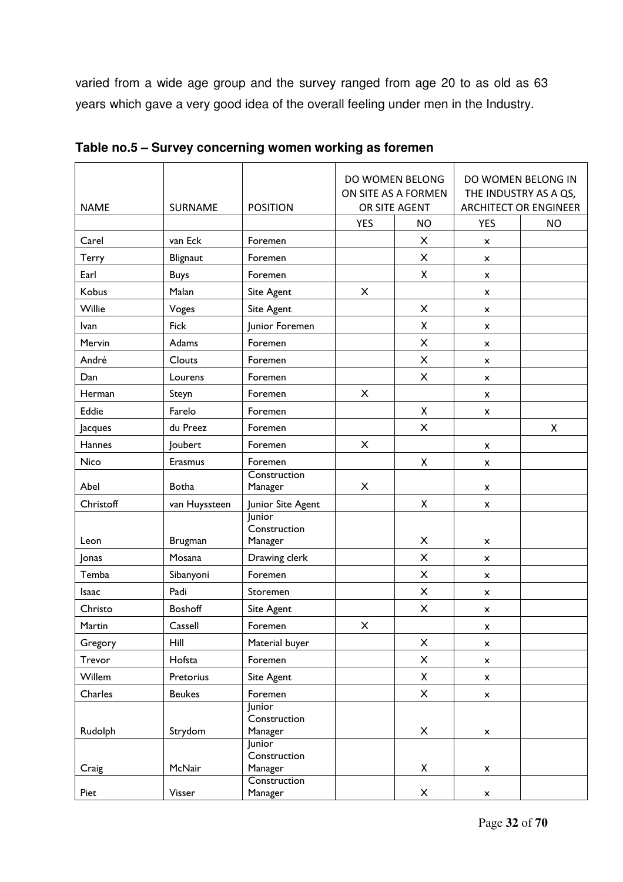varied from a wide age group and the survey ranged from age 20 to as old as 63 years which gave a very good idea of the overall feeling under men in the Industry.

**Table no.5 – Survey concerning women working as foremen**

| NAME | SURNAME | POSITION | DO WOMEN BELONG ON SITE AS A FORMEN OR SITE AGENT | | DO WOMEN BELONG IN THE INDUSTRY AS A QS, ARCHITECT OR ENGINEER | |
|---|---|---|---|---|---|---|
| | | | YES | NO | YES | NO |
| Carel | van Eck | Foremen | | X | x | |
| Terry | Blignaut | Foremen | | X | x | |
| Earl | Buys | Foremen | | X | x | |
| Kobus | Malan | Site Agent | X | | x | |
| Willie | Voges | Site Agent | | X | x | |
| Ivan | Fick | Junior Foremen | | X | x | |
| Mervin | Adams | Foremen | | X | x | |
| André | Clouts | Foremen | | X | x | |
| Dan | Lourens | Foremen | | X | x | |
| Herman | Steyn | Foremen | X | | x | |
| Eddie | Farelo | Foremen | | X | x | |
| Jacques | du Preez | Foremen | | X | | X |
| Hannes | Joubert | Foremen | X | | x | |
| Nico | Erasmus | Foremen | | X | x | |
| Abel | Botha | Construction Manager | X | | x | |
| Christoff | van Huyssteen | Junior Site Agent | | X | x | |
| Leon | Brugman | Junior Construction Manager | | X | x | |
| Jonas | Mosana | Drawing clerk | | X | x | |
| Temba | Sibanyoni | Foremen | | X | x | |
| Isaac | Padi | Storemen | | X | x | |
| Christo | Boshoff | Site Agent | | X | x | |
| Martin | Cassell | Foremen | X | | x | |
| Gregory | Hill | Material buyer | | X | x | |
| Trevor | Hofsta | Foremen | | X | x | |
| Willem | Pretorius | Site Agent | | X | x | |
| Charles | Beukes | Foremen | | X | x | |
| Rudolph | Strydom | Junior Construction Manager | | X | x | |
| Craig | McNair | Junior Construction Manager | | X | x | |
| Piet | Visser | Construction Manager | | X | x | |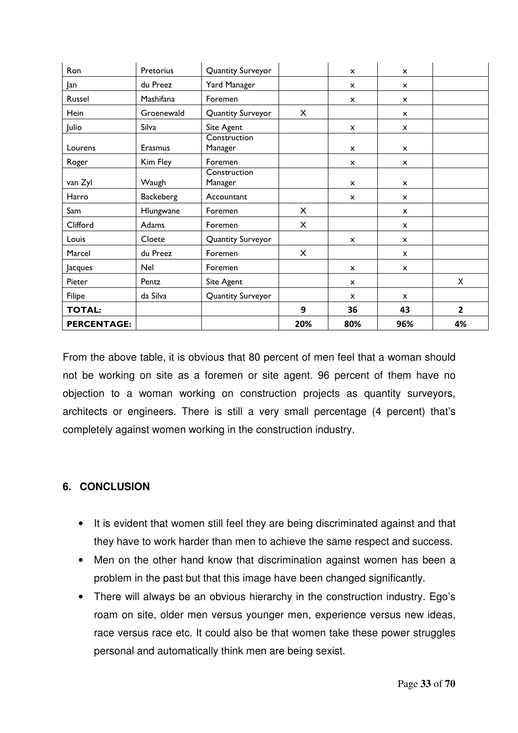| Ron | Pretorius | Quantity Surveyor | | x | x | |
|---|---|---|---|---|---|---|
| Jan | du Preez | Yard Manager | | x | x | |
| Russel | Mashifana | Foremen | | x | x | |
| Hein | Groenewald | Quantity Surveyor | X | | x | |
| Julio | Silva | Site Agent | | x | x | |
| Lourens | Erasmus | Construction Manager | | x | x | |
| Roger | Kim Fley | Foremen | | x | x | |
| van Zyl | Waugh | Construction Manager | | x | x | |
| Harro | Backeberg | Accountant | | x | x | |
| Sam | Hlungwane | Foremen | X | | x | |
| Clifford | Adams | Foremen | X | | x | |
| Louis | Cloete | Quantity Surveyor | | x | x | |
| Marcel | du Preez | Foremen | X | | x | |
| Jacques | Nel | Foremen | | x | x | |
| Pieter | Pentz | Site Agent | | x | | X |
| Filipe | da Silva | Quantity Surveyor | | x | x | |
| **TOTAL:** | | | **9** | **36** | **43** | **2** |
| **PERCENTAGE:** | | | **20%** | **80%** | **96%** | **4%** |

From the above table, it is obvious that 80 percent of men feel that a woman should not be working on site as a foremen or site agent. 96 percent of them have no objection to a woman working on construction projects as quantity surveyors, architects or engineers. There is still a very small percentage (4 percent) that's completely against women working in the construction industry.

## 6. CONCLUSION

- It is evident that women still feel they are being discriminated against and that they have to work harder than men to achieve the same respect and success.
- Men on the other hand know that discrimination against women has been a problem in the past but that this image have been changed significantly.
- There will always be an obvious hierarchy in the construction industry. Ego's roam on site, older men versus younger men, experience versus new ideas, race versus race etc. It could also be that women take these power struggles personal and automatically think men are being sexist.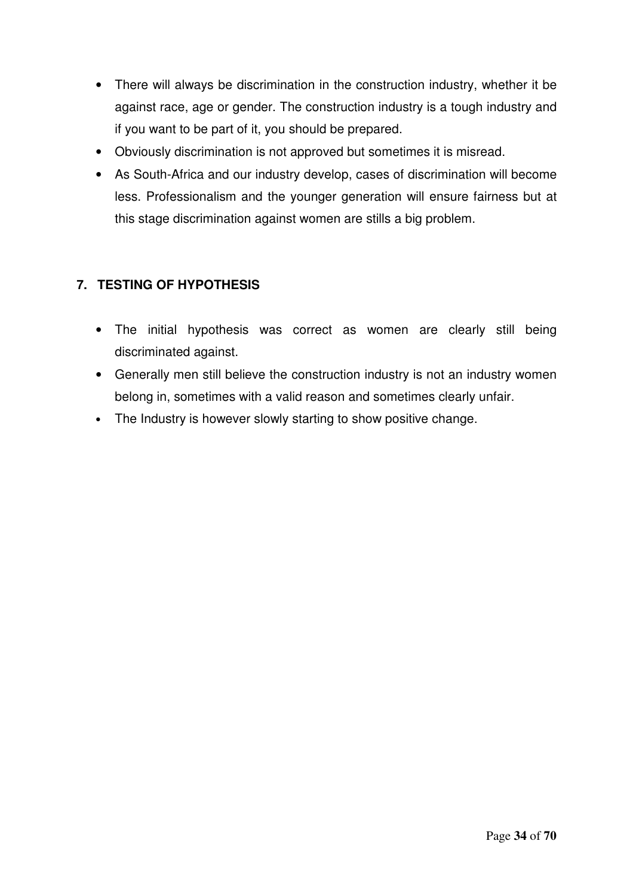- There will always be discrimination in the construction industry, whether it be against race, age or gender. The construction industry is a tough industry and if you want to be part of it, you should be prepared.
- Obviously discrimination is not approved but sometimes it is misread.
- As South-Africa and our industry develop, cases of discrimination will become less. Professionalism and the younger generation will ensure fairness but at this stage discrimination against women are stills a big problem.

## 7. TESTING OF HYPOTHESIS

- The initial hypothesis was correct as women are clearly still being discriminated against.
- Generally men still believe the construction industry is not an industry women belong in, sometimes with a valid reason and sometimes clearly unfair.
- The Industry is however slowly starting to show positive change.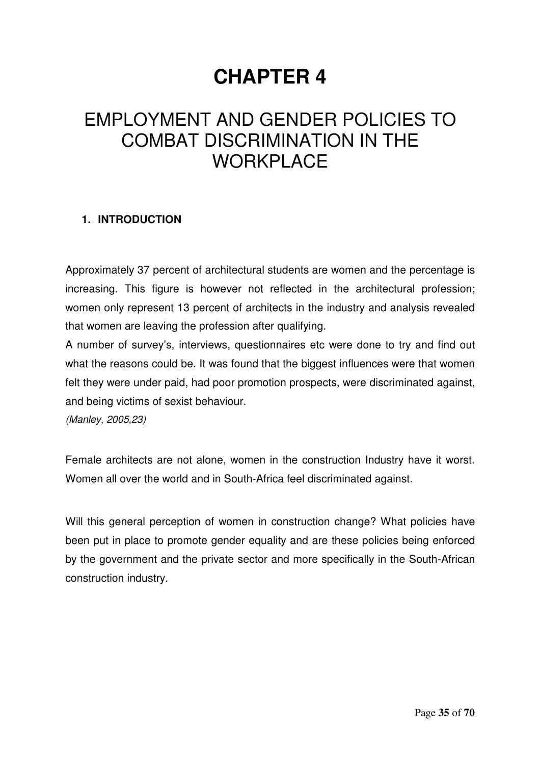# CHAPTER 4

## EMPLOYMENT AND GENDER POLICIES TO COMBAT DISCRIMINATION IN THE WORKPLACE

### 1. INTRODUCTION

Approximately 37 percent of architectural students are women and the percentage is increasing. This figure is however not reflected in the architectural profession; women only represent 13 percent of architects in the industry and analysis revealed that women are leaving the profession after qualifying.

A number of survey's, interviews, questionnaires etc were done to try and find out what the reasons could be. It was found that the biggest influences were that women felt they were under paid, had poor promotion prospects, were discriminated against, and being victims of sexist behaviour.

*(Manley, 2005,23)*

Female architects are not alone, women in the construction Industry have it worst. Women all over the world and in South-Africa feel discriminated against.

Will this general perception of women in construction change? What policies have been put in place to promote gender equality and are these policies being enforced by the government and the private sector and more specifically in the South-African construction industry.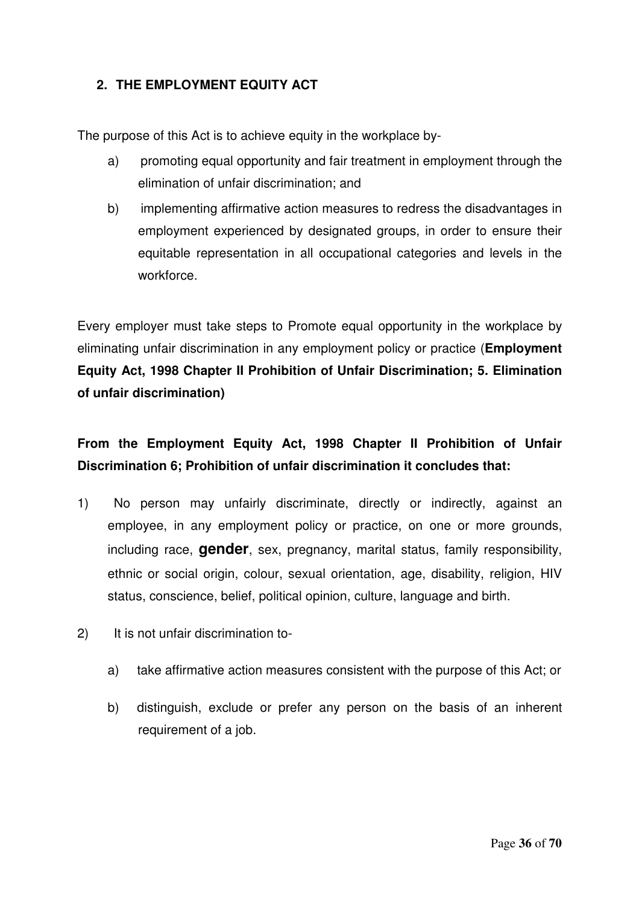## 2. THE EMPLOYMENT EQUITY ACT

The purpose of this Act is to achieve equity in the workplace by-

a) promoting equal opportunity and fair treatment in employment through the elimination of unfair discrimination; and

b) implementing affirmative action measures to redress the disadvantages in employment experienced by designated groups, in order to ensure their equitable representation in all occupational categories and levels in the workforce.

Every employer must take steps to Promote equal opportunity in the workplace by eliminating unfair discrimination in any employment policy or practice (**Employment Equity Act, 1998 Chapter II Prohibition of Unfair Discrimination; 5. Elimination of unfair discrimination)**

**From the Employment Equity Act, 1998 Chapter II Prohibition of Unfair Discrimination 6; Prohibition of unfair discrimination it concludes that:**

1) No person may unfairly discriminate, directly or indirectly, against an employee, in any employment policy or practice, on one or more grounds, including race, **gender**, sex, pregnancy, marital status, family responsibility, ethnic or social origin, colour, sexual orientation, age, disability, religion, HIV status, conscience, belief, political opinion, culture, language and birth.

2) It is not unfair discrimination to-

   a) take affirmative action measures consistent with the purpose of this Act; or

   b) distinguish, exclude or prefer any person on the basis of an inherent requirement of a job.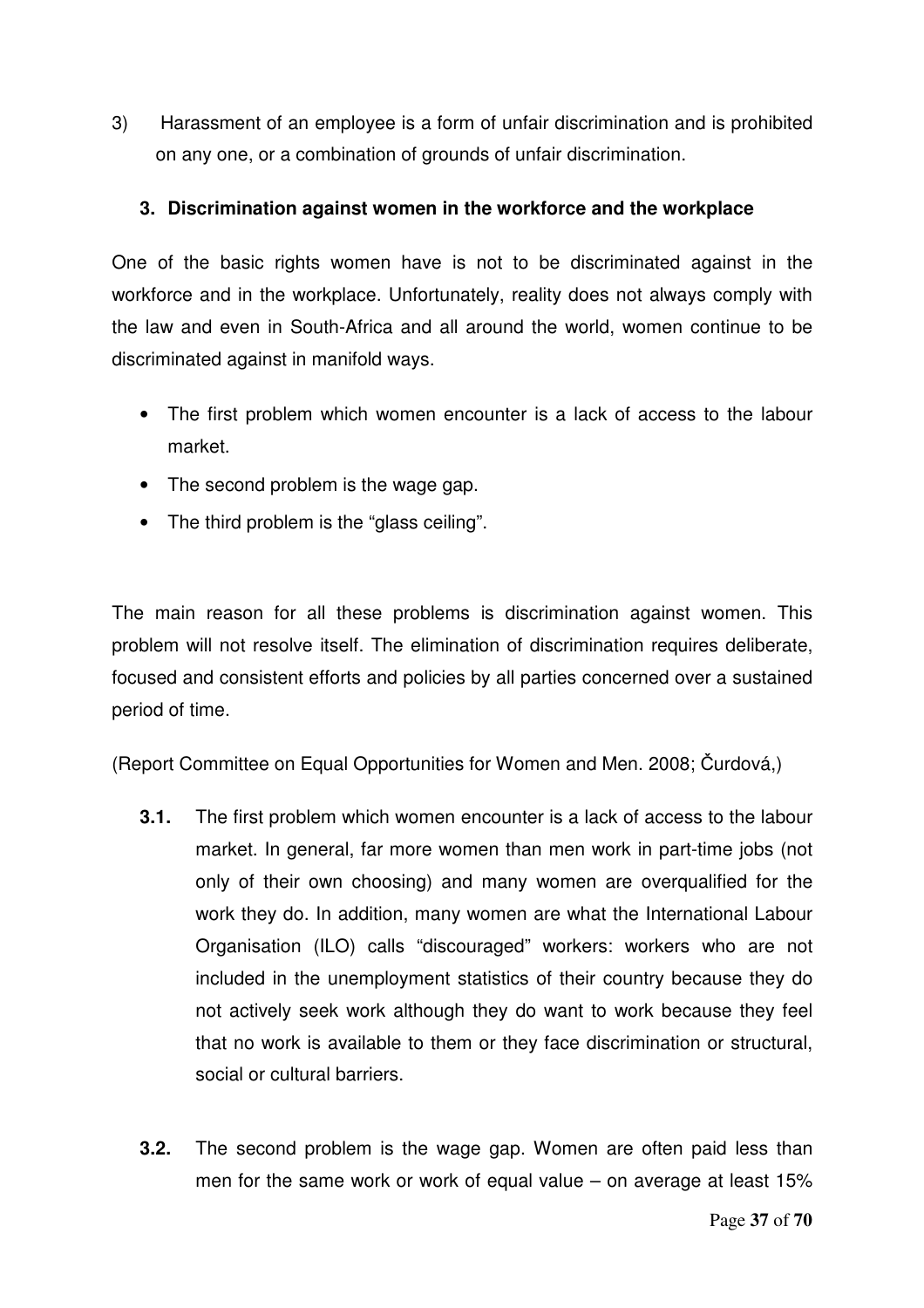3) Harassment of an employee is a form of unfair discrimination and is prohibited on any one, or a combination of grounds of unfair discrimination.

### 3. Discrimination against women in the workforce and the workplace

One of the basic rights women have is not to be discriminated against in the workforce and in the workplace. Unfortunately, reality does not always comply with the law and even in South-Africa and all around the world, women continue to be discriminated against in manifold ways.

- The first problem which women encounter is a lack of access to the labour market.
- The second problem is the wage gap.
- The third problem is the "glass ceiling".

The main reason for all these problems is discrimination against women. This problem will not resolve itself. The elimination of discrimination requires deliberate, focused and consistent efforts and policies by all parties concerned over a sustained period of time.

(Report Committee on Equal Opportunities for Women and Men. 2008; Čurdová,)

**3.1.** The first problem which women encounter is a lack of access to the labour market. In general, far more women than men work in part-time jobs (not only of their own choosing) and many women are overqualified for the work they do. In addition, many women are what the International Labour Organisation (ILO) calls "discouraged" workers: workers who are not included in the unemployment statistics of their country because they do not actively seek work although they do want to work because they feel that no work is available to them or they face discrimination or structural, social or cultural barriers.

**3.2.** The second problem is the wage gap. Women are often paid less than men for the same work or work of equal value – on average at least 15%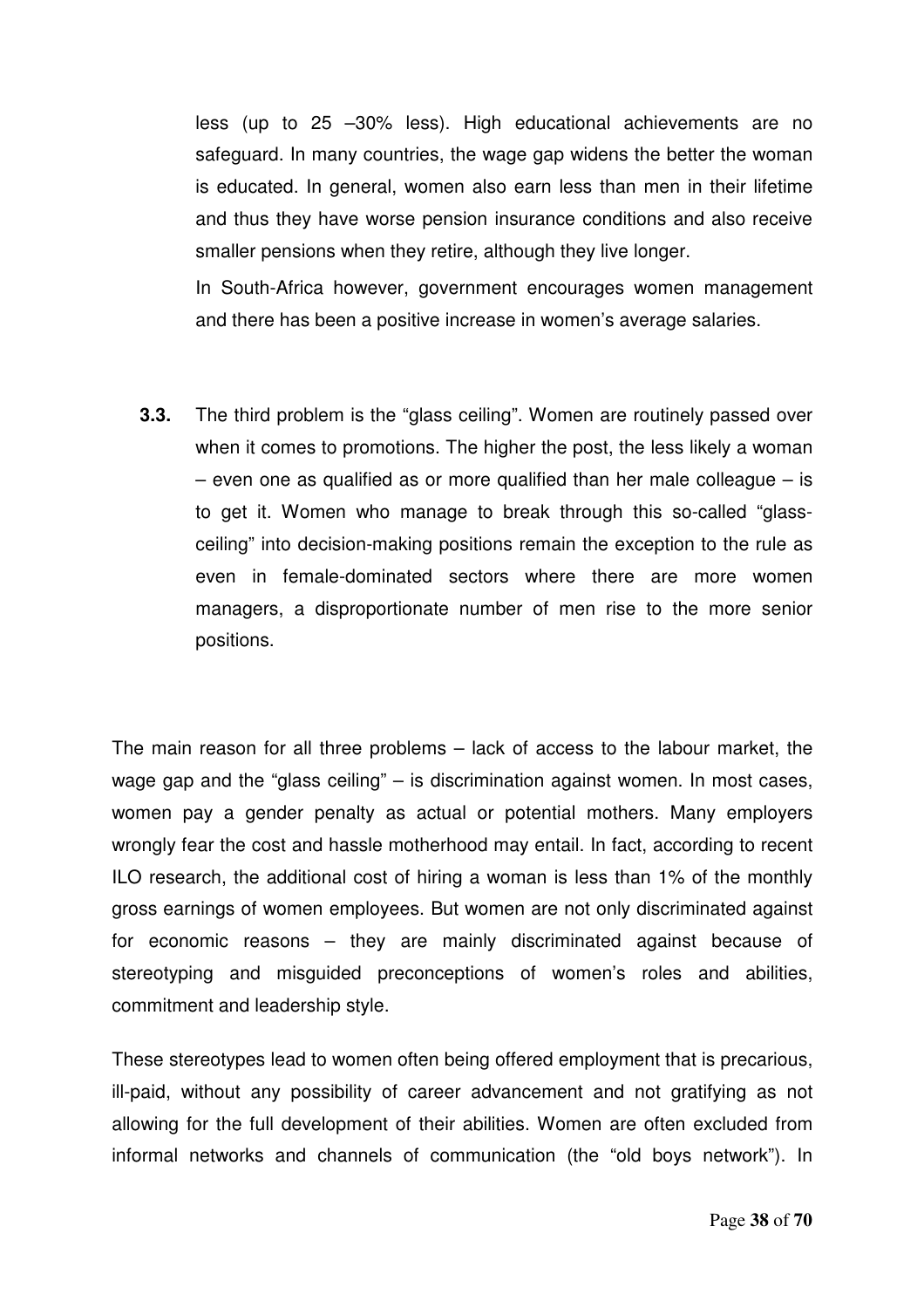less (up to 25 –30% less). High educational achievements are no safeguard. In many countries, the wage gap widens the better the woman is educated. In general, women also earn less than men in their lifetime and thus they have worse pension insurance conditions and also receive smaller pensions when they retire, although they live longer.

In South-Africa however, government encourages women management and there has been a positive increase in women's average salaries.

**3.3.** The third problem is the "glass ceiling". Women are routinely passed over when it comes to promotions. The higher the post, the less likely a woman – even one as qualified as or more qualified than her male colleague – is to get it. Women who manage to break through this so-called "glass-ceiling" into decision-making positions remain the exception to the rule as even in female-dominated sectors where there are more women managers, a disproportionate number of men rise to the more senior positions.

The main reason for all three problems – lack of access to the labour market, the wage gap and the "glass ceiling" – is discrimination against women. In most cases, women pay a gender penalty as actual or potential mothers. Many employers wrongly fear the cost and hassle motherhood may entail. In fact, according to recent ILO research, the additional cost of hiring a woman is less than 1% of the monthly gross earnings of women employees. But women are not only discriminated against for economic reasons – they are mainly discriminated against because of stereotyping and misguided preconceptions of women's roles and abilities, commitment and leadership style.

These stereotypes lead to women often being offered employment that is precarious, ill-paid, without any possibility of career advancement and not gratifying as not allowing for the full development of their abilities. Women are often excluded from informal networks and channels of communication (the "old boys network"). In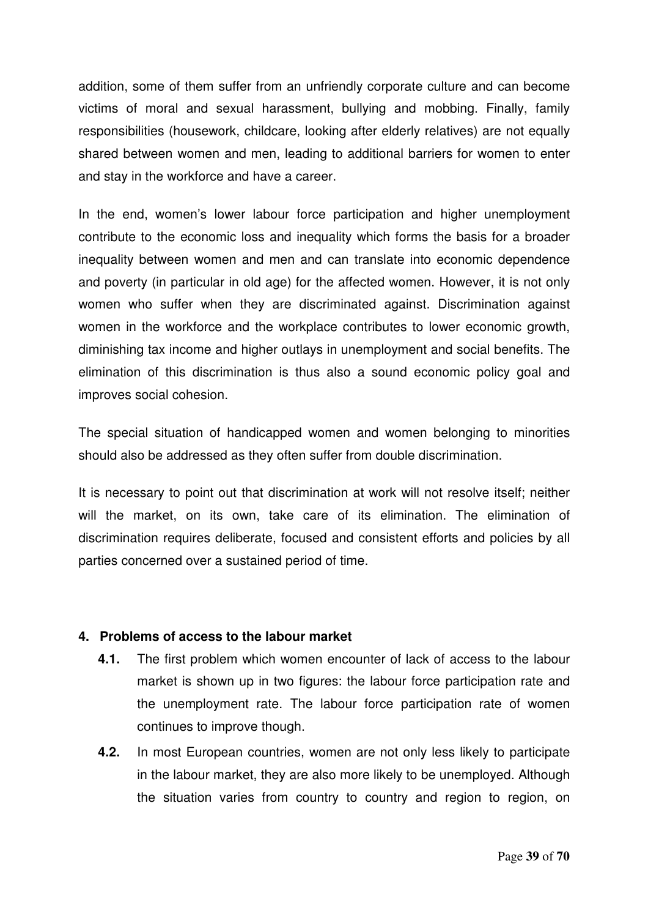addition, some of them suffer from an unfriendly corporate culture and can become victims of moral and sexual harassment, bullying and mobbing. Finally, family responsibilities (housework, childcare, looking after elderly relatives) are not equally shared between women and men, leading to additional barriers for women to enter and stay in the workforce and have a career.

In the end, women's lower labour force participation and higher unemployment contribute to the economic loss and inequality which forms the basis for a broader inequality between women and men and can translate into economic dependence and poverty (in particular in old age) for the affected women. However, it is not only women who suffer when they are discriminated against. Discrimination against women in the workforce and the workplace contributes to lower economic growth, diminishing tax income and higher outlays in unemployment and social benefits. The elimination of this discrimination is thus also a sound economic policy goal and improves social cohesion.

The special situation of handicapped women and women belonging to minorities should also be addressed as they often suffer from double discrimination.

It is necessary to point out that discrimination at work will not resolve itself; neither will the market, on its own, take care of its elimination. The elimination of discrimination requires deliberate, focused and consistent efforts and policies by all parties concerned over a sustained period of time.

## 4. Problems of access to the labour market

**4.1.** The first problem which women encounter of lack of access to the labour market is shown up in two figures: the labour force participation rate and the unemployment rate. The labour force participation rate of women continues to improve though.

**4.2.** In most European countries, women are not only less likely to participate in the labour market, they are also more likely to be unemployed. Although the situation varies from country to country and region to region, on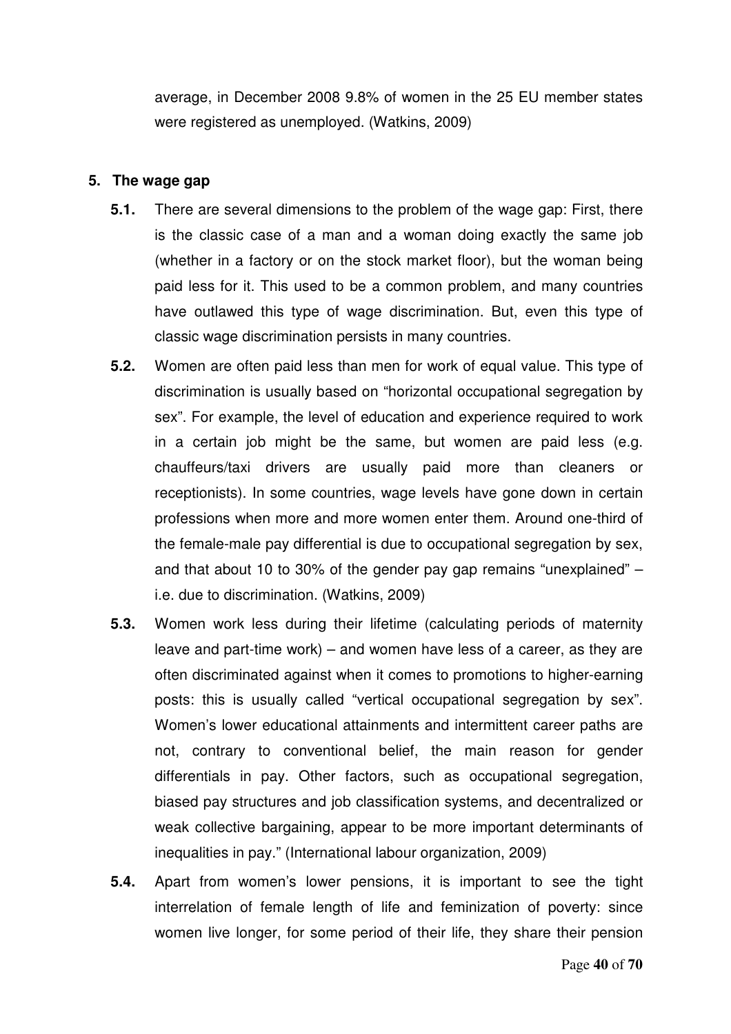average, in December 2008 9.8% of women in the 25 EU member states were registered as unemployed. (Watkins, 2009)

## 5. The wage gap

**5.1.** There are several dimensions to the problem of the wage gap: First, there is the classic case of a man and a woman doing exactly the same job (whether in a factory or on the stock market floor), but the woman being paid less for it. This used to be a common problem, and many countries have outlawed this type of wage discrimination. But, even this type of classic wage discrimination persists in many countries.

**5.2.** Women are often paid less than men for work of equal value. This type of discrimination is usually based on "horizontal occupational segregation by sex". For example, the level of education and experience required to work in a certain job might be the same, but women are paid less (e.g. chauffeurs/taxi drivers are usually paid more than cleaners or receptionists). In some countries, wage levels have gone down in certain professions when more and more women enter them. Around one-third of the female-male pay differential is due to occupational segregation by sex, and that about 10 to 30% of the gender pay gap remains "unexplained" – i.e. due to discrimination. (Watkins, 2009)

**5.3.** Women work less during their lifetime (calculating periods of maternity leave and part-time work) – and women have less of a career, as they are often discriminated against when it comes to promotions to higher-earning posts: this is usually called "vertical occupational segregation by sex". Women's lower educational attainments and intermittent career paths are not, contrary to conventional belief, the main reason for gender differentials in pay. Other factors, such as occupational segregation, biased pay structures and job classification systems, and decentralized or weak collective bargaining, appear to be more important determinants of inequalities in pay." (International labour organization, 2009)

**5.4.** Apart from women's lower pensions, it is important to see the tight interrelation of female length of life and feminization of poverty: since women live longer, for some period of their life, they share their pension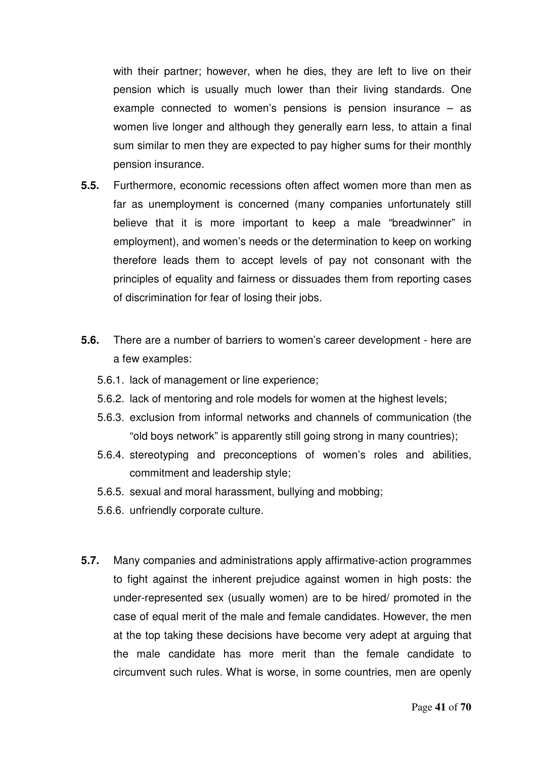with their partner; however, when he dies, they are left to live on their pension which is usually much lower than their living standards. One example connected to women's pensions is pension insurance – as women live longer and although they generally earn less, to attain a final sum similar to men they are expected to pay higher sums for their monthly pension insurance.

**5.5.** Furthermore, economic recessions often affect women more than men as far as unemployment is concerned (many companies unfortunately still believe that it is more important to keep a male "breadwinner" in employment), and women's needs or the determination to keep on working therefore leads them to accept levels of pay not consonant with the principles of equality and fairness or dissuades them from reporting cases of discrimination for fear of losing their jobs.

**5.6.** There are a number of barriers to women's career development - here are a few examples:

- 5.6.1. lack of management or line experience;
- 5.6.2. lack of mentoring and role models for women at the highest levels;
- 5.6.3. exclusion from informal networks and channels of communication (the "old boys network" is apparently still going strong in many countries);
- 5.6.4. stereotyping and preconceptions of women's roles and abilities, commitment and leadership style;
- 5.6.5. sexual and moral harassment, bullying and mobbing;
- 5.6.6. unfriendly corporate culture.

**5.7.** Many companies and administrations apply affirmative-action programmes to fight against the inherent prejudice against women in high posts: the under-represented sex (usually women) are to be hired/ promoted in the case of equal merit of the male and female candidates. However, the men at the top taking these decisions have become very adept at arguing that the male candidate has more merit than the female candidate to circumvent such rules. What is worse, in some countries, men are openly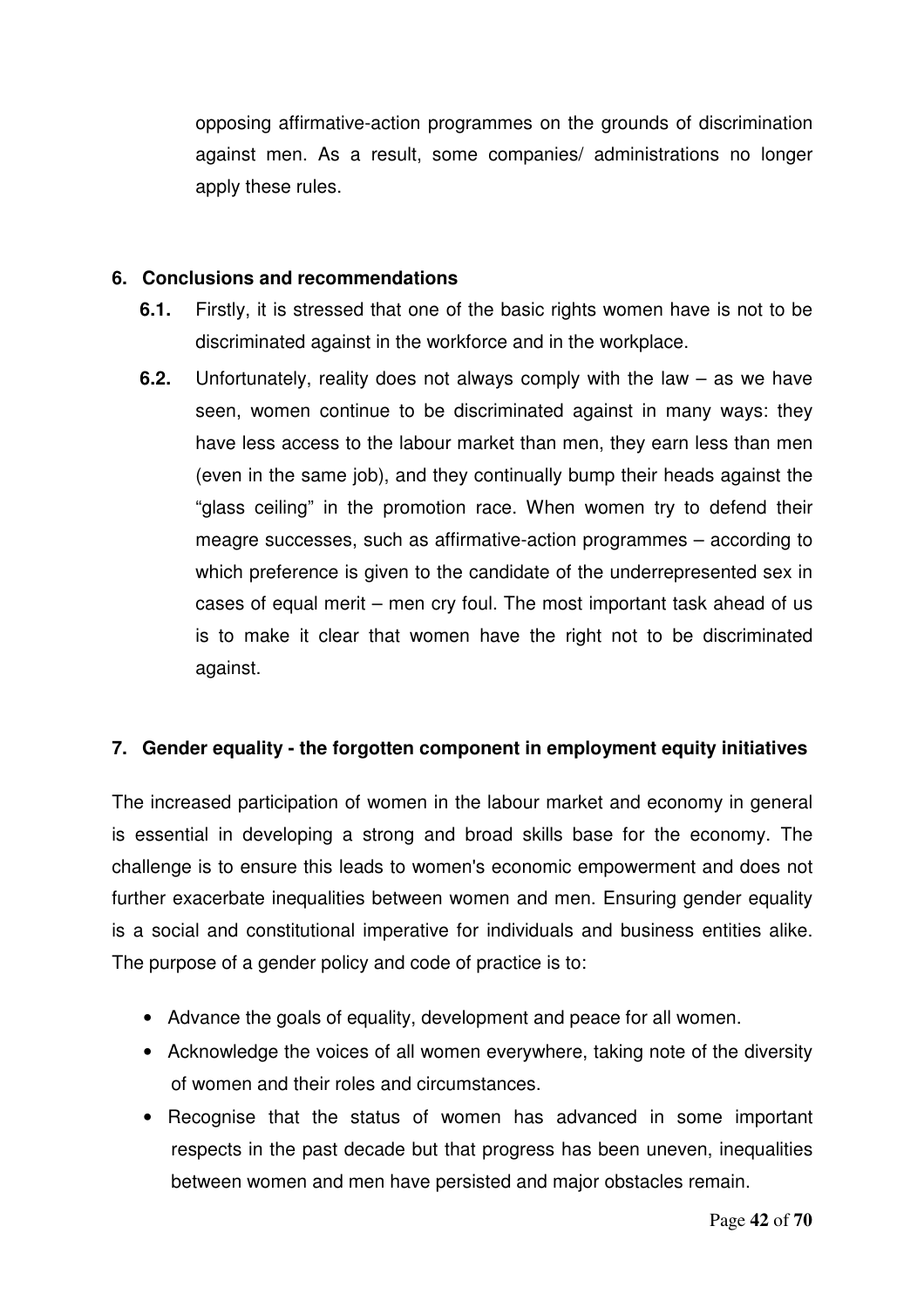opposing affirmative-action programmes on the grounds of discrimination against men. As a result, some companies/ administrations no longer apply these rules.

## 6. Conclusions and recommendations

**6.1.** Firstly, it is stressed that one of the basic rights women have is not to be discriminated against in the workforce and in the workplace.

**6.2.** Unfortunately, reality does not always comply with the law – as we have seen, women continue to be discriminated against in many ways: they have less access to the labour market than men, they earn less than men (even in the same job), and they continually bump their heads against the "glass ceiling" in the promotion race. When women try to defend their meagre successes, such as affirmative-action programmes – according to which preference is given to the candidate of the underrepresented sex in cases of equal merit – men cry foul. The most important task ahead of us is to make it clear that women have the right not to be discriminated against.

## 7. Gender equality - the forgotten component in employment equity initiatives

The increased participation of women in the labour market and economy in general is essential in developing a strong and broad skills base for the economy. The challenge is to ensure this leads to women's economic empowerment and does not further exacerbate inequalities between women and men. Ensuring gender equality is a social and constitutional imperative for individuals and business entities alike. The purpose of a gender policy and code of practice is to:

- Advance the goals of equality, development and peace for all women.
- Acknowledge the voices of all women everywhere, taking note of the diversity of women and their roles and circumstances.
- Recognise that the status of women has advanced in some important respects in the past decade but that progress has been uneven, inequalities between women and men have persisted and major obstacles remain.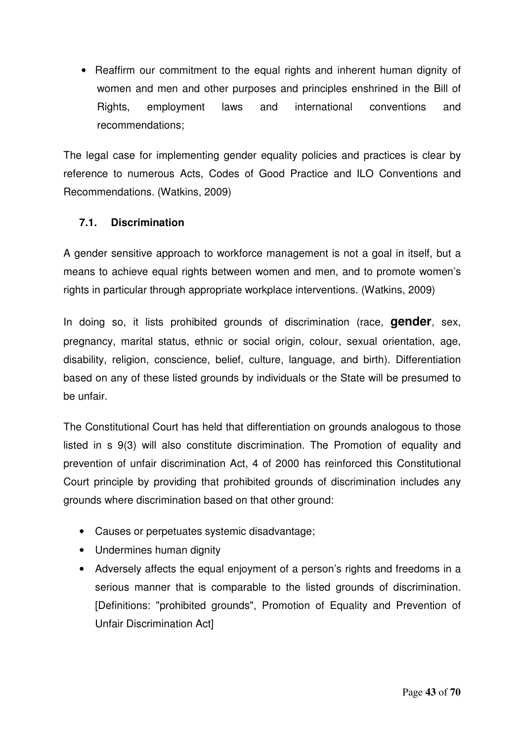- Reaffirm our commitment to the equal rights and inherent human dignity of women and men and other purposes and principles enshrined in the Bill of Rights, employment laws and international conventions and recommendations;

The legal case for implementing gender equality policies and practices is clear by reference to numerous Acts, Codes of Good Practice and ILO Conventions and Recommendations. (Watkins, 2009)

### 7.1. Discrimination

A gender sensitive approach to workforce management is not a goal in itself, but a means to achieve equal rights between women and men, and to promote women's rights in particular through appropriate workplace interventions. (Watkins, 2009)

In doing so, it lists prohibited grounds of discrimination (race, **gender**, sex, pregnancy, marital status, ethnic or social origin, colour, sexual orientation, age, disability, religion, conscience, belief, culture, language, and birth). Differentiation based on any of these listed grounds by individuals or the State will be presumed to be unfair.

The Constitutional Court has held that differentiation on grounds analogous to those listed in s 9(3) will also constitute discrimination. The Promotion of equality and prevention of unfair discrimination Act, 4 of 2000 has reinforced this Constitutional Court principle by providing that prohibited grounds of discrimination includes any grounds where discrimination based on that other ground:

- Causes or perpetuates systemic disadvantage;
- Undermines human dignity
- Adversely affects the equal enjoyment of a person's rights and freedoms in a serious manner that is comparable to the listed grounds of discrimination. [Definitions: "prohibited grounds", Promotion of Equality and Prevention of Unfair Discrimination Act]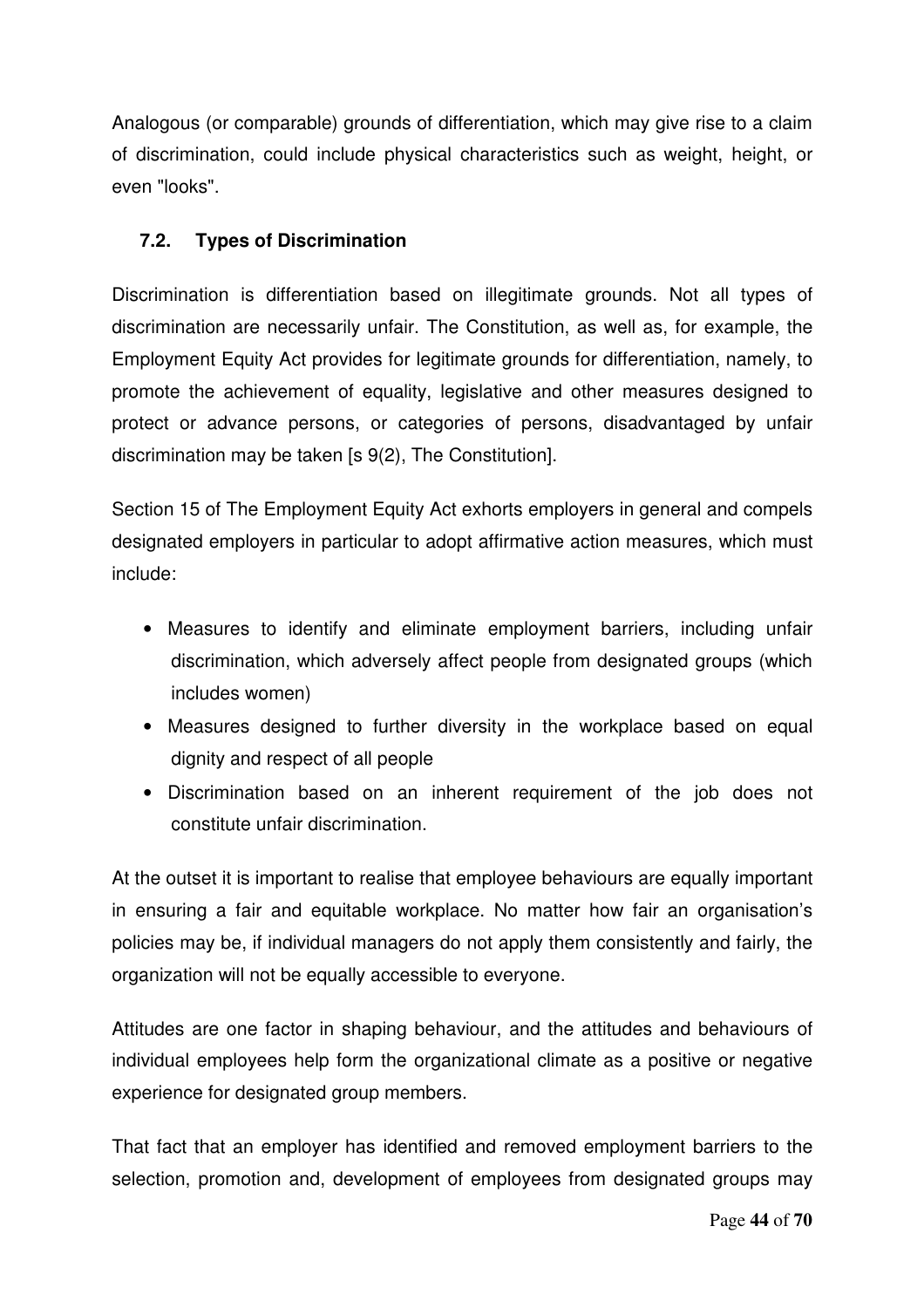Analogous (or comparable) grounds of differentiation, which may give rise to a claim of discrimination, could include physical characteristics such as weight, height, or even "looks".

### 7.2. Types of Discrimination

Discrimination is differentiation based on illegitimate grounds. Not all types of discrimination are necessarily unfair. The Constitution, as well as, for example, the Employment Equity Act provides for legitimate grounds for differentiation, namely, to promote the achievement of equality, legislative and other measures designed to protect or advance persons, or categories of persons, disadvantaged by unfair discrimination may be taken [s 9(2), The Constitution].

Section 15 of The Employment Equity Act exhorts employers in general and compels designated employers in particular to adopt affirmative action measures, which must include:

- Measures to identify and eliminate employment barriers, including unfair discrimination, which adversely affect people from designated groups (which includes women)
- Measures designed to further diversity in the workplace based on equal dignity and respect of all people
- Discrimination based on an inherent requirement of the job does not constitute unfair discrimination.

At the outset it is important to realise that employee behaviours are equally important in ensuring a fair and equitable workplace. No matter how fair an organisation's policies may be, if individual managers do not apply them consistently and fairly, the organization will not be equally accessible to everyone.

Attitudes are one factor in shaping behaviour, and the attitudes and behaviours of individual employees help form the organizational climate as a positive or negative experience for designated group members.

That fact that an employer has identified and removed employment barriers to the selection, promotion and, development of employees from designated groups may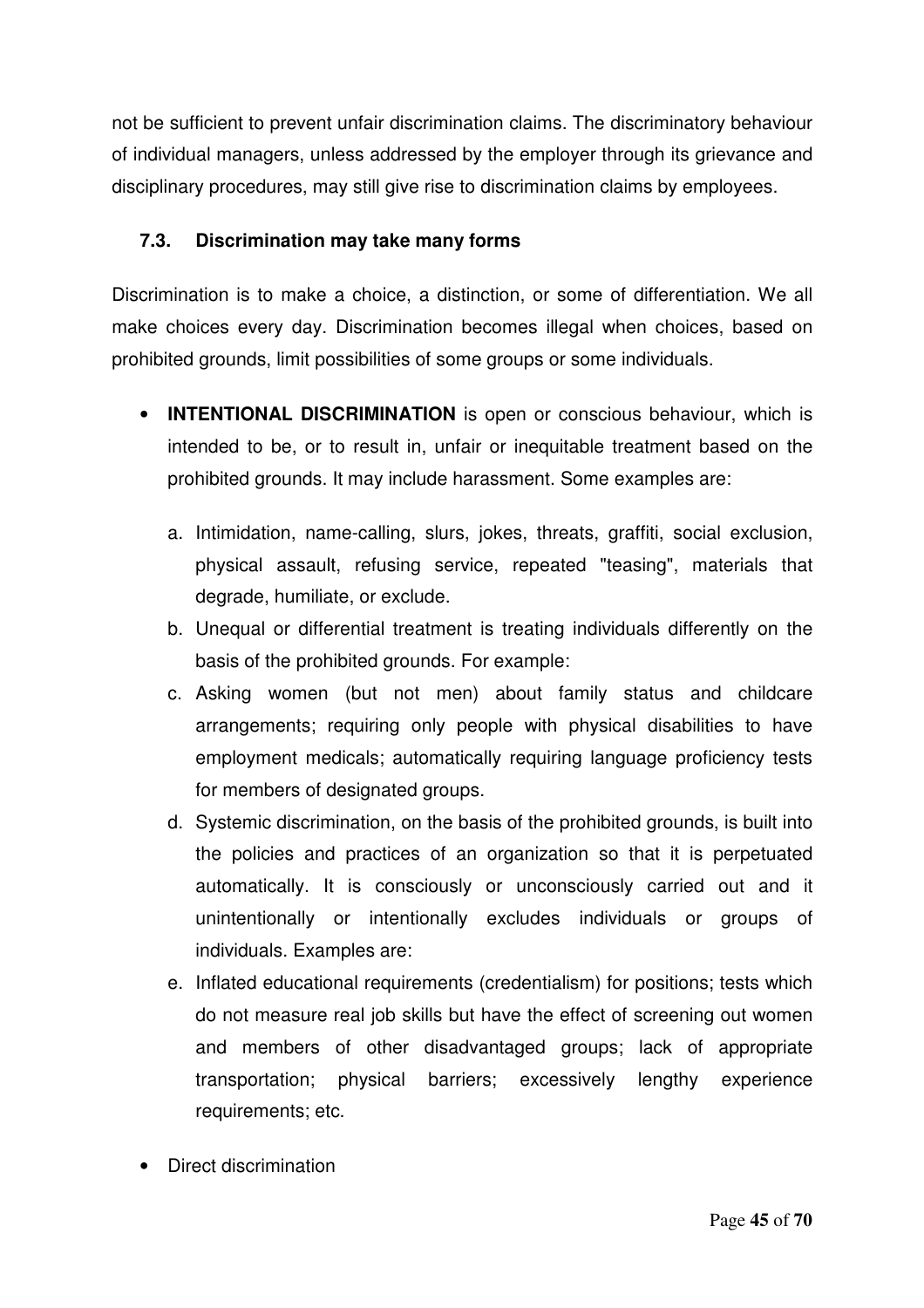not be sufficient to prevent unfair discrimination claims. The discriminatory behaviour of individual managers, unless addressed by the employer through its grievance and disciplinary procedures, may still give rise to discrimination claims by employees.

### 7.3. Discrimination may take many forms

Discrimination is to make a choice, a distinction, or some of differentiation. We all make choices every day. Discrimination becomes illegal when choices, based on prohibited grounds, limit possibilities of some groups or some individuals.

- **INTENTIONAL DISCRIMINATION** is open or conscious behaviour, which is intended to be, or to result in, unfair or inequitable treatment based on the prohibited grounds. It may include harassment. Some examples are:
  a. Intimidation, name-calling, slurs, jokes, threats, graffiti, social exclusion, physical assault, refusing service, repeated "teasing", materials that degrade, humiliate, or exclude.
  b. Unequal or differential treatment is treating individuals differently on the basis of the prohibited grounds. For example:
  c. Asking women (but not men) about family status and childcare arrangements; requiring only people with physical disabilities to have employment medicals; automatically requiring language proficiency tests for members of designated groups.
  d. Systemic discrimination, on the basis of the prohibited grounds, is built into the policies and practices of an organization so that it is perpetuated automatically. It is consciously or unconsciously carried out and it unintentionally or intentionally excludes individuals or groups of individuals. Examples are:
  e. Inflated educational requirements (credentialism) for positions; tests which do not measure real job skills but have the effect of screening out women and members of other disadvantaged groups; lack of appropriate transportation; physical barriers; excessively lengthy experience requirements; etc.

- Direct discrimination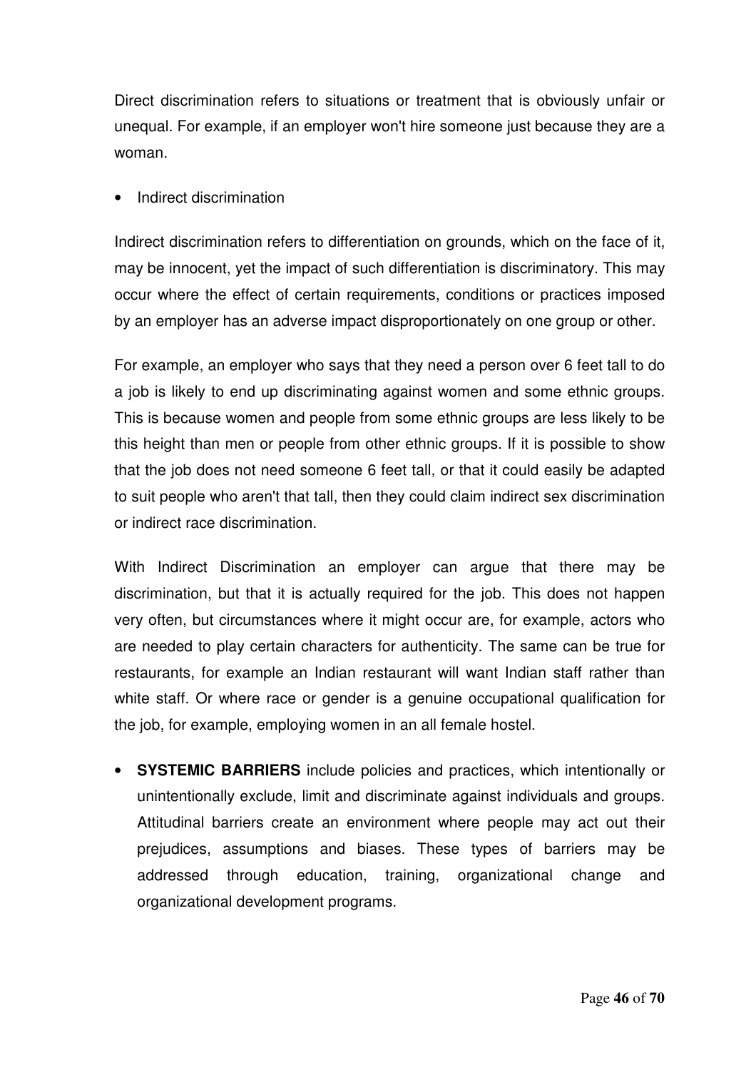Direct discrimination refers to situations or treatment that is obviously unfair or unequal. For example, if an employer won't hire someone just because they are a woman.

- Indirect discrimination

Indirect discrimination refers to differentiation on grounds, which on the face of it, may be innocent, yet the impact of such differentiation is discriminatory. This may occur where the effect of certain requirements, conditions or practices imposed by an employer has an adverse impact disproportionately on one group or other.

For example, an employer who says that they need a person over 6 feet tall to do a job is likely to end up discriminating against women and some ethnic groups. This is because women and people from some ethnic groups are less likely to be this height than men or people from other ethnic groups. If it is possible to show that the job does not need someone 6 feet tall, or that it could easily be adapted to suit people who aren't that tall, then they could claim indirect sex discrimination or indirect race discrimination.

With Indirect Discrimination an employer can argue that there may be discrimination, but that it is actually required for the job. This does not happen very often, but circumstances where it might occur are, for example, actors who are needed to play certain characters for authenticity. The same can be true for restaurants, for example an Indian restaurant will want Indian staff rather than white staff. Or where race or gender is a genuine occupational qualification for the job, for example, employing women in an all female hostel.

- **SYSTEMIC BARRIERS** include policies and practices, which intentionally or unintentionally exclude, limit and discriminate against individuals and groups. Attitudinal barriers create an environment where people may act out their prejudices, assumptions and biases. These types of barriers may be addressed through education, training, organizational change and organizational development programs.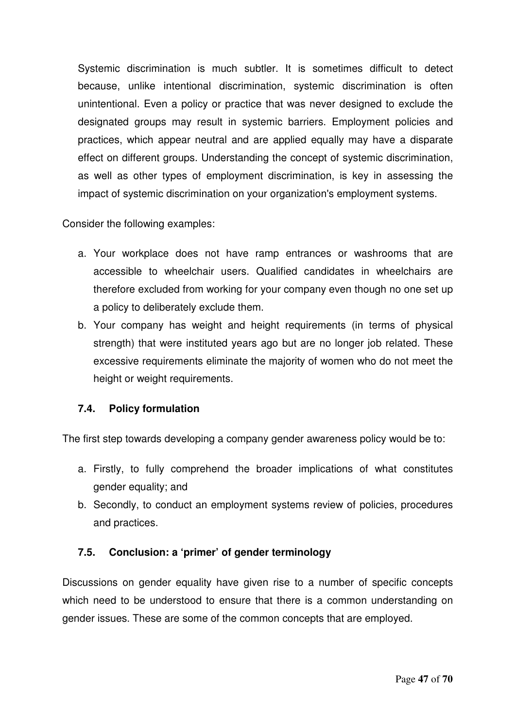Systemic discrimination is much subtler. It is sometimes difficult to detect because, unlike intentional discrimination, systemic discrimination is often unintentional. Even a policy or practice that was never designed to exclude the designated groups may result in systemic barriers. Employment policies and practices, which appear neutral and are applied equally may have a disparate effect on different groups. Understanding the concept of systemic discrimination, as well as other types of employment discrimination, is key in assessing the impact of systemic discrimination on your organization's employment systems.

Consider the following examples:

a. Your workplace does not have ramp entrances or washrooms that are accessible to wheelchair users. Qualified candidates in wheelchairs are therefore excluded from working for your company even though no one set up a policy to deliberately exclude them.
b. Your company has weight and height requirements (in terms of physical strength) that were instituted years ago but are no longer job related. These excessive requirements eliminate the majority of women who do not meet the height or weight requirements.

### 7.4. Policy formulation

The first step towards developing a company gender awareness policy would be to:

a. Firstly, to fully comprehend the broader implications of what constitutes gender equality; and
b. Secondly, to conduct an employment systems review of policies, procedures and practices.

### 7.5. Conclusion: a 'primer' of gender terminology

Discussions on gender equality have given rise to a number of specific concepts which need to be understood to ensure that there is a common understanding on gender issues. These are some of the common concepts that are employed.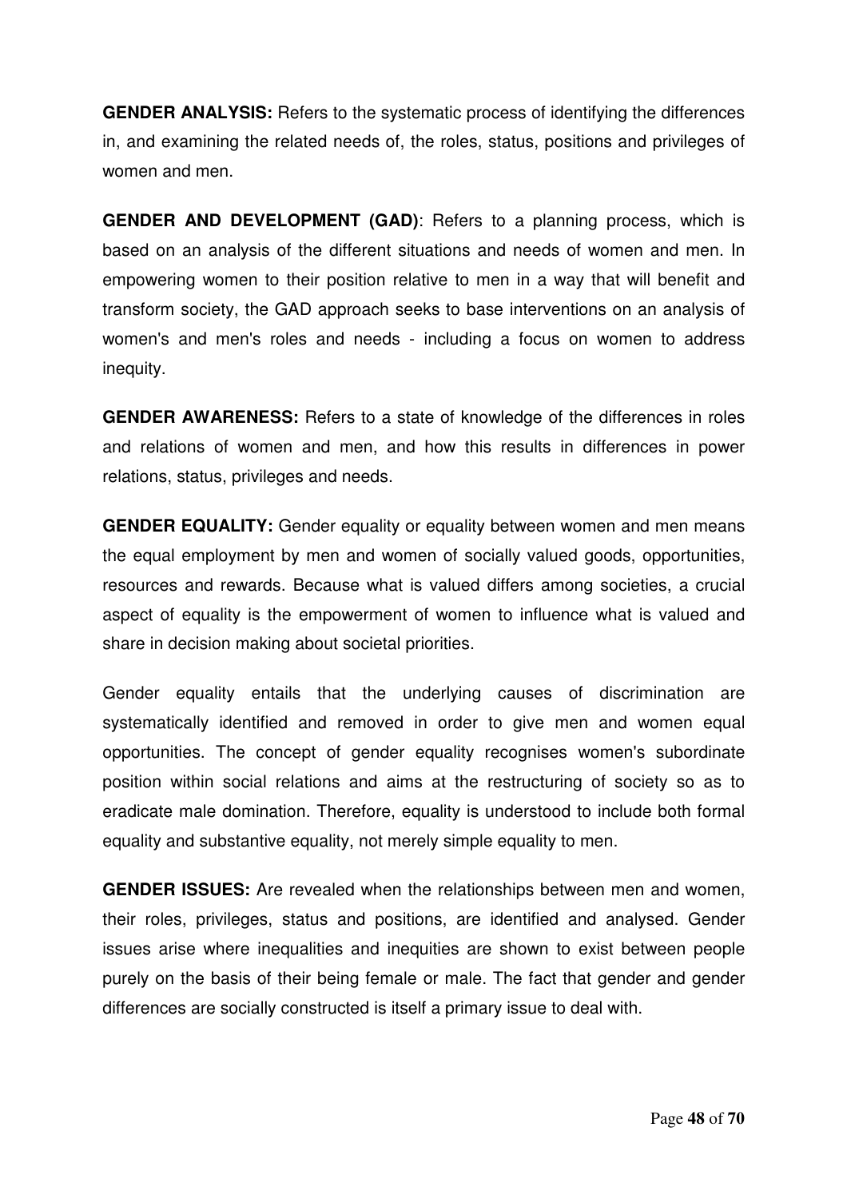**GENDER ANALYSIS:** Refers to the systematic process of identifying the differences in, and examining the related needs of, the roles, status, positions and privileges of women and men.

**GENDER AND DEVELOPMENT (GAD)**: Refers to a planning process, which is based on an analysis of the different situations and needs of women and men. In empowering women to their position relative to men in a way that will benefit and transform society, the GAD approach seeks to base interventions on an analysis of women's and men's roles and needs - including a focus on women to address inequity.

**GENDER AWARENESS:** Refers to a state of knowledge of the differences in roles and relations of women and men, and how this results in differences in power relations, status, privileges and needs.

**GENDER EQUALITY:** Gender equality or equality between women and men means the equal employment by men and women of socially valued goods, opportunities, resources and rewards. Because what is valued differs among societies, a crucial aspect of equality is the empowerment of women to influence what is valued and share in decision making about societal priorities.

Gender equality entails that the underlying causes of discrimination are systematically identified and removed in order to give men and women equal opportunities. The concept of gender equality recognises women's subordinate position within social relations and aims at the restructuring of society so as to eradicate male domination. Therefore, equality is understood to include both formal equality and substantive equality, not merely simple equality to men.

**GENDER ISSUES:** Are revealed when the relationships between men and women, their roles, privileges, status and positions, are identified and analysed. Gender issues arise where inequalities and inequities are shown to exist between people purely on the basis of their being female or male. The fact that gender and gender differences are socially constructed is itself a primary issue to deal with.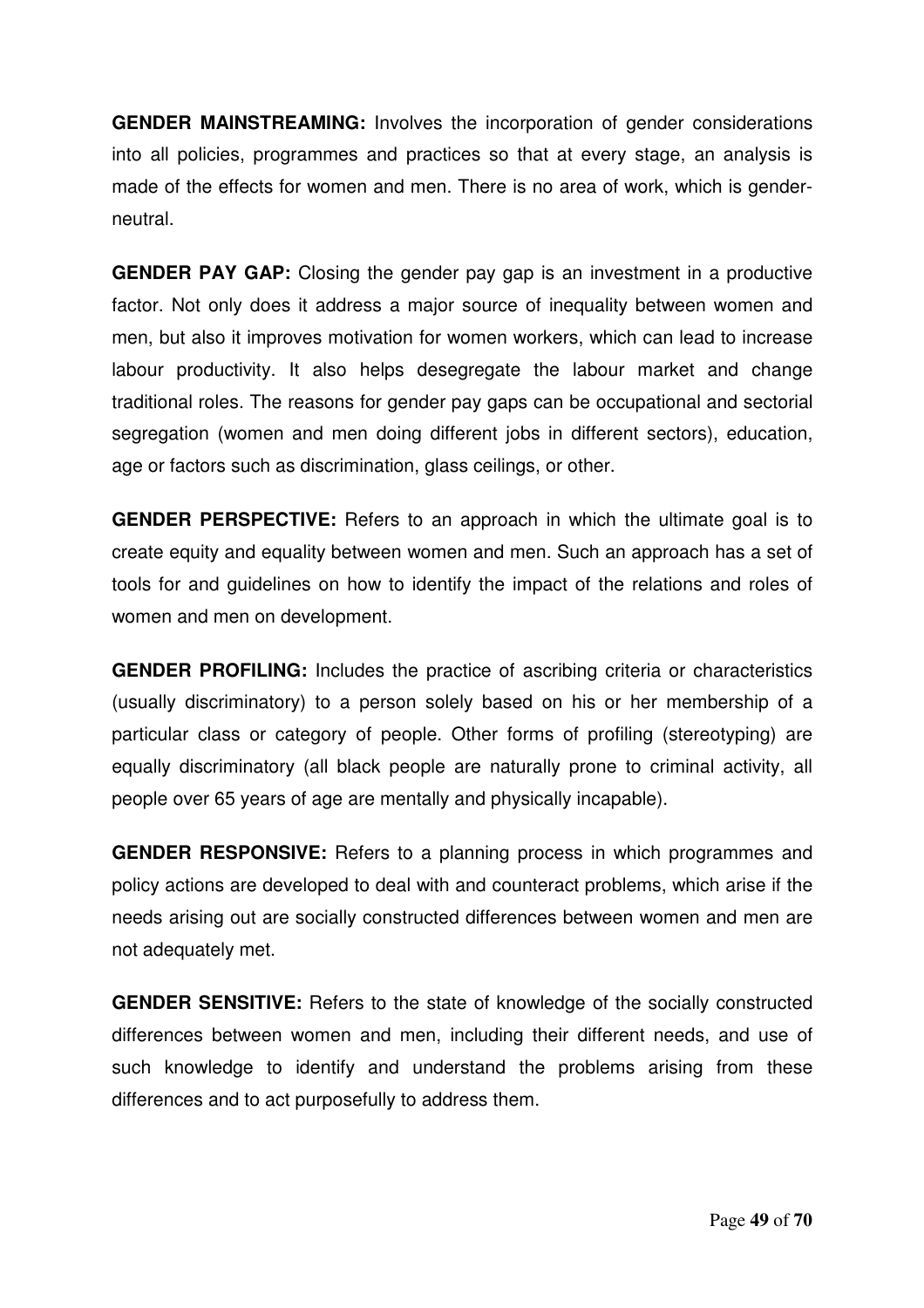**GENDER MAINSTREAMING:** Involves the incorporation of gender considerations into all policies, programmes and practices so that at every stage, an analysis is made of the effects for women and men. There is no area of work, which is gender-neutral.

**GENDER PAY GAP:** Closing the gender pay gap is an investment in a productive factor. Not only does it address a major source of inequality between women and men, but also it improves motivation for women workers, which can lead to increase labour productivity. It also helps desegregate the labour market and change traditional roles. The reasons for gender pay gaps can be occupational and sectorial segregation (women and men doing different jobs in different sectors), education, age or factors such as discrimination, glass ceilings, or other.

**GENDER PERSPECTIVE:** Refers to an approach in which the ultimate goal is to create equity and equality between women and men. Such an approach has a set of tools for and guidelines on how to identify the impact of the relations and roles of women and men on development.

**GENDER PROFILING:** Includes the practice of ascribing criteria or characteristics (usually discriminatory) to a person solely based on his or her membership of a particular class or category of people. Other forms of profiling (stereotyping) are equally discriminatory (all black people are naturally prone to criminal activity, all people over 65 years of age are mentally and physically incapable).

**GENDER RESPONSIVE:** Refers to a planning process in which programmes and policy actions are developed to deal with and counteract problems, which arise if the needs arising out are socially constructed differences between women and men are not adequately met.

**GENDER SENSITIVE:** Refers to the state of knowledge of the socially constructed differences between women and men, including their different needs, and use of such knowledge to identify and understand the problems arising from these differences and to act purposefully to address them.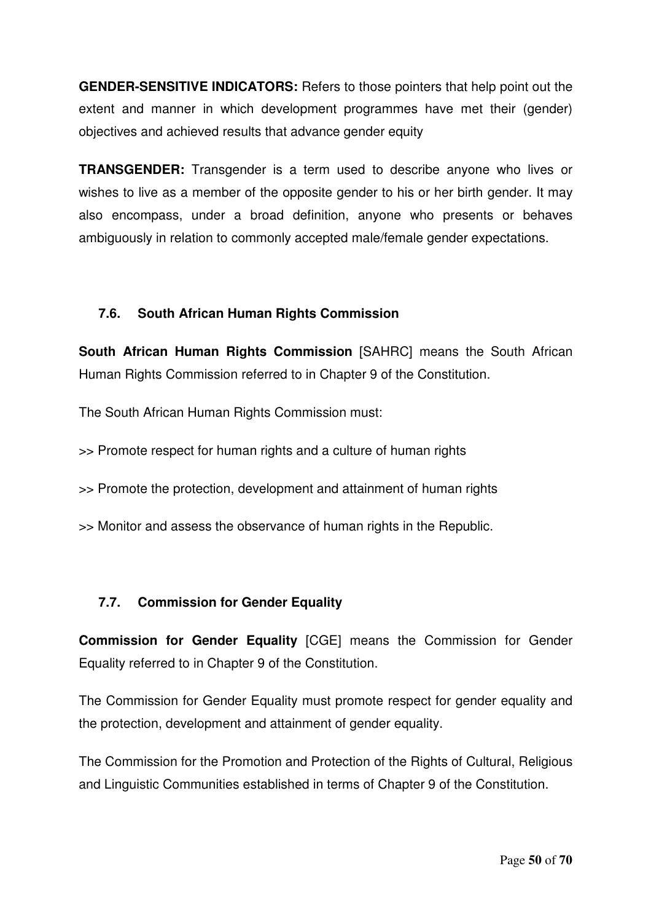**GENDER-SENSITIVE INDICATORS:** Refers to those pointers that help point out the extent and manner in which development programmes have met their (gender) objectives and achieved results that advance gender equity

**TRANSGENDER:** Transgender is a term used to describe anyone who lives or wishes to live as a member of the opposite gender to his or her birth gender. It may also encompass, under a broad definition, anyone who presents or behaves ambiguously in relation to commonly accepted male/female gender expectations.

### 7.6. South African Human Rights Commission

**South African Human Rights Commission** [SAHRC] means the South African Human Rights Commission referred to in Chapter 9 of the Constitution.

The South African Human Rights Commission must:

>> Promote respect for human rights and a culture of human rights

>> Promote the protection, development and attainment of human rights

>> Monitor and assess the observance of human rights in the Republic.

### 7.7. Commission for Gender Equality

**Commission for Gender Equality** [CGE] means the Commission for Gender Equality referred to in Chapter 9 of the Constitution.

The Commission for Gender Equality must promote respect for gender equality and the protection, development and attainment of gender equality.

The Commission for the Promotion and Protection of the Rights of Cultural, Religious and Linguistic Communities established in terms of Chapter 9 of the Constitution.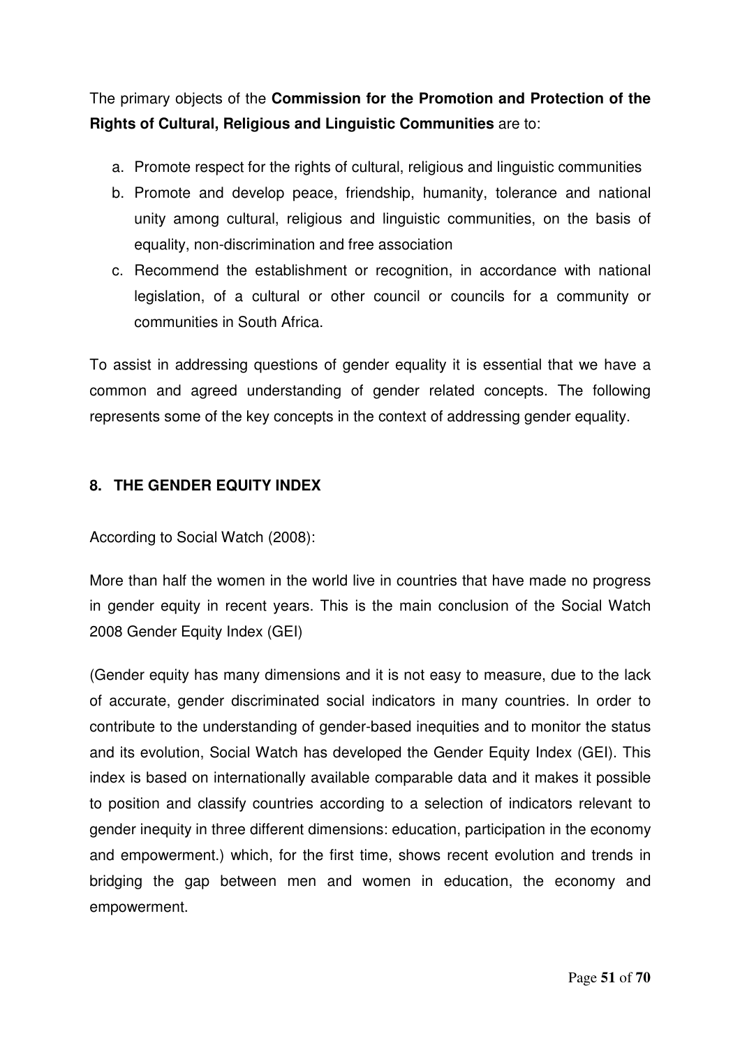The primary objects of the **Commission for the Promotion and Protection of the Rights of Cultural, Religious and Linguistic Communities** are to:

a. Promote respect for the rights of cultural, religious and linguistic communities
b. Promote and develop peace, friendship, humanity, tolerance and national unity among cultural, religious and linguistic communities, on the basis of equality, non-discrimination and free association
c. Recommend the establishment or recognition, in accordance with national legislation, of a cultural or other council or councils for a community or communities in South Africa.

To assist in addressing questions of gender equality it is essential that we have a common and agreed understanding of gender related concepts. The following represents some of the key concepts in the context of addressing gender equality.

## 8. THE GENDER EQUITY INDEX

According to Social Watch (2008):

More than half the women in the world live in countries that have made no progress in gender equity in recent years. This is the main conclusion of the Social Watch 2008 Gender Equity Index (GEI)

(Gender equity has many dimensions and it is not easy to measure, due to the lack of accurate, gender discriminated social indicators in many countries. In order to contribute to the understanding of gender-based inequities and to monitor the status and its evolution, Social Watch has developed the Gender Equity Index (GEI). This index is based on internationally available comparable data and it makes it possible to position and classify countries according to a selection of indicators relevant to gender inequity in three different dimensions: education, participation in the economy and empowerment.) which, for the first time, shows recent evolution and trends in bridging the gap between men and women in education, the economy and empowerment.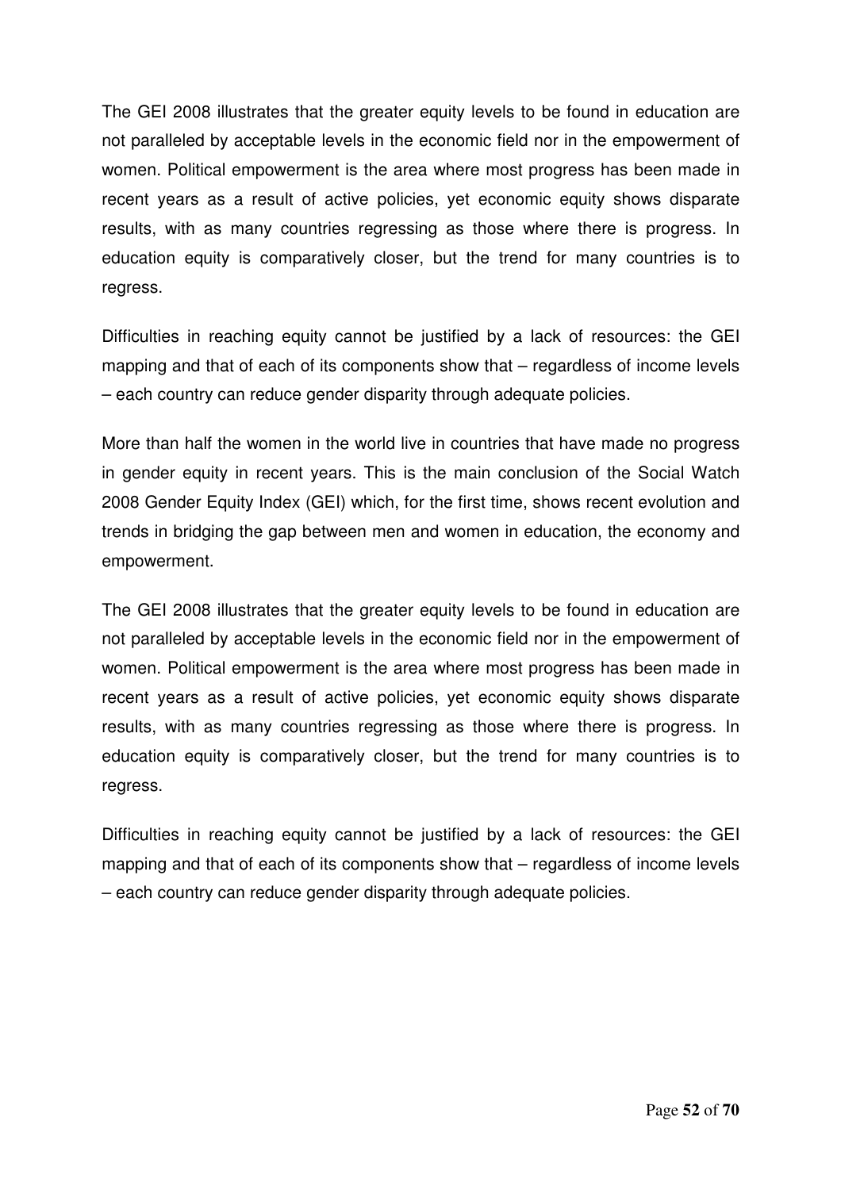The GEI 2008 illustrates that the greater equity levels to be found in education are not paralleled by acceptable levels in the economic field nor in the empowerment of women. Political empowerment is the area where most progress has been made in recent years as a result of active policies, yet economic equity shows disparate results, with as many countries regressing as those where there is progress. In education equity is comparatively closer, but the trend for many countries is to regress.

Difficulties in reaching equity cannot be justified by a lack of resources: the GEI mapping and that of each of its components show that – regardless of income levels – each country can reduce gender disparity through adequate policies.

More than half the women in the world live in countries that have made no progress in gender equity in recent years. This is the main conclusion of the Social Watch 2008 Gender Equity Index (GEI) which, for the first time, shows recent evolution and trends in bridging the gap between men and women in education, the economy and empowerment.

The GEI 2008 illustrates that the greater equity levels to be found in education are not paralleled by acceptable levels in the economic field nor in the empowerment of women. Political empowerment is the area where most progress has been made in recent years as a result of active policies, yet economic equity shows disparate results, with as many countries regressing as those where there is progress. In education equity is comparatively closer, but the trend for many countries is to regress.

Difficulties in reaching equity cannot be justified by a lack of resources: the GEI mapping and that of each of its components show that – regardless of income levels – each country can reduce gender disparity through adequate policies.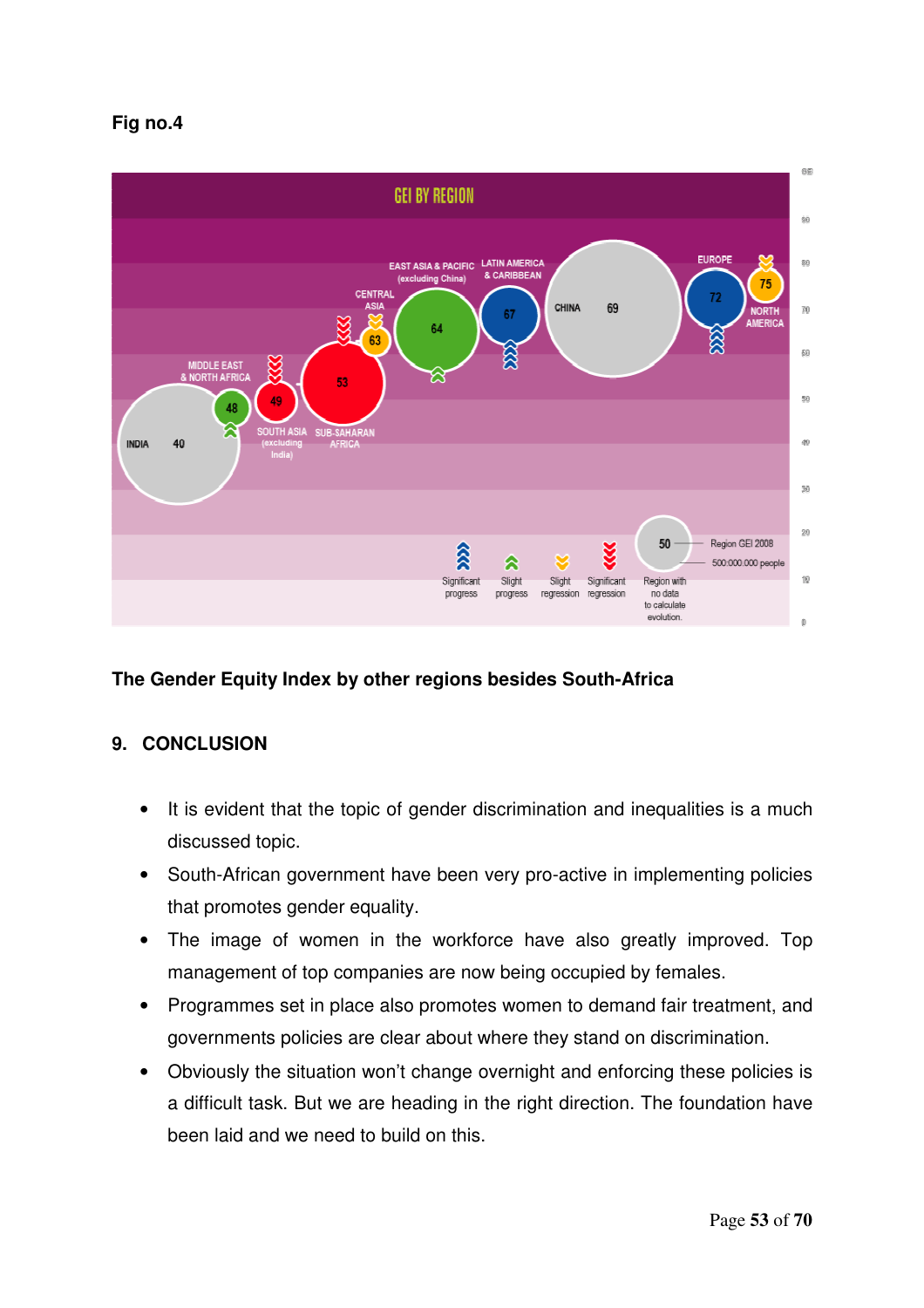**Fig no.4**

**The Gender Equity Index by other regions besides South-Africa**

## 9. CONCLUSION

- It is evident that the topic of gender discrimination and inequalities is a much discussed topic.
- South-African government have been very pro-active in implementing policies that promotes gender equality.
- The image of women in the workforce have also greatly improved. Top management of top companies are now being occupied by females.
- Programmes set in place also promotes women to demand fair treatment, and governments policies are clear about where they stand on discrimination.
- Obviously the situation won't change overnight and enforcing these policies is a difficult task. But we are heading in the right direction. The foundation have been laid and we need to build on this.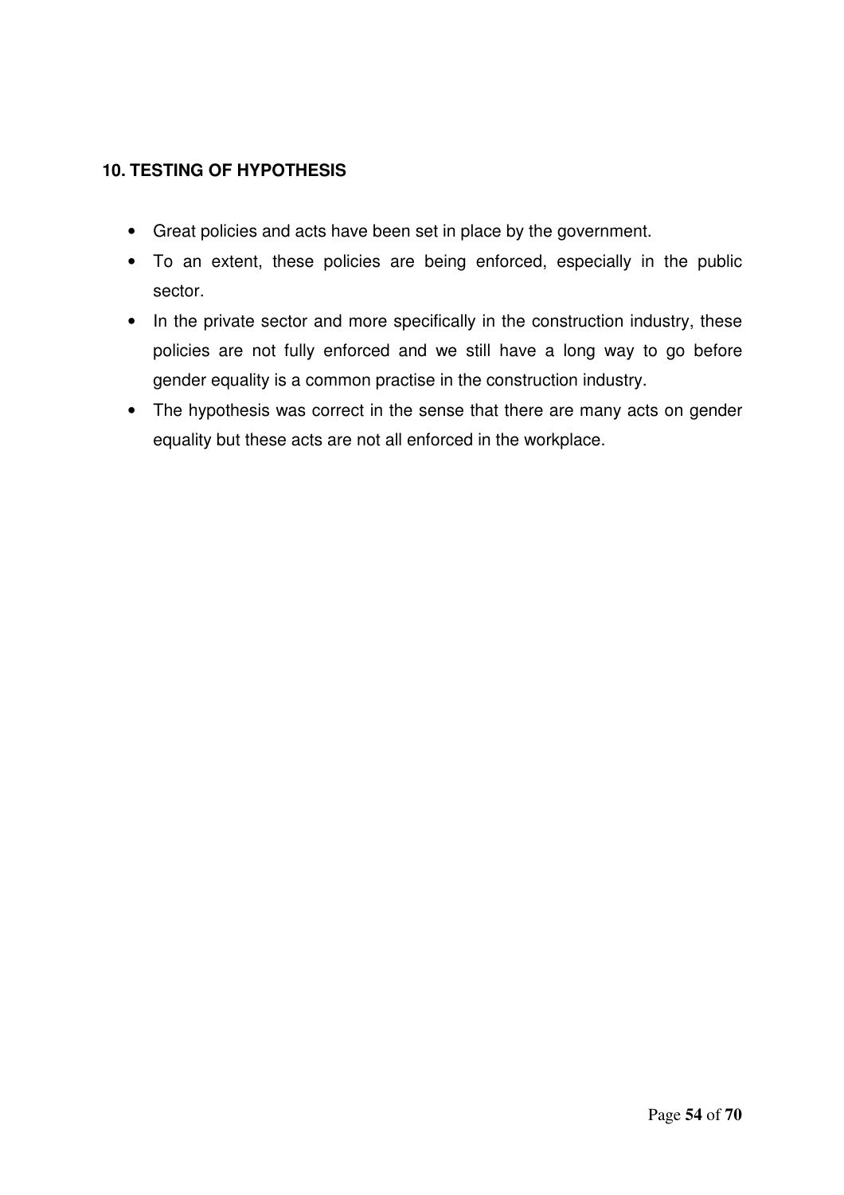## 10. TESTING OF HYPOTHESIS

- Great policies and acts have been set in place by the government.
- To an extent, these policies are being enforced, especially in the public sector.
- In the private sector and more specifically in the construction industry, these policies are not fully enforced and we still have a long way to go before gender equality is a common practise in the construction industry.
- The hypothesis was correct in the sense that there are many acts on gender equality but these acts are not all enforced in the workplace.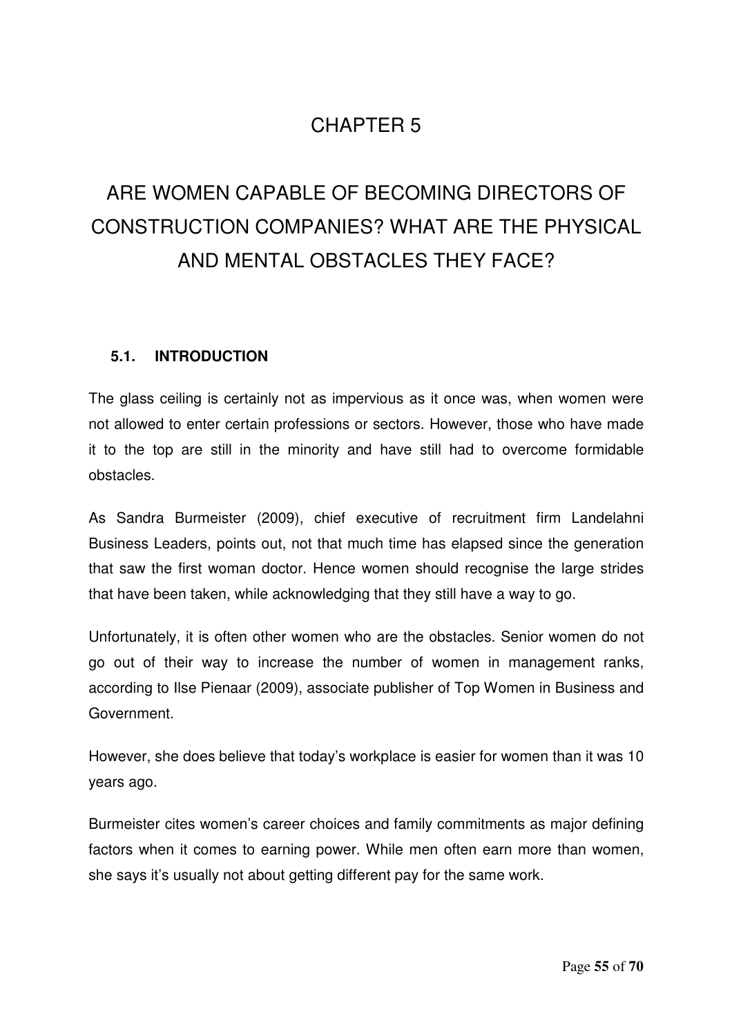# CHAPTER 5

# ARE WOMEN CAPABLE OF BECOMING DIRECTORS OF CONSTRUCTION COMPANIES? WHAT ARE THE PHYSICAL AND MENTAL OBSTACLES THEY FACE?

## 5.1. INTRODUCTION

The glass ceiling is certainly not as impervious as it once was, when women were not allowed to enter certain professions or sectors. However, those who have made it to the top are still in the minority and have still had to overcome formidable obstacles.

As Sandra Burmeister (2009), chief executive of recruitment firm Landelahni Business Leaders, points out, not that much time has elapsed since the generation that saw the first woman doctor. Hence women should recognise the large strides that have been taken, while acknowledging that they still have a way to go.

Unfortunately, it is often other women who are the obstacles. Senior women do not go out of their way to increase the number of women in management ranks, according to Ilse Pienaar (2009), associate publisher of Top Women in Business and Government.

However, she does believe that today's workplace is easier for women than it was 10 years ago.

Burmeister cites women's career choices and family commitments as major defining factors when it comes to earning power. While men often earn more than women, she says it's usually not about getting different pay for the same work.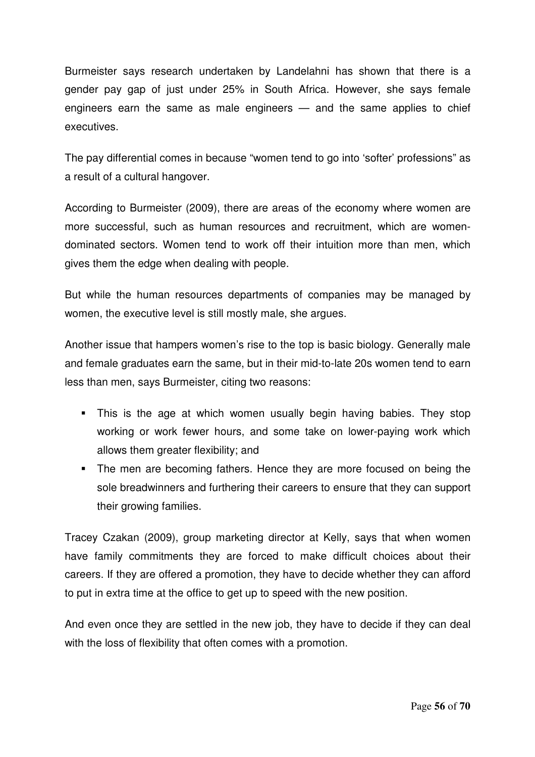Burmeister says research undertaken by Landelahni has shown that there is a gender pay gap of just under 25% in South Africa. However, she says female engineers earn the same as male engineers — and the same applies to chief executives.

The pay differential comes in because "women tend to go into 'softer' professions" as a result of a cultural hangover.

According to Burmeister (2009), there are areas of the economy where women are more successful, such as human resources and recruitment, which are women-dominated sectors. Women tend to work off their intuition more than men, which gives them the edge when dealing with people.

But while the human resources departments of companies may be managed by women, the executive level is still mostly male, she argues.

Another issue that hampers women's rise to the top is basic biology. Generally male and female graduates earn the same, but in their mid-to-late 20s women tend to earn less than men, says Burmeister, citing two reasons:

- This is the age at which women usually begin having babies. They stop working or work fewer hours, and some take on lower-paying work which allows them greater flexibility; and
- The men are becoming fathers. Hence they are more focused on being the sole breadwinners and furthering their careers to ensure that they can support their growing families.

Tracey Czakan (2009), group marketing director at Kelly, says that when women have family commitments they are forced to make difficult choices about their careers. If they are offered a promotion, they have to decide whether they can afford to put in extra time at the office to get up to speed with the new position.

And even once they are settled in the new job, they have to decide if they can deal with the loss of flexibility that often comes with a promotion.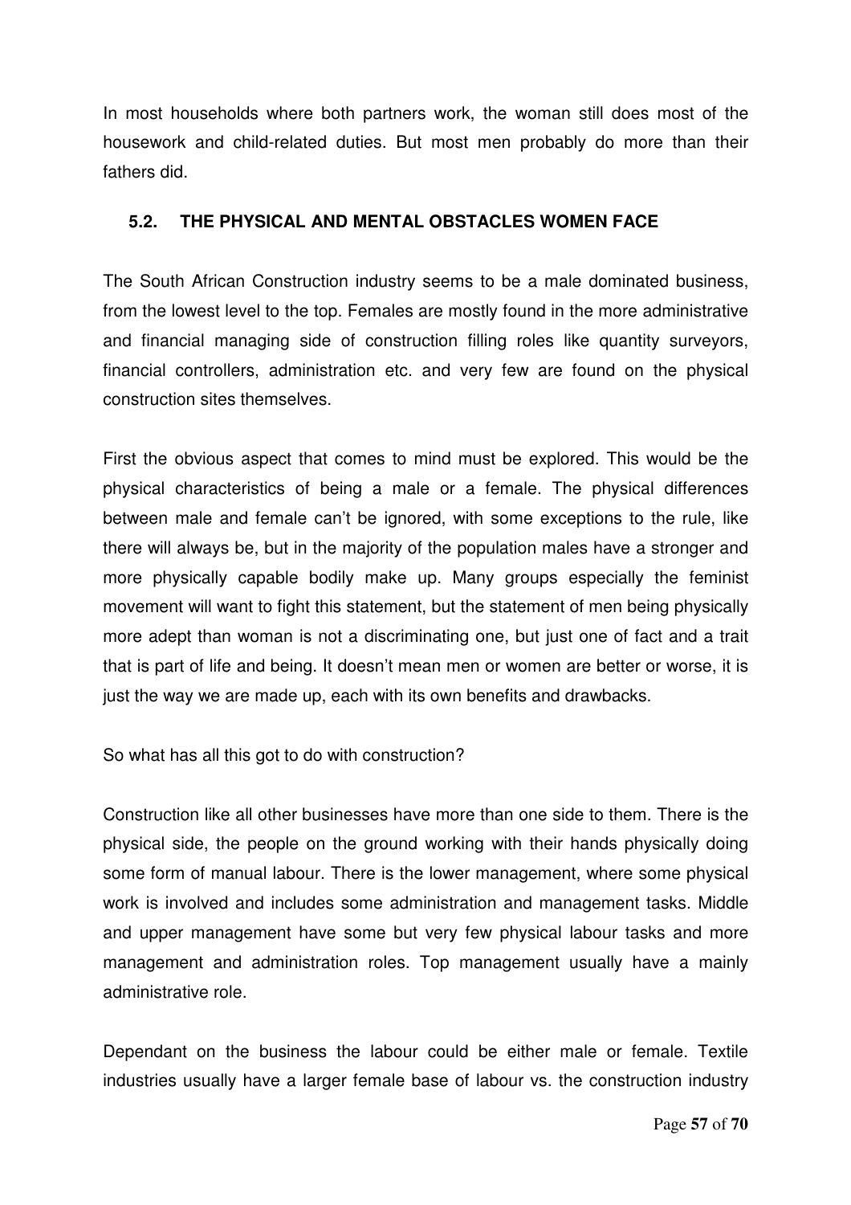In most households where both partners work, the woman still does most of the housework and child-related duties. But most men probably do more than their fathers did.

## 5.2. THE PHYSICAL AND MENTAL OBSTACLES WOMEN FACE

The South African Construction industry seems to be a male dominated business, from the lowest level to the top. Females are mostly found in the more administrative and financial managing side of construction filling roles like quantity surveyors, financial controllers, administration etc. and very few are found on the physical construction sites themselves.

First the obvious aspect that comes to mind must be explored. This would be the physical characteristics of being a male or a female. The physical differences between male and female can't be ignored, with some exceptions to the rule, like there will always be, but in the majority of the population males have a stronger and more physically capable bodily make up. Many groups especially the feminist movement will want to fight this statement, but the statement of men being physically more adept than woman is not a discriminating one, but just one of fact and a trait that is part of life and being. It doesn't mean men or women are better or worse, it is just the way we are made up, each with its own benefits and drawbacks.

So what has all this got to do with construction?

Construction like all other businesses have more than one side to them. There is the physical side, the people on the ground working with their hands physically doing some form of manual labour. There is the lower management, where some physical work is involved and includes some administration and management tasks. Middle and upper management have some but very few physical labour tasks and more management and administration roles. Top management usually have a mainly administrative role.

Dependant on the business the labour could be either male or female. Textile industries usually have a larger female base of labour vs. the construction industry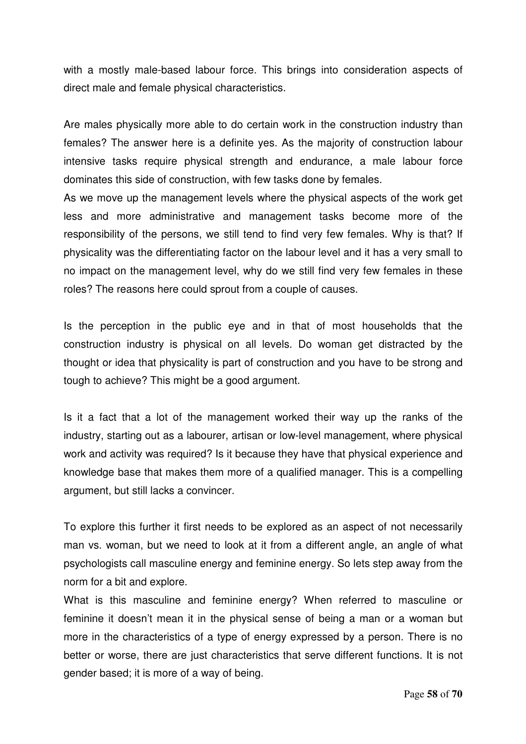with a mostly male-based labour force. This brings into consideration aspects of direct male and female physical characteristics.

Are males physically more able to do certain work in the construction industry than females? The answer here is a definite yes. As the majority of construction labour intensive tasks require physical strength and endurance, a male labour force dominates this side of construction, with few tasks done by females.

As we move up the management levels where the physical aspects of the work get less and more administrative and management tasks become more of the responsibility of the persons, we still tend to find very few females. Why is that? If physicality was the differentiating factor on the labour level and it has a very small to no impact on the management level, why do we still find very few females in these roles? The reasons here could sprout from a couple of causes.

Is the perception in the public eye and in that of most households that the construction industry is physical on all levels. Do woman get distracted by the thought or idea that physicality is part of construction and you have to be strong and tough to achieve? This might be a good argument.

Is it a fact that a lot of the management worked their way up the ranks of the industry, starting out as a labourer, artisan or low-level management, where physical work and activity was required? Is it because they have that physical experience and knowledge base that makes them more of a qualified manager. This is a compelling argument, but still lacks a convincer.

To explore this further it first needs to be explored as an aspect of not necessarily man vs. woman, but we need to look at it from a different angle, an angle of what psychologists call masculine energy and feminine energy. So lets step away from the norm for a bit and explore.

What is this masculine and feminine energy? When referred to masculine or feminine it doesn't mean it in the physical sense of being a man or a woman but more in the characteristics of a type of energy expressed by a person. There is no better or worse, there are just characteristics that serve different functions. It is not gender based; it is more of a way of being.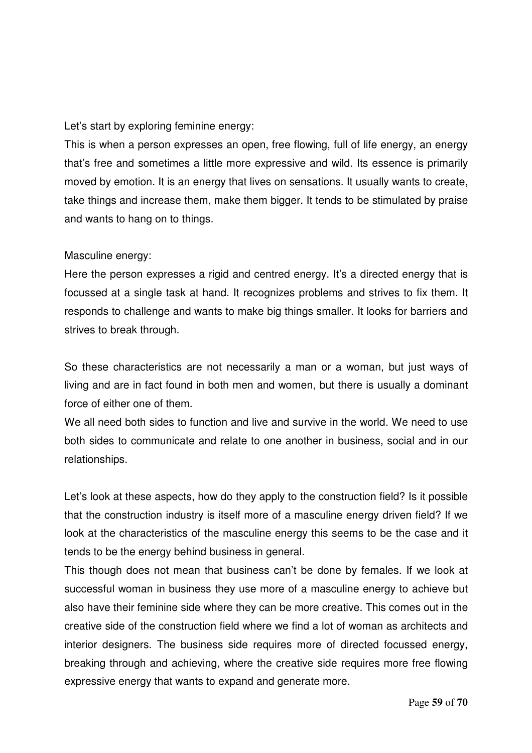Let's start by exploring feminine energy:
This is when a person expresses an open, free flowing, full of life energy, an energy that's free and sometimes a little more expressive and wild. Its essence is primarily moved by emotion. It is an energy that lives on sensations. It usually wants to create, take things and increase them, make them bigger. It tends to be stimulated by praise and wants to hang on to things.

Masculine energy:
Here the person expresses a rigid and centred energy. It's a directed energy that is focussed at a single task at hand. It recognizes problems and strives to fix them. It responds to challenge and wants to make big things smaller. It looks for barriers and strives to break through.

So these characteristics are not necessarily a man or a woman, but just ways of living and are in fact found in both men and women, but there is usually a dominant force of either one of them.
We all need both sides to function and live and survive in the world. We need to use both sides to communicate and relate to one another in business, social and in our relationships.

Let's look at these aspects, how do they apply to the construction field? Is it possible that the construction industry is itself more of a masculine energy driven field? If we look at the characteristics of the masculine energy this seems to be the case and it tends to be the energy behind business in general.
This though does not mean that business can't be done by females. If we look at successful woman in business they use more of a masculine energy to achieve but also have their feminine side where they can be more creative. This comes out in the creative side of the construction field where we find a lot of woman as architects and interior designers. The business side requires more of directed focussed energy, breaking through and achieving, where the creative side requires more free flowing expressive energy that wants to expand and generate more.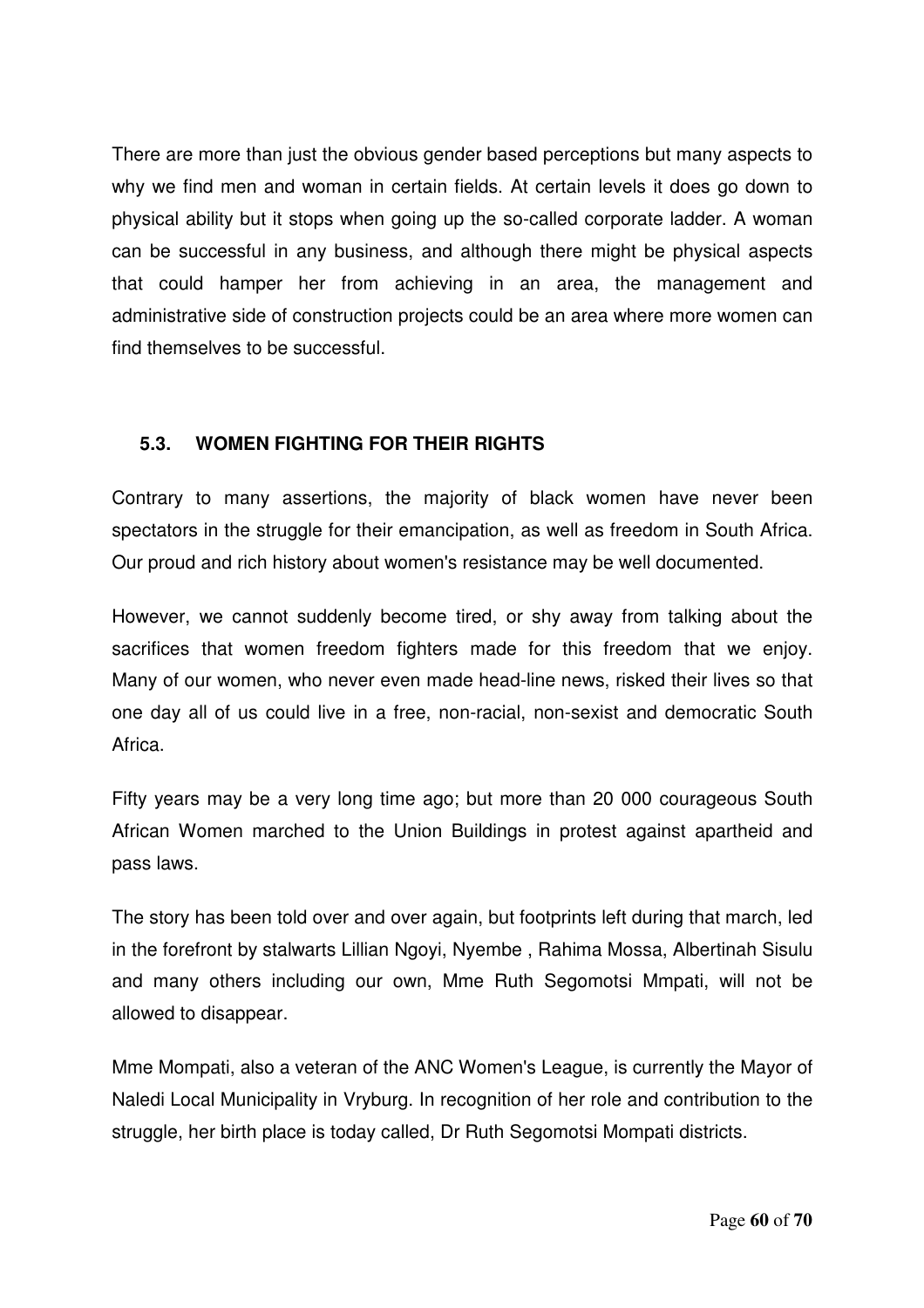There are more than just the obvious gender based perceptions but many aspects to why we find men and woman in certain fields. At certain levels it does go down to physical ability but it stops when going up the so-called corporate ladder. A woman can be successful in any business, and although there might be physical aspects that could hamper her from achieving in an area, the management and administrative side of construction projects could be an area where more women can find themselves to be successful.

### 5.3. WOMEN FIGHTING FOR THEIR RIGHTS

Contrary to many assertions, the majority of black women have never been spectators in the struggle for their emancipation, as well as freedom in South Africa. Our proud and rich history about women's resistance may be well documented.

However, we cannot suddenly become tired, or shy away from talking about the sacrifices that women freedom fighters made for this freedom that we enjoy. Many of our women, who never even made head-line news, risked their lives so that one day all of us could live in a free, non-racial, non-sexist and democratic South Africa.

Fifty years may be a very long time ago; but more than 20 000 courageous South African Women marched to the Union Buildings in protest against apartheid and pass laws.

The story has been told over and over again, but footprints left during that march, led in the forefront by stalwarts Lillian Ngoyi, Nyembe , Rahima Mossa, Albertinah Sisulu and many others including our own, Mme Ruth Segomotsi Mmpati, will not be allowed to disappear.

Mme Mompati, also a veteran of the ANC Women's League, is currently the Mayor of Naledi Local Municipality in Vryburg. In recognition of her role and contribution to the struggle, her birth place is today called, Dr Ruth Segomotsi Mompati districts.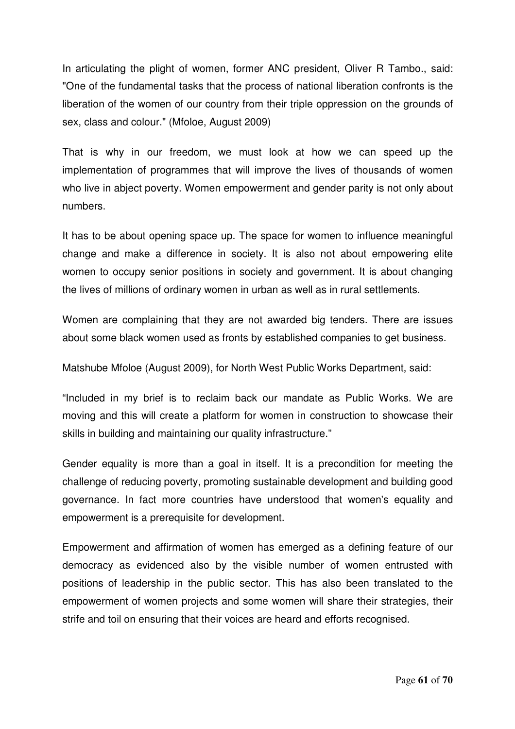In articulating the plight of women, former ANC president, Oliver R Tambo., said: "One of the fundamental tasks that the process of national liberation confronts is the liberation of the women of our country from their triple oppression on the grounds of sex, class and colour." (Mfoloe, August 2009)

That is why in our freedom, we must look at how we can speed up the implementation of programmes that will improve the lives of thousands of women who live in abject poverty. Women empowerment and gender parity is not only about numbers.

It has to be about opening space up. The space for women to influence meaningful change and make a difference in society. It is also not about empowering elite women to occupy senior positions in society and government. It is about changing the lives of millions of ordinary women in urban as well as in rural settlements.

Women are complaining that they are not awarded big tenders. There are issues about some black women used as fronts by established companies to get business.

Matshube Mfoloe (August 2009), for North West Public Works Department, said:

"Included in my brief is to reclaim back our mandate as Public Works. We are moving and this will create a platform for women in construction to showcase their skills in building and maintaining our quality infrastructure."

Gender equality is more than a goal in itself. It is a precondition for meeting the challenge of reducing poverty, promoting sustainable development and building good governance. In fact more countries have understood that women's equality and empowerment is a prerequisite for development.

Empowerment and affirmation of women has emerged as a defining feature of our democracy as evidenced also by the visible number of women entrusted with positions of leadership in the public sector. This has also been translated to the empowerment of women projects and some women will share their strategies, their strife and toil on ensuring that their voices are heard and efforts recognised.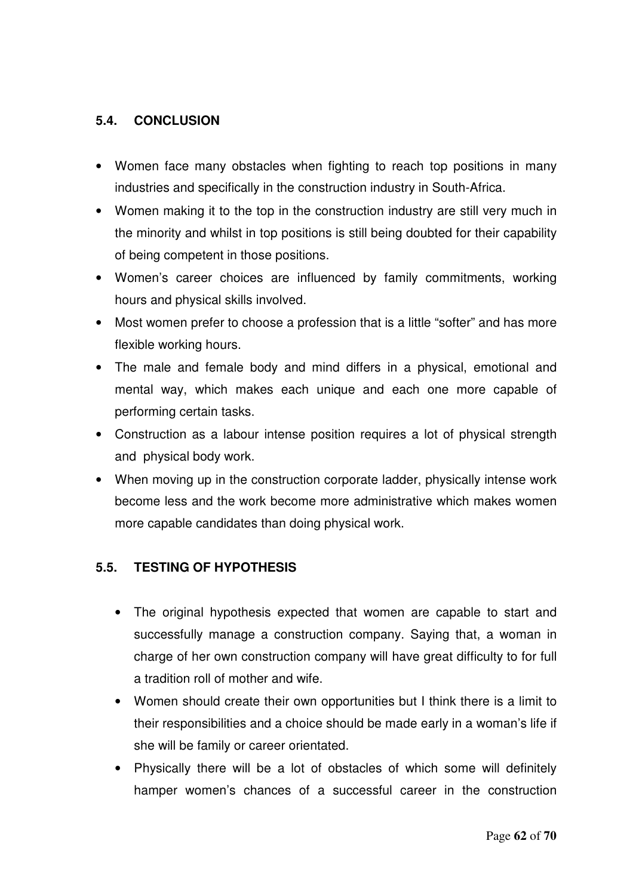## 5.4. CONCLUSION

- Women face many obstacles when fighting to reach top positions in many industries and specifically in the construction industry in South-Africa.
- Women making it to the top in the construction industry are still very much in the minority and whilst in top positions is still being doubted for their capability of being competent in those positions.
- Women's career choices are influenced by family commitments, working hours and physical skills involved.
- Most women prefer to choose a profession that is a little "softer" and has more flexible working hours.
- The male and female body and mind differs in a physical, emotional and mental way, which makes each unique and each one more capable of performing certain tasks.
- Construction as a labour intense position requires a lot of physical strength and physical body work.
- When moving up in the construction corporate ladder, physically intense work become less and the work become more administrative which makes women more capable candidates than doing physical work.

## 5.5. TESTING OF HYPOTHESIS

- The original hypothesis expected that women are capable to start and successfully manage a construction company. Saying that, a woman in charge of her own construction company will have great difficulty to for full a tradition roll of mother and wife.
- Women should create their own opportunities but I think there is a limit to their responsibilities and a choice should be made early in a woman's life if she will be family or career orientated.
- Physically there will be a lot of obstacles of which some will definitely hamper women's chances of a successful career in the construction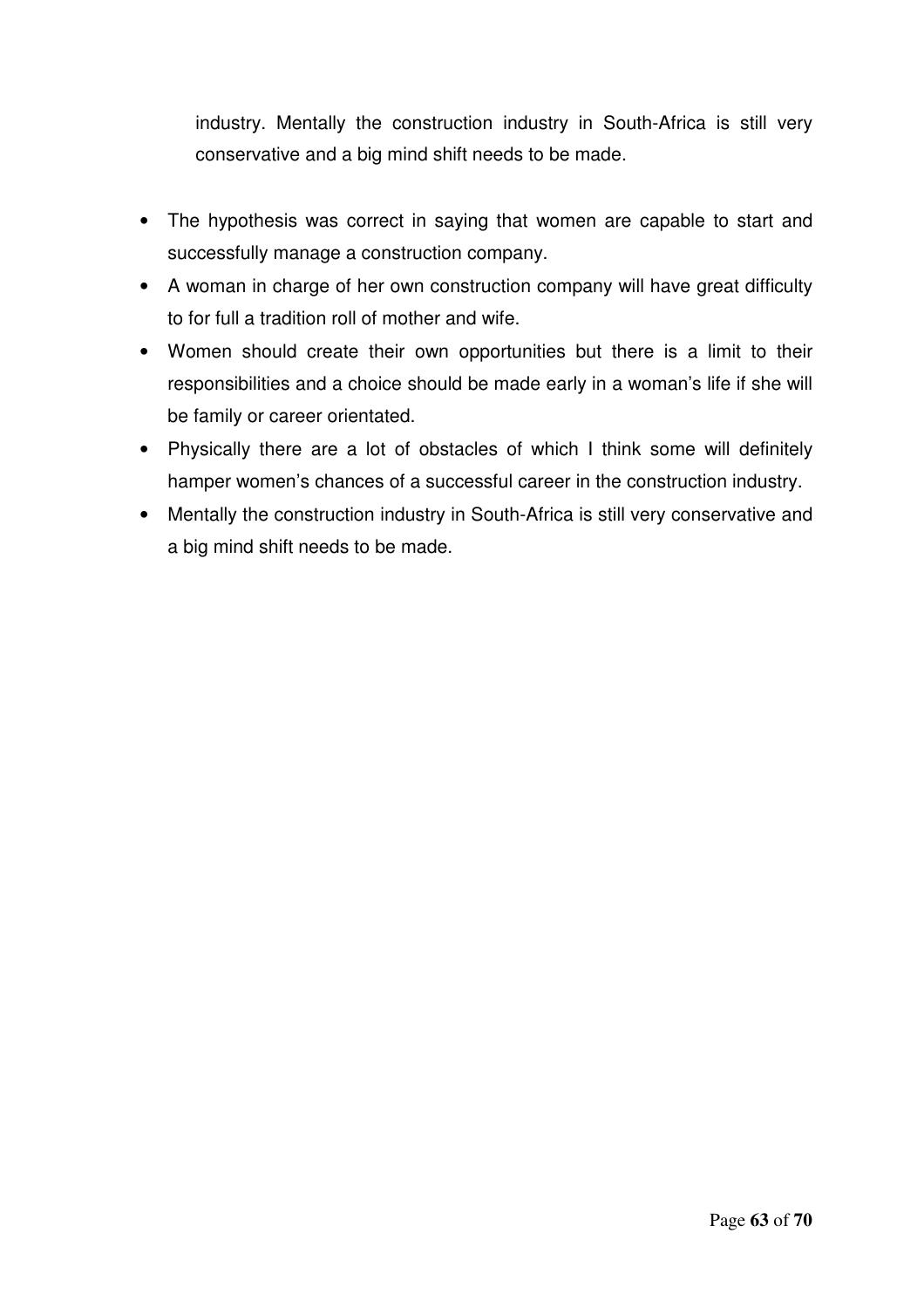industry. Mentally the construction industry in South-Africa is still very conservative and a big mind shift needs to be made.

- The hypothesis was correct in saying that women are capable to start and successfully manage a construction company.
- A woman in charge of her own construction company will have great difficulty to for full a tradition roll of mother and wife.
- Women should create their own opportunities but there is a limit to their responsibilities and a choice should be made early in a woman's life if she will be family or career orientated.
- Physically there are a lot of obstacles of which I think some will definitely hamper women's chances of a successful career in the construction industry.
- Mentally the construction industry in South-Africa is still very conservative and a big mind shift needs to be made.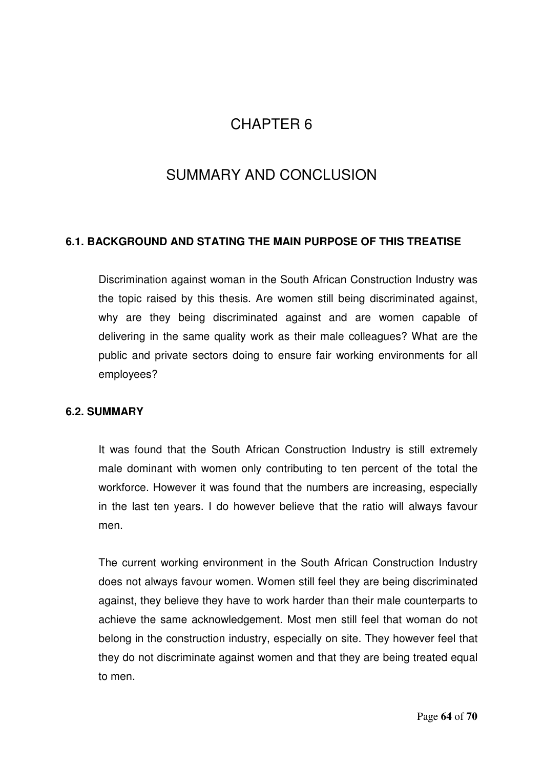# CHAPTER 6

# SUMMARY AND CONCLUSION

## 6.1. BACKGROUND AND STATING THE MAIN PURPOSE OF THIS TREATISE

Discrimination against woman in the South African Construction Industry was the topic raised by this thesis. Are women still being discriminated against, why are they being discriminated against and are women capable of delivering in the same quality work as their male colleagues? What are the public and private sectors doing to ensure fair working environments for all employees?

## 6.2. SUMMARY

It was found that the South African Construction Industry is still extremely male dominant with women only contributing to ten percent of the total the workforce. However it was found that the numbers are increasing, especially in the last ten years. I do however believe that the ratio will always favour men.

The current working environment in the South African Construction Industry does not always favour women. Women still feel they are being discriminated against, they believe they have to work harder than their male counterparts to achieve the same acknowledgement. Most men still feel that woman do not belong in the construction industry, especially on site. They however feel that they do not discriminate against women and that they are being treated equal to men.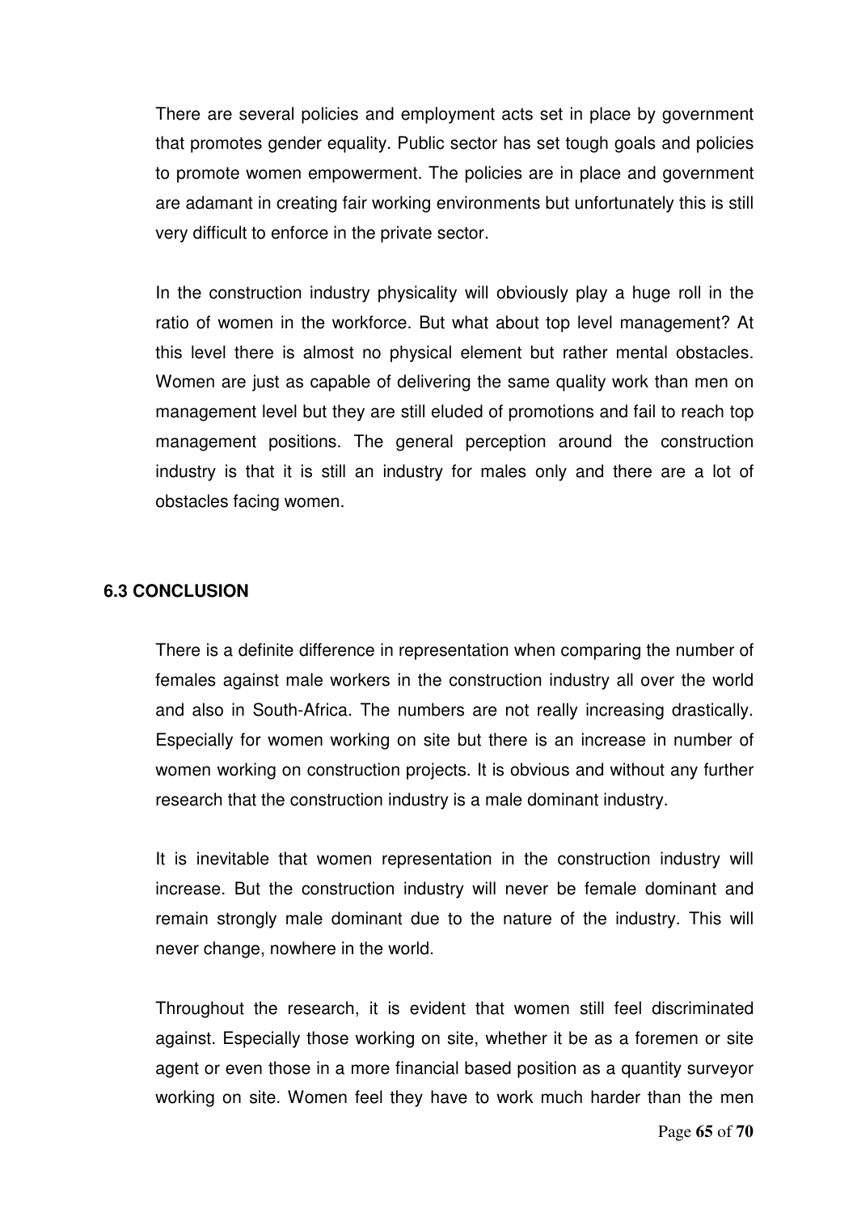There are several policies and employment acts set in place by government that promotes gender equality. Public sector has set tough goals and policies to promote women empowerment. The policies are in place and government are adamant in creating fair working environments but unfortunately this is still very difficult to enforce in the private sector.

In the construction industry physicality will obviously play a huge roll in the ratio of women in the workforce. But what about top level management? At this level there is almost no physical element but rather mental obstacles. Women are just as capable of delivering the same quality work than men on management level but they are still eluded of promotions and fail to reach top management positions. The general perception around the construction industry is that it is still an industry for males only and there are a lot of obstacles facing women.

### 6.3 CONCLUSION

There is a definite difference in representation when comparing the number of females against male workers in the construction industry all over the world and also in South-Africa. The numbers are not really increasing drastically. Especially for women working on site but there is an increase in number of women working on construction projects. It is obvious and without any further research that the construction industry is a male dominant industry.

It is inevitable that women representation in the construction industry will increase. But the construction industry will never be female dominant and remain strongly male dominant due to the nature of the industry. This will never change, nowhere in the world.

Throughout the research, it is evident that women still feel discriminated against. Especially those working on site, whether it be as a foremen or site agent or even those in a more financial based position as a quantity surveyor working on site. Women feel they have to work much harder than the men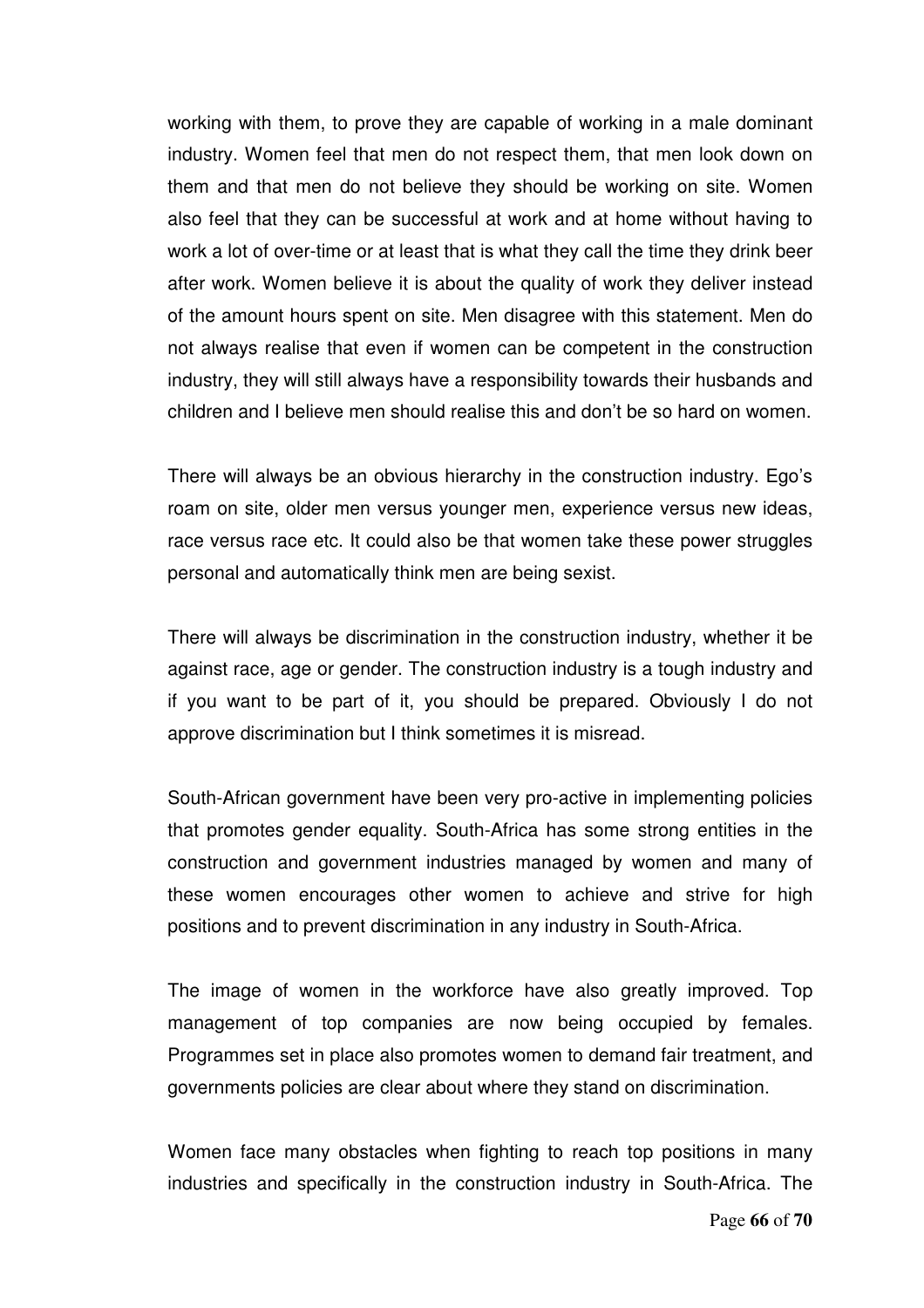working with them, to prove they are capable of working in a male dominant industry. Women feel that men do not respect them, that men look down on them and that men do not believe they should be working on site. Women also feel that they can be successful at work and at home without having to work a lot of over-time or at least that is what they call the time they drink beer after work. Women believe it is about the quality of work they deliver instead of the amount hours spent on site. Men disagree with this statement. Men do not always realise that even if women can be competent in the construction industry, they will still always have a responsibility towards their husbands and children and I believe men should realise this and don't be so hard on women.

There will always be an obvious hierarchy in the construction industry. Ego's roam on site, older men versus younger men, experience versus new ideas, race versus race etc. It could also be that women take these power struggles personal and automatically think men are being sexist.

There will always be discrimination in the construction industry, whether it be against race, age or gender. The construction industry is a tough industry and if you want to be part of it, you should be prepared. Obviously I do not approve discrimination but I think sometimes it is misread.

South-African government have been very pro-active in implementing policies that promotes gender equality. South-Africa has some strong entities in the construction and government industries managed by women and many of these women encourages other women to achieve and strive for high positions and to prevent discrimination in any industry in South-Africa.

The image of women in the workforce have also greatly improved. Top management of top companies are now being occupied by females. Programmes set in place also promotes women to demand fair treatment, and governments policies are clear about where they stand on discrimination.

Women face many obstacles when fighting to reach top positions in many industries and specifically in the construction industry in South-Africa. The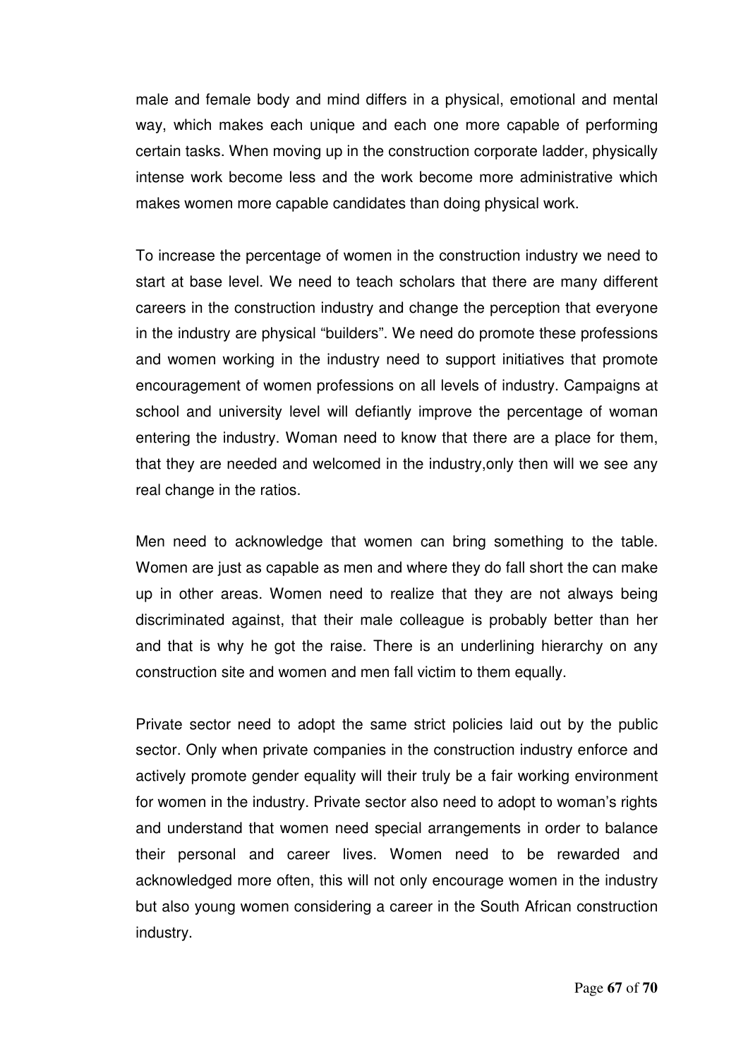male and female body and mind differs in a physical, emotional and mental way, which makes each unique and each one more capable of performing certain tasks. When moving up in the construction corporate ladder, physically intense work become less and the work become more administrative which makes women more capable candidates than doing physical work.

To increase the percentage of women in the construction industry we need to start at base level. We need to teach scholars that there are many different careers in the construction industry and change the perception that everyone in the industry are physical "builders". We need do promote these professions and women working in the industry need to support initiatives that promote encouragement of women professions on all levels of industry. Campaigns at school and university level will defiantly improve the percentage of woman entering the industry. Woman need to know that there are a place for them, that they are needed and welcomed in the industry,only then will we see any real change in the ratios.

Men need to acknowledge that women can bring something to the table. Women are just as capable as men and where they do fall short the can make up in other areas. Women need to realize that they are not always being discriminated against, that their male colleague is probably better than her and that is why he got the raise. There is an underlining hierarchy on any construction site and women and men fall victim to them equally.

Private sector need to adopt the same strict policies laid out by the public sector. Only when private companies in the construction industry enforce and actively promote gender equality will their truly be a fair working environment for women in the industry. Private sector also need to adopt to woman's rights and understand that women need special arrangements in order to balance their personal and career lives. Women need to be rewarded and acknowledged more often, this will not only encourage women in the industry but also young women considering a career in the South African construction industry.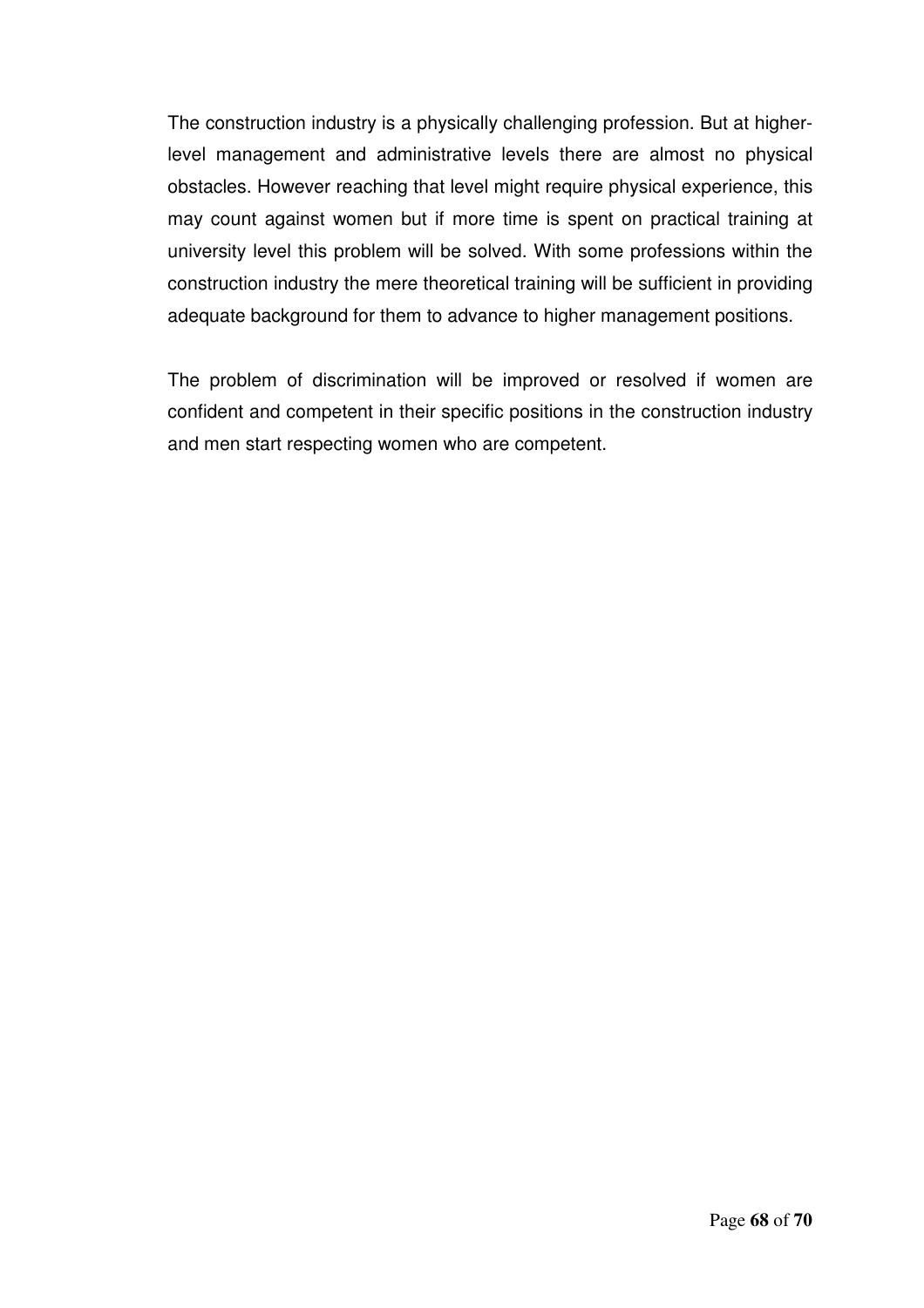The construction industry is a physically challenging profession. But at higher-level management and administrative levels there are almost no physical obstacles. However reaching that level might require physical experience, this may count against women but if more time is spent on practical training at university level this problem will be solved. With some professions within the construction industry the mere theoretical training will be sufficient in providing adequate background for them to advance to higher management positions.

The problem of discrimination will be improved or resolved if women are confident and competent in their specific positions in the construction industry and men start respecting women who are competent.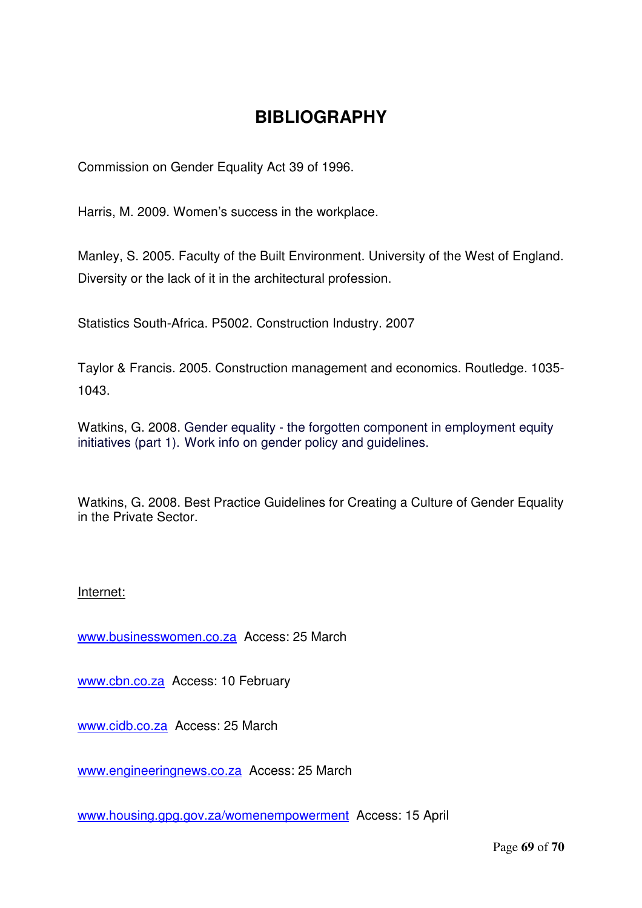# BIBLIOGRAPHY

Commission on Gender Equality Act 39 of 1996.

Harris, M. 2009. Women's success in the workplace.

Manley, S. 2005. Faculty of the Built Environment. University of the West of England. Diversity or the lack of it in the architectural profession.

Statistics South-Africa. P5002. Construction Industry. 2007

Taylor & Francis. 2005. Construction management and economics. Routledge. 1035-1043.

Watkins, G. 2008. Gender equality - the forgotten component in employment equity initiatives (part 1). Work info on gender policy and guidelines.

Watkins, G. 2008. Best Practice Guidelines for Creating a Culture of Gender Equality in the Private Sector.

Internet:

www.businesswomen.co.za Access: 25 March

www.cbn.co.za Access: 10 February

www.cidb.co.za Access: 25 March

www.engineeringnews.co.za Access: 25 March

www.housing.gpg.gov.za/womenempowerment Access: 15 April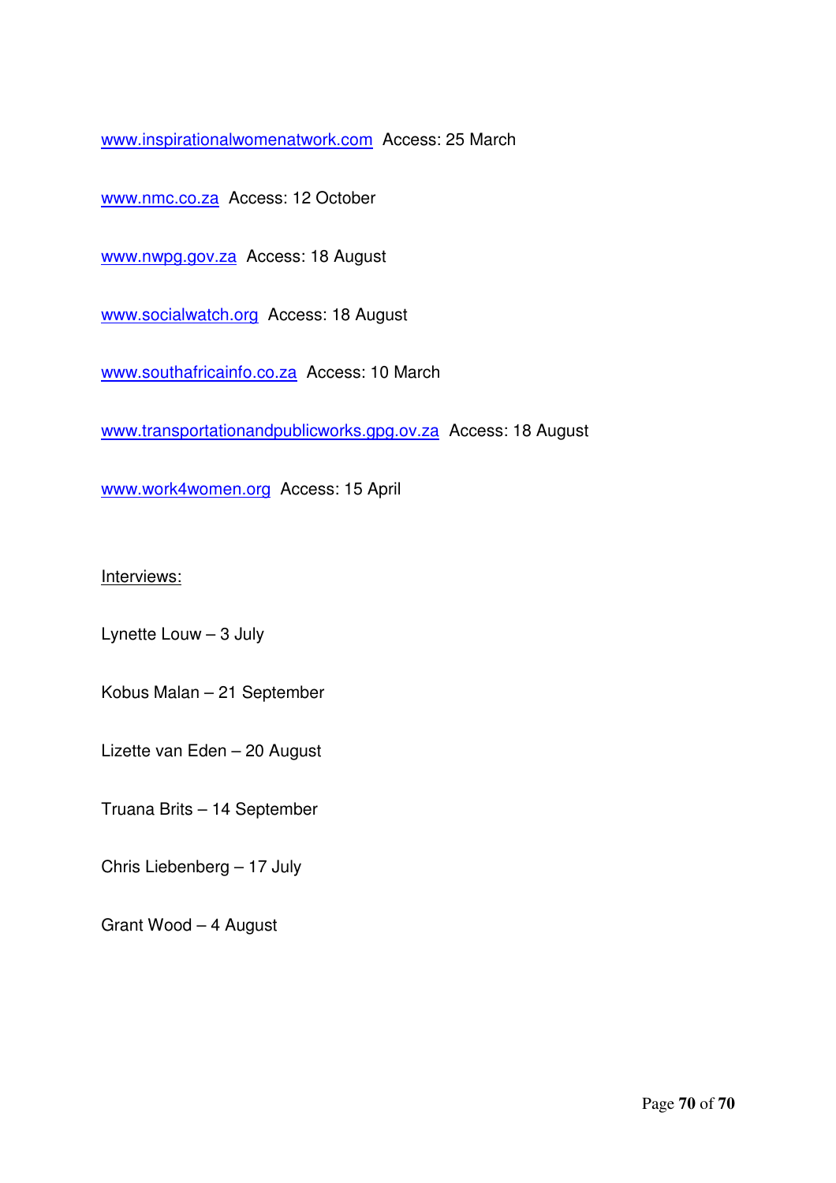www.inspirationalwomenatwork.com Access: 25 March

www.nmc.co.za Access: 12 October

www.nwpg.gov.za Access: 18 August

www.socialwatch.org Access: 18 August

www.southafricainfo.co.za Access: 10 March

www.transportationandpublicworks.gpg.ov.za Access: 18 August

www.work4women.org Access: 15 April

Interviews:

Lynette Louw – 3 July

Kobus Malan – 21 September

Lizette van Eden – 20 August

Truana Brits – 14 September

Chris Liebenberg – 17 July

Grant Wood – 4 August